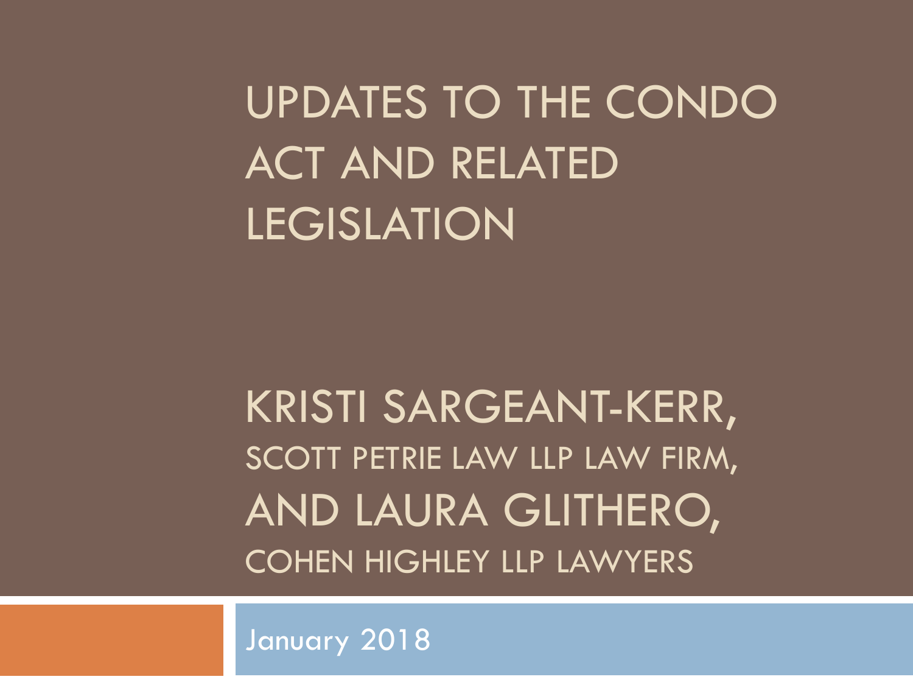# UPDATES TO THE CONDO ACT AND RELATED LEGISLATION

KRISTI SARGEANT-KERR,
SCOTT PETRIE LAW LLP LAW FIRM,
AND LAURA GLITHERO,
COHEN HIGHLEY LLP LAWYERS

January 2018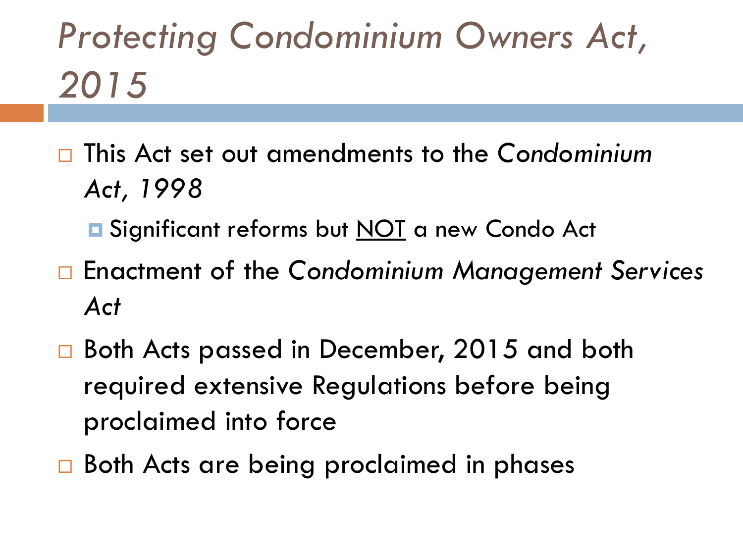# *Protecting Condominium Owners Act, 2015*

- This Act set out amendments to the *Condominium Act, 1998*
  - Significant reforms but <u>NOT</u> a new Condo Act
- Enactment of the *Condominium Management Services Act*
- Both Acts passed in December, 2015 and both required extensive Regulations before being proclaimed into force
- Both Acts are being proclaimed in phases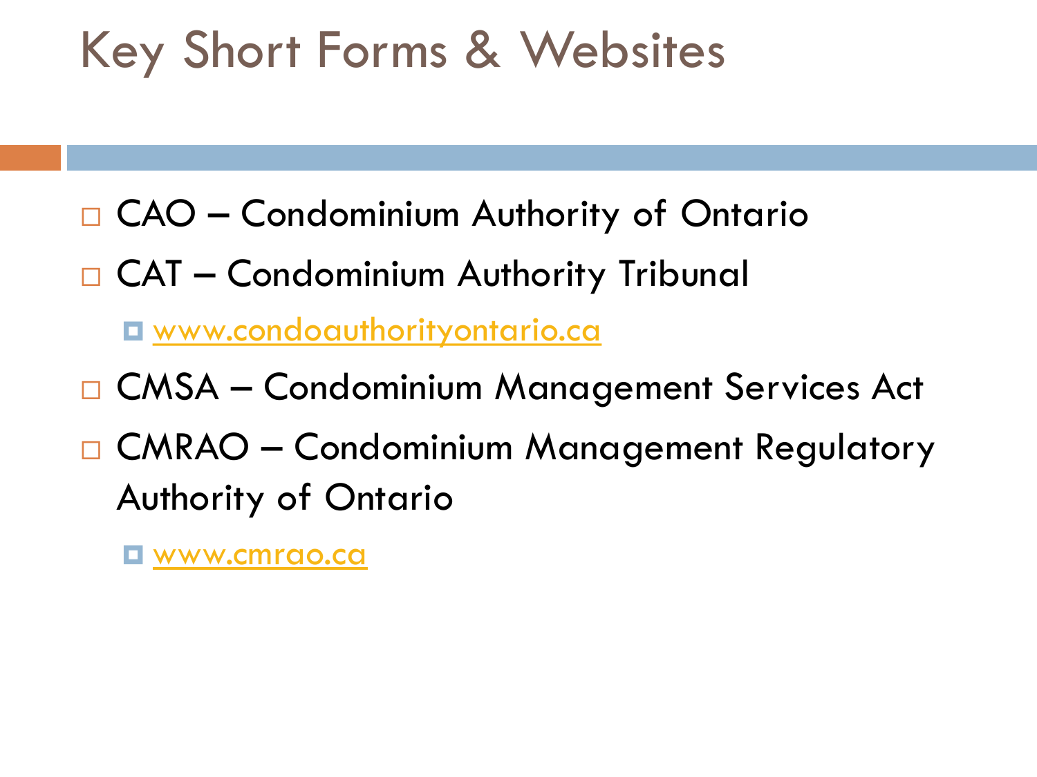# Key Short Forms & Websites

- CAO – Condominium Authority of Ontario
- CAT – Condominium Authority Tribunal
  - [www.condoauthorityontario.ca](http://www.condoauthorityontario.ca)
- CMSA – Condominium Management Services Act
- CMRAO – Condominium Management Regulatory Authority of Ontario
  - [www.cmrao.ca](http://www.cmrao.ca)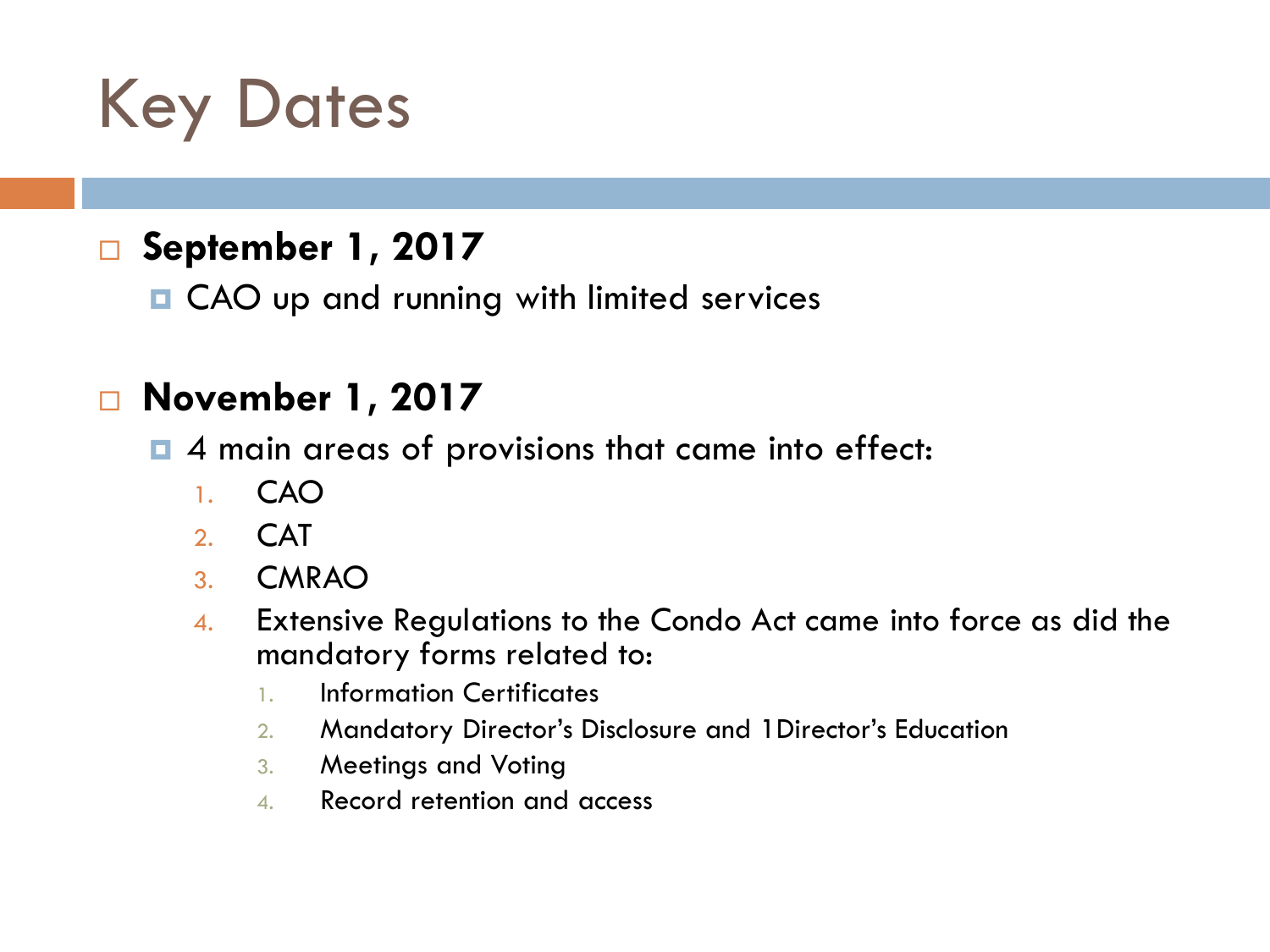# Key Dates

- **September 1, 2017**
  - CAO up and running with limited services

- **November 1, 2017**
  - 4 main areas of provisions that came into effect:
    1. CAO
    2. CAT
    3. CMRAO
    4. Extensive Regulations to the Condo Act came into force as did the mandatory forms related to:
       1. Information Certificates
       2. Mandatory Director's Disclosure and 1Director's Education
       3. Meetings and Voting
       4. Record retention and access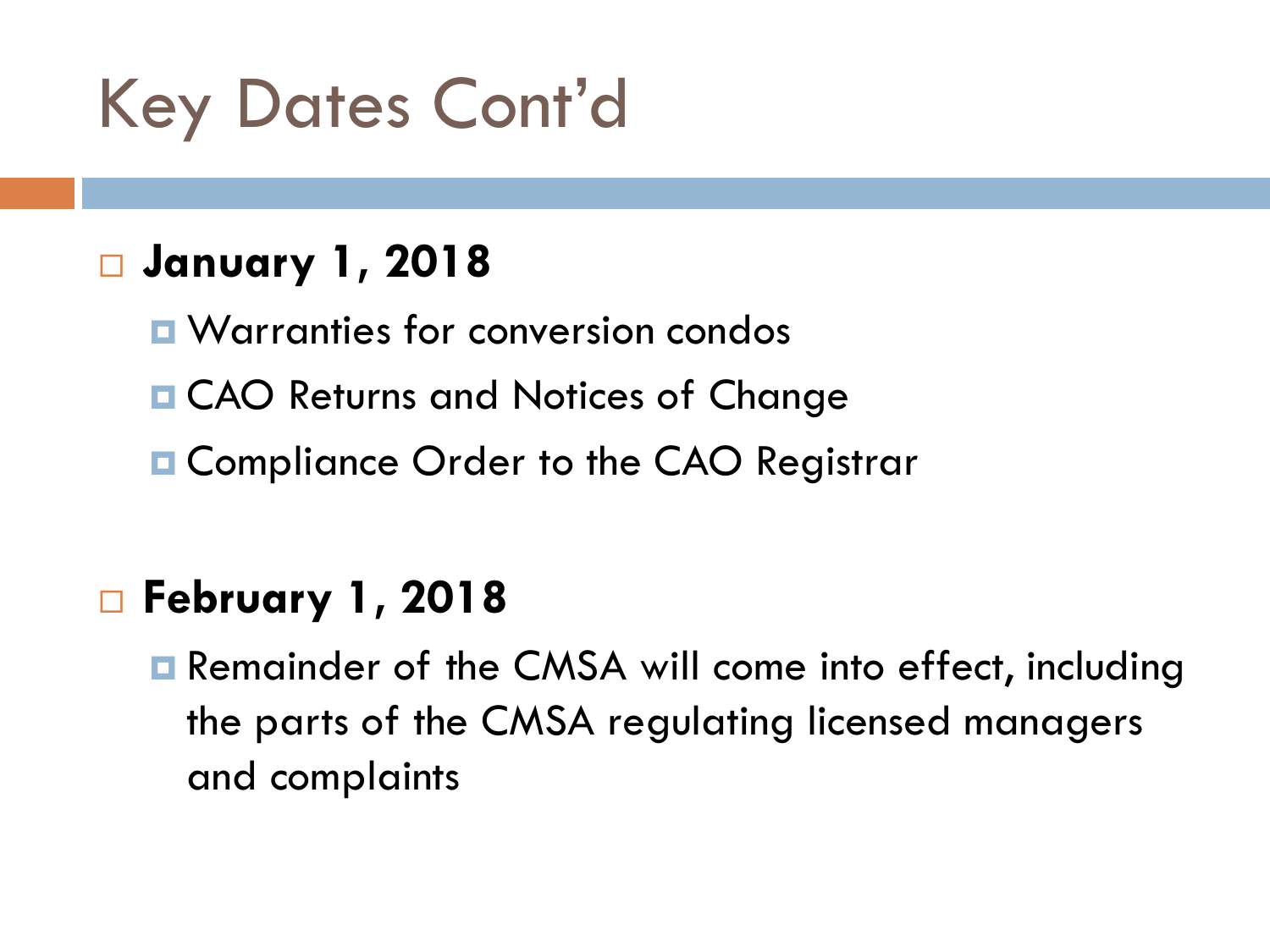# Key Dates Cont'd

- **January 1, 2018**
  - Warranties for conversion condos
  - CAO Returns and Notices of Change
  - Compliance Order to the CAO Registrar

- **February 1, 2018**
  - Remainder of the CMSA will come into effect, including the parts of the CMSA regulating licensed managers and complaints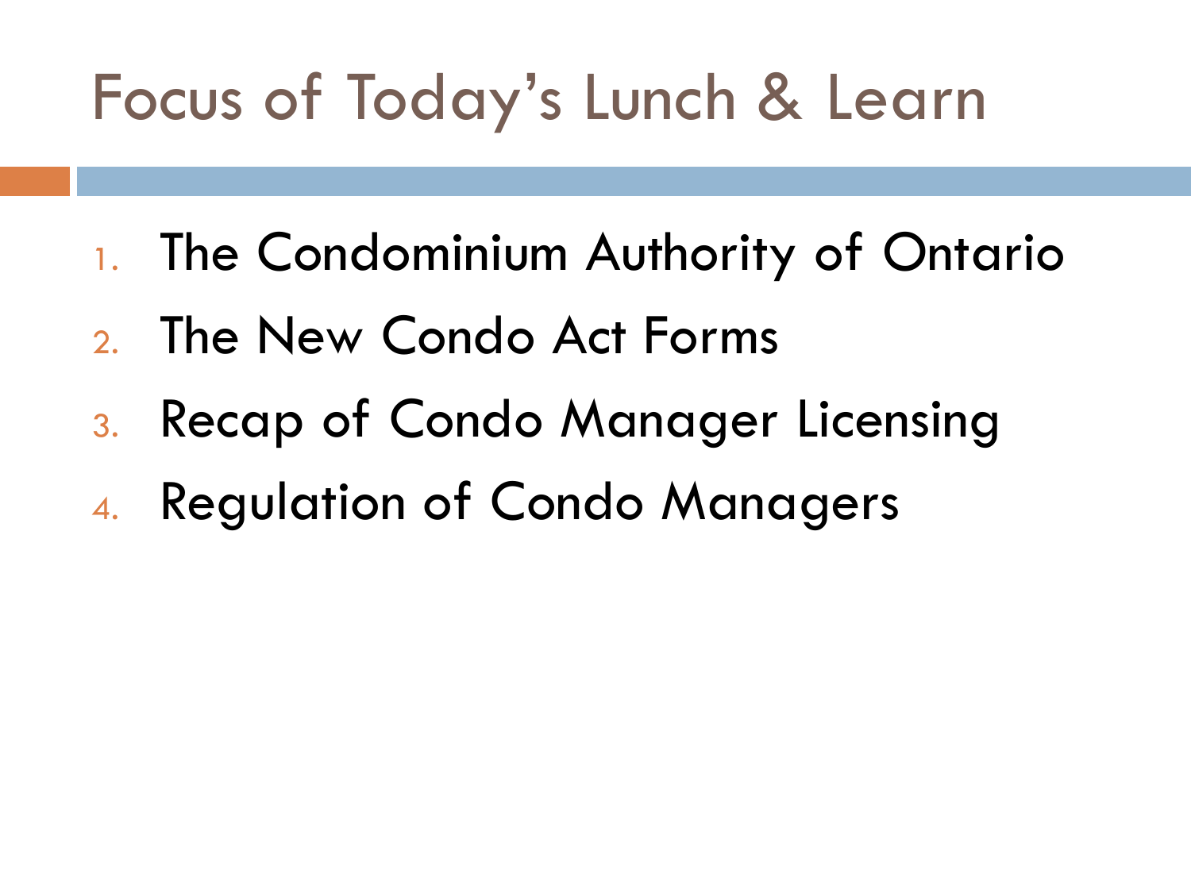# Focus of Today's Lunch & Learn

1. The Condominium Authority of Ontario
2. The New Condo Act Forms
3. Recap of Condo Manager Licensing
4. Regulation of Condo Managers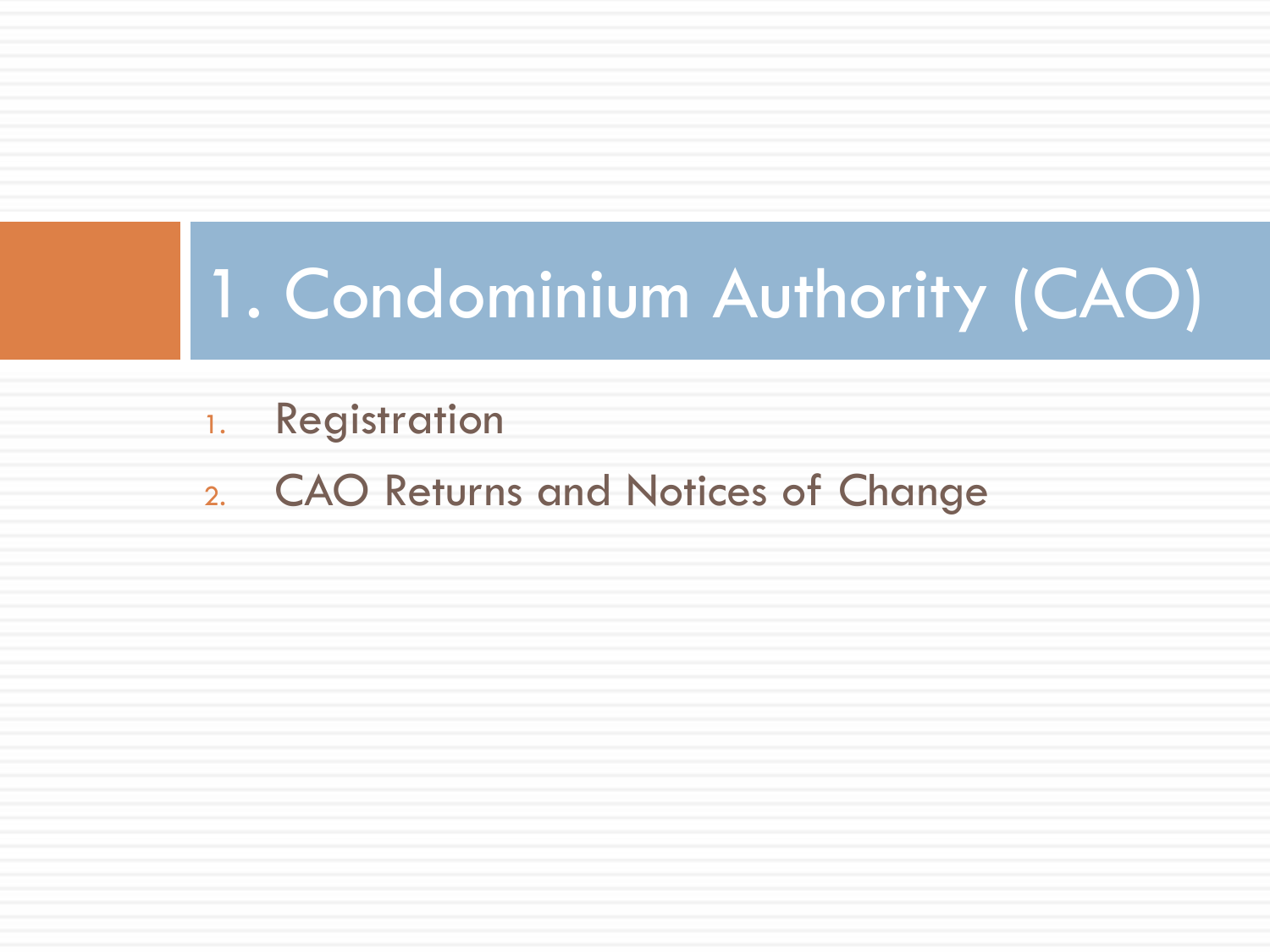# 1. Condominium Authority (CAO)

1. Registration
2. CAO Returns and Notices of Change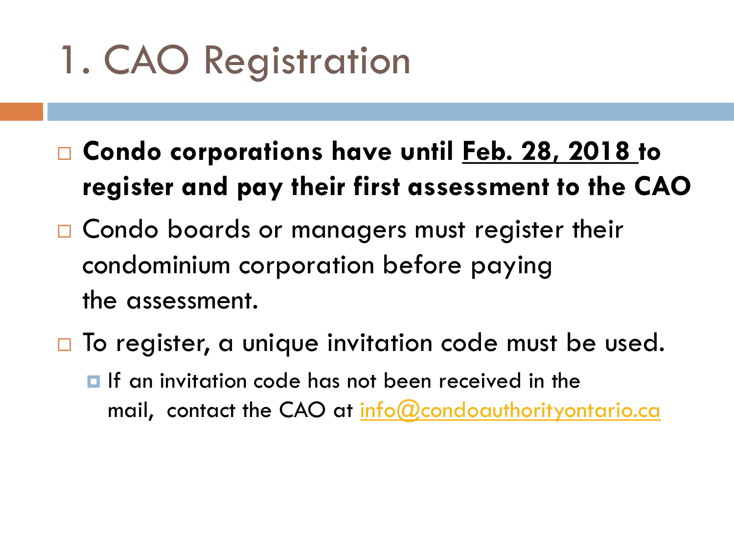# 1. CAO Registration

- **Condo corporations have until <u>Feb. 28, 2018</u> to register and pay their first assessment to the CAO**
- Condo boards or managers must register their condominium corporation before paying the assessment.
- To register, a unique invitation code must be used.
  - If an invitation code has not been received in the mail, contact the CAO at info@condoauthorityontario.ca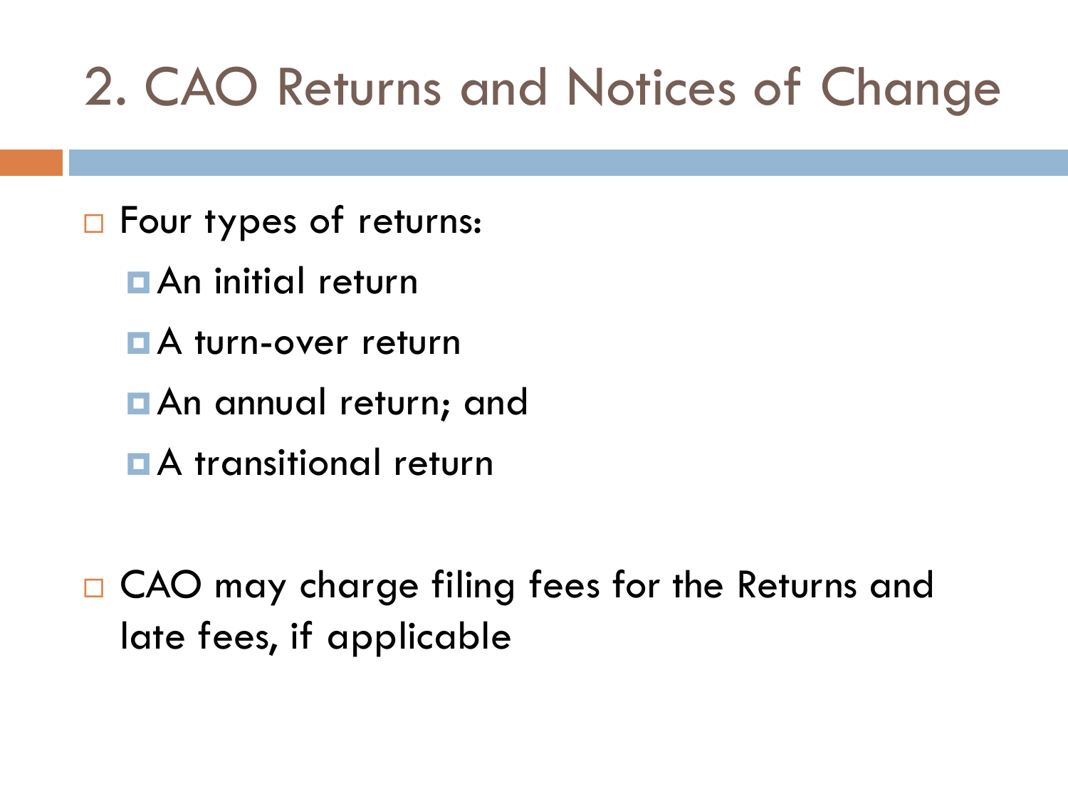# 2. CAO Returns and Notices of Change

- Four types of returns:
  - An initial return
  - A turn-over return
  - An annual return; and
  - A transitional return

- CAO may charge filing fees for the Returns and late fees, if applicable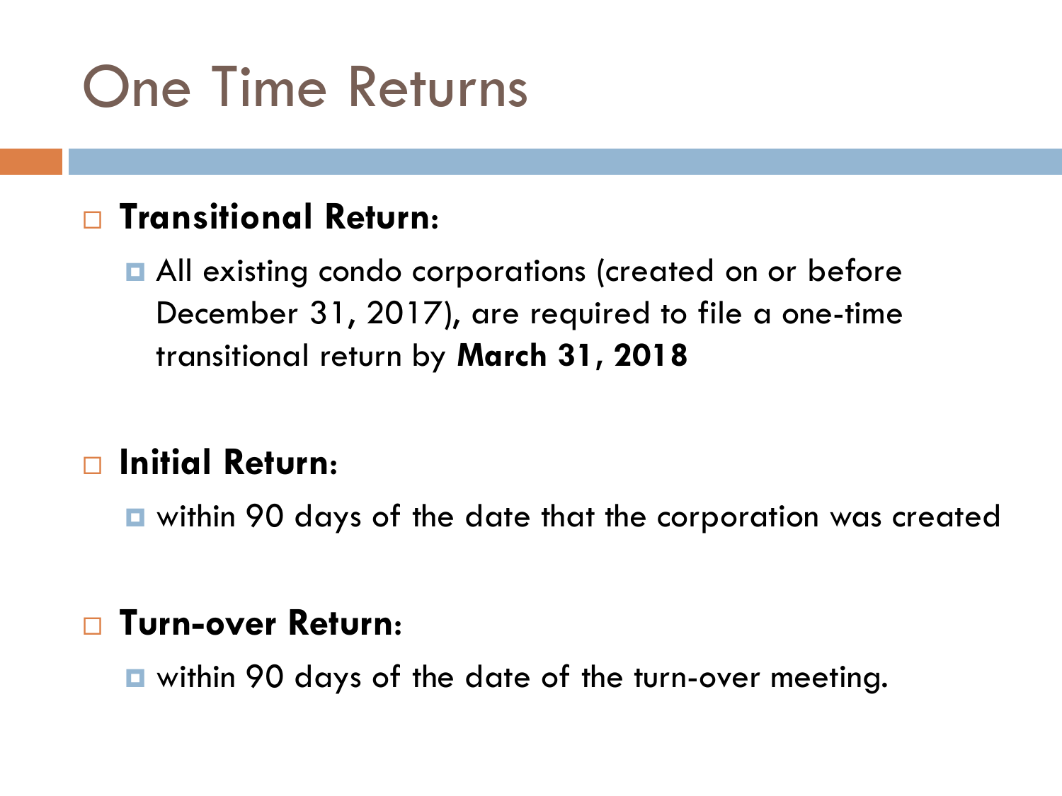# One Time Returns

- **Transitional Return:**
  - All existing condo corporations (created on or before December 31, 2017), are required to file a one-time transitional return by **March 31, 2018**
- **Initial Return:**
  - within 90 days of the date that the corporation was created
- **Turn-over Return:**
  - within 90 days of the date of the turn-over meeting.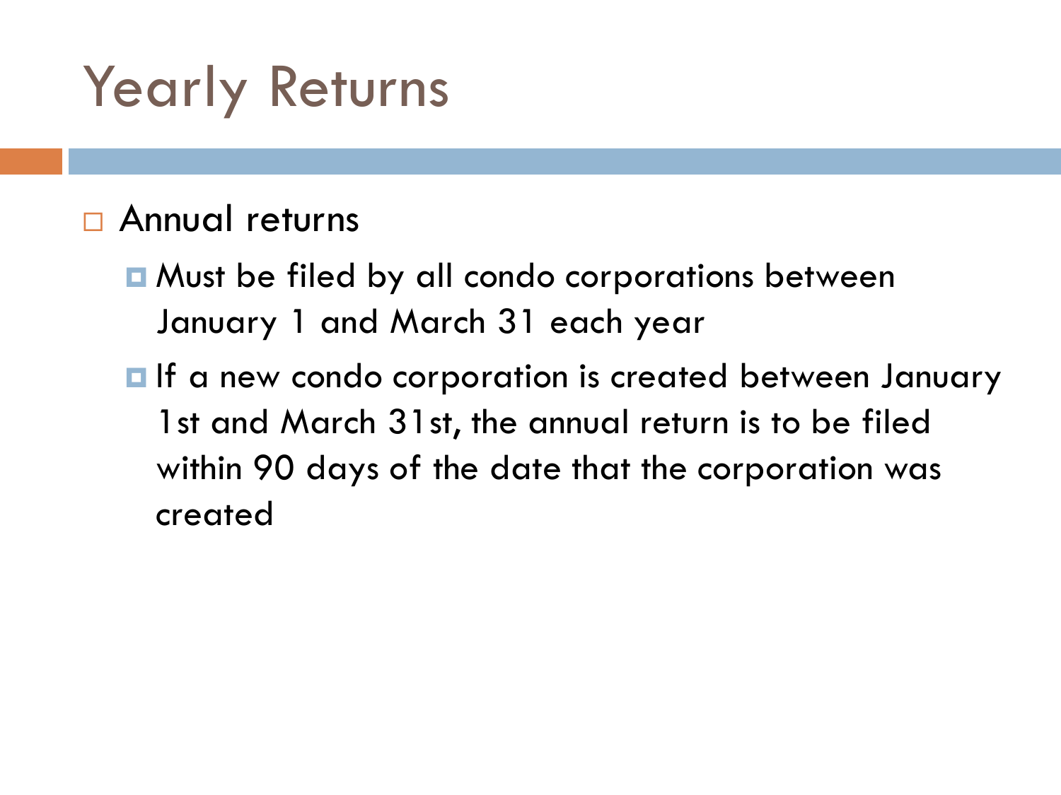# Yearly Returns

- Annual returns
  - Must be filed by all condo corporations between January 1 and March 31 each year
  - If a new condo corporation is created between January 1st and March 31st, the annual return is to be filed within 90 days of the date that the corporation was created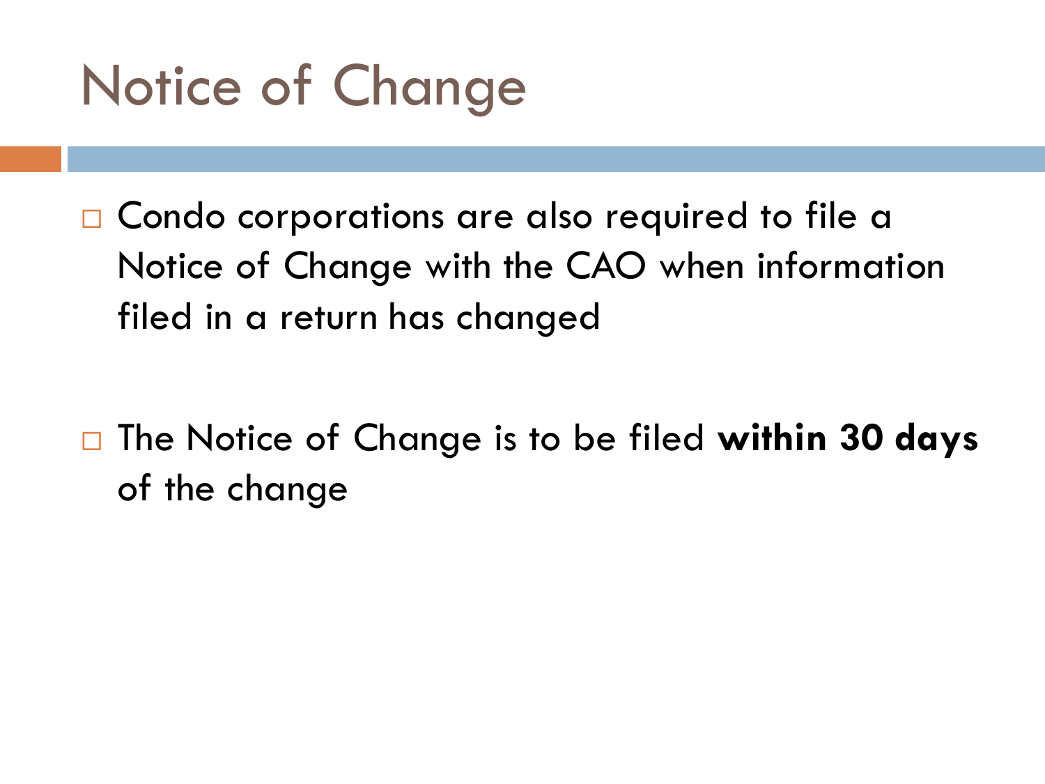# Notice of Change

- Condo corporations are also required to file a Notice of Change with the CAO when information filed in a return has changed

- The Notice of Change is to be filed **within 30 days** of the change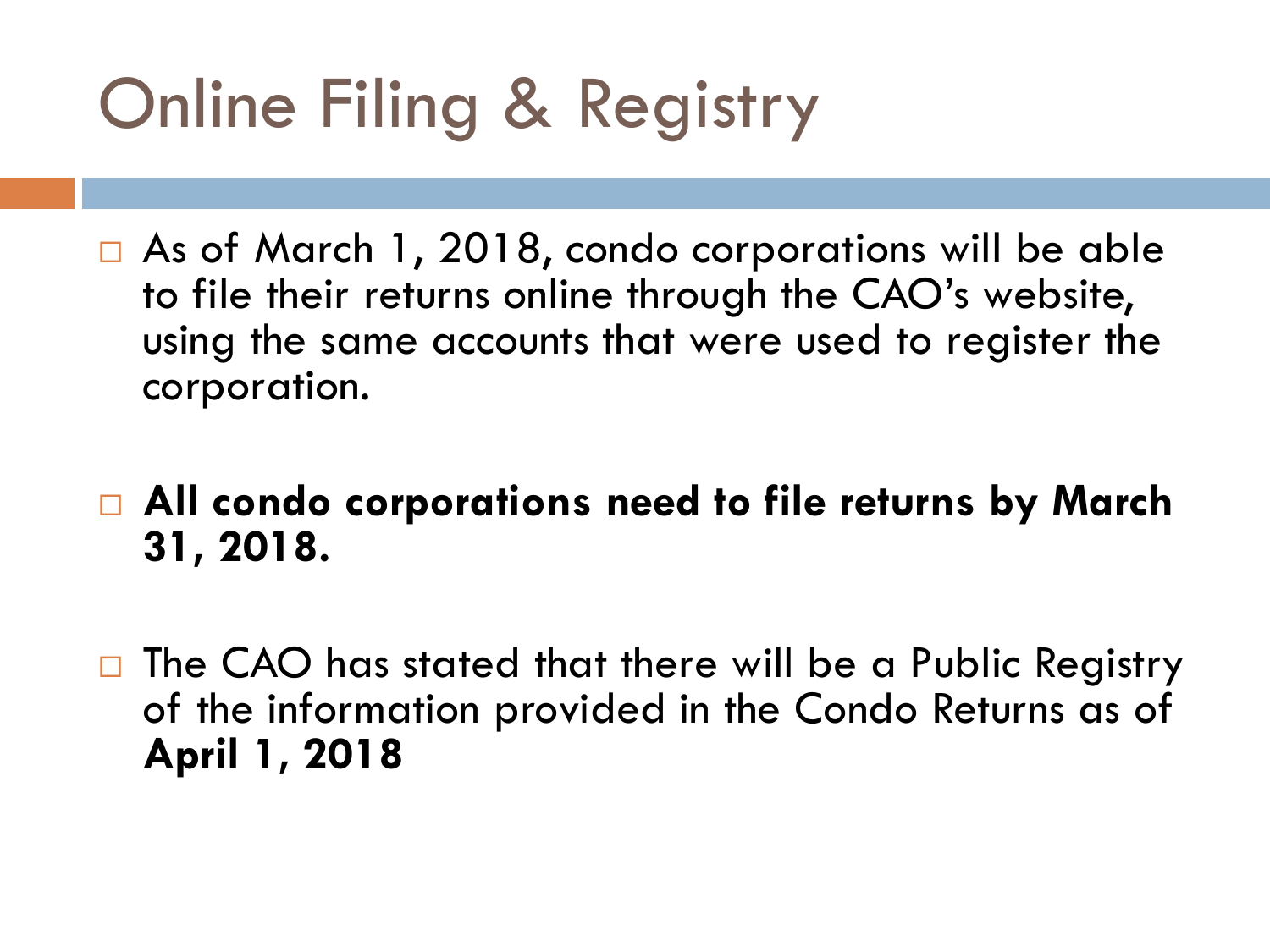# Online Filing & Registry

- As of March 1, 2018, condo corporations will be able to file their returns online through the CAO's website, using the same accounts that were used to register the corporation.

- **All condo corporations need to file returns by March 31, 2018.**

- The CAO has stated that there will be a Public Registry of the information provided in the Condo Returns as of **April 1, 2018**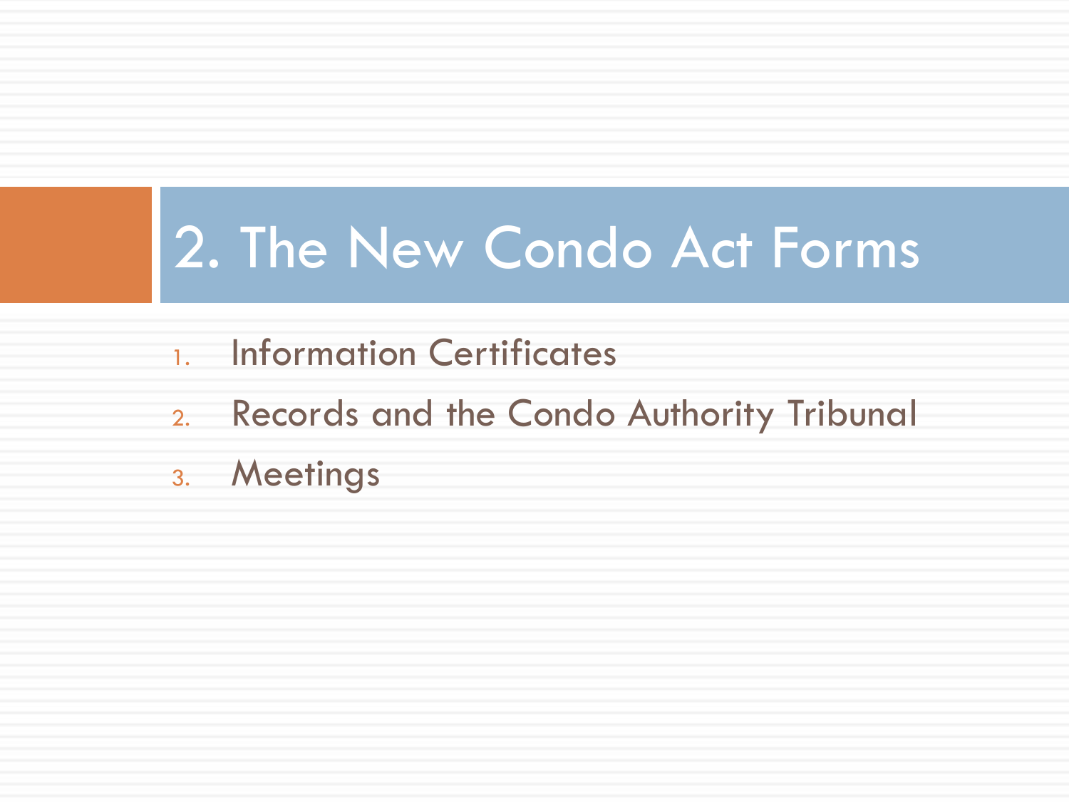# 2. The New Condo Act Forms

1. Information Certificates
2. Records and the Condo Authority Tribunal
3. Meetings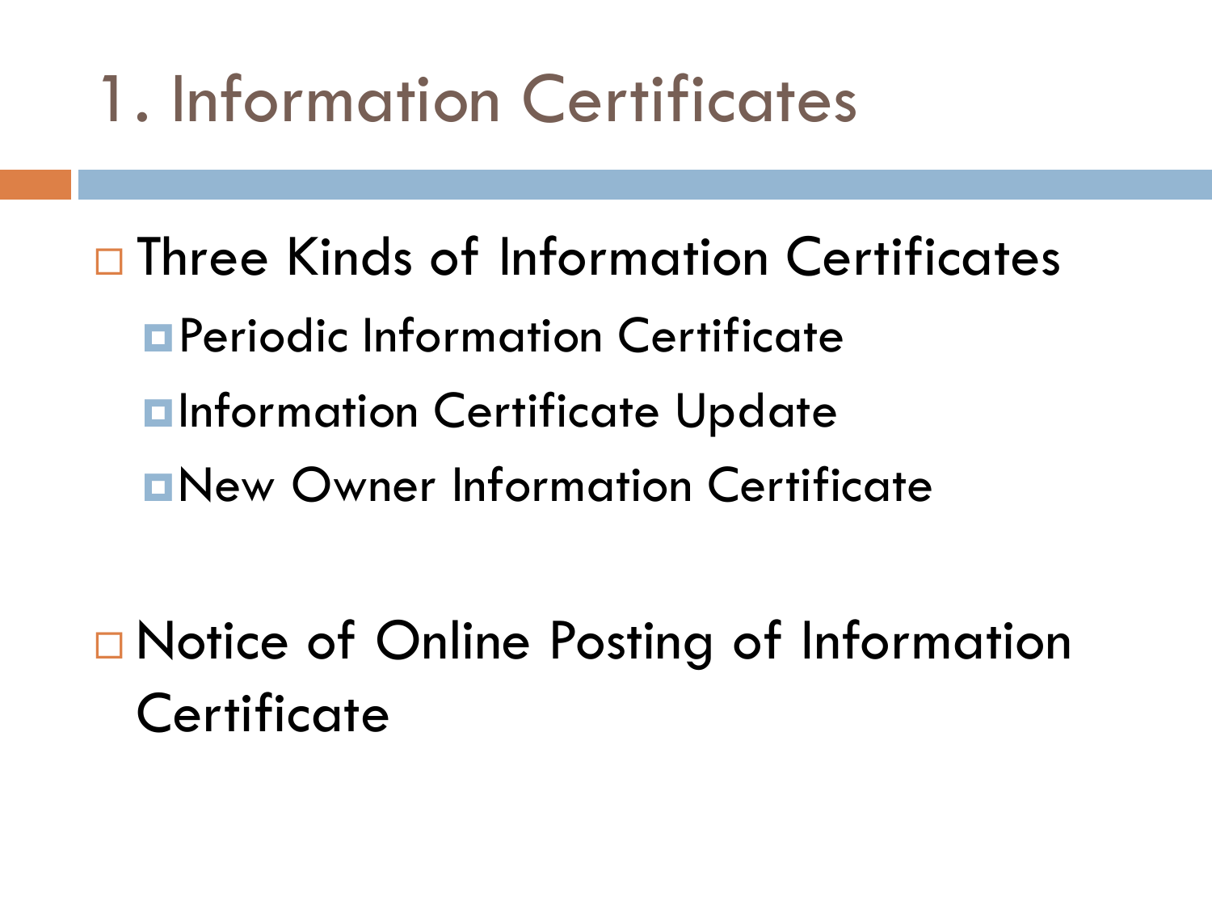# 1. Information Certificates

- Three Kinds of Information Certificates
  - Periodic Information Certificate
  - Information Certificate Update
  - New Owner Information Certificate

- Notice of Online Posting of Information Certificate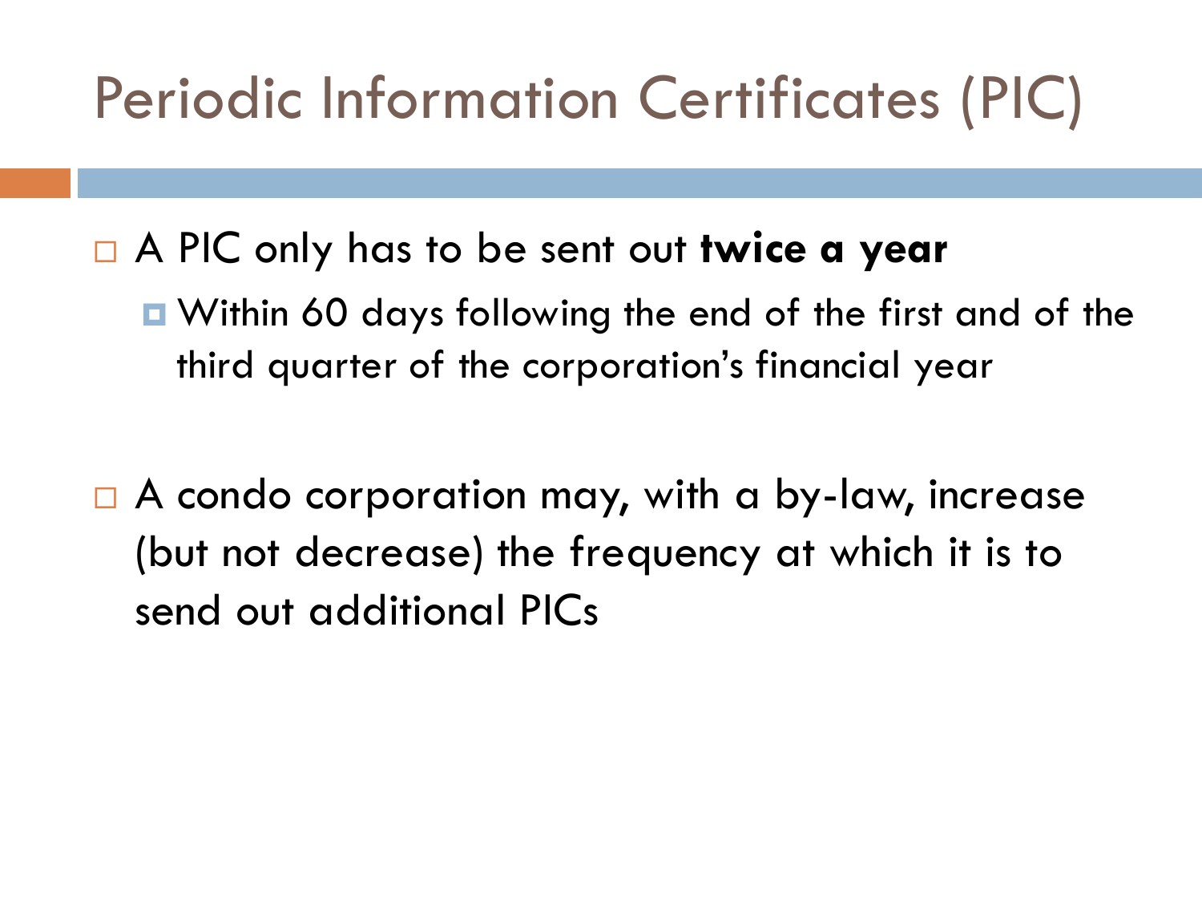# Periodic Information Certificates (PIC)

- A PIC only has to be sent out **twice a year**
  - Within 60 days following the end of the first and of the third quarter of the corporation's financial year

- A condo corporation may, with a by-law, increase (but not decrease) the frequency at which it is to send out additional PICs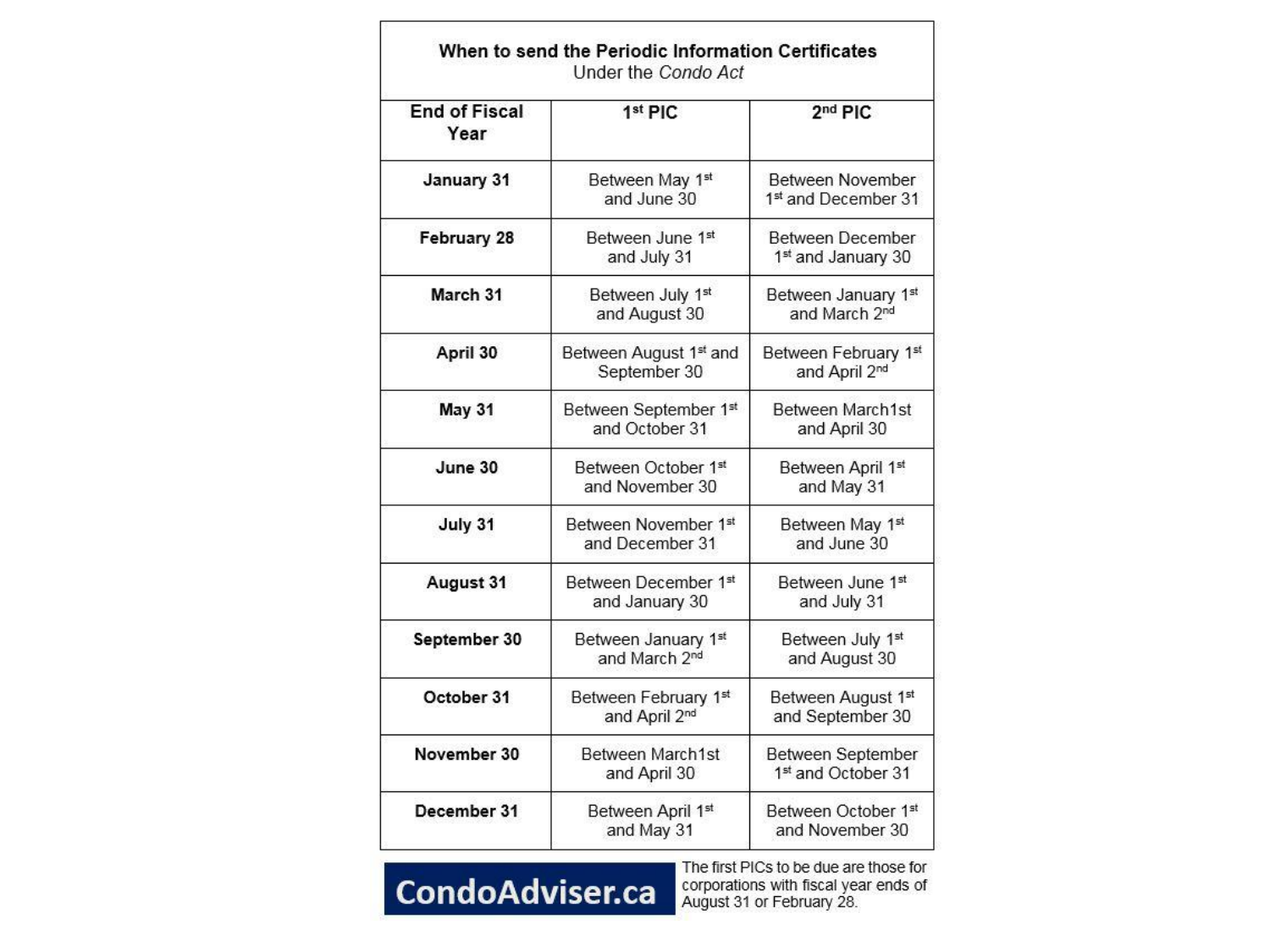| When to send the Periodic Information Certificates Under the *Condo Act* | | |
|---|---|---|
| **End of Fiscal Year** | **1st PIC** | **2nd PIC** |
| **January 31** | Between May 1st and June 30 | Between November 1st and December 31 |
| **February 28** | Between June 1st and July 31 | Between December 1st and January 30 |
| **March 31** | Between July 1st and August 30 | Between January 1st and March 2nd |
| **April 30** | Between August 1st and September 30 | Between February 1st and April 2nd |
| **May 31** | Between September 1st and October 31 | Between March1st and April 30 |
| **June 30** | Between October 1st and November 30 | Between April 1st and May 31 |
| **July 31** | Between November 1st and December 31 | Between May 1st and June 30 |
| **August 31** | Between December 1st and January 30 | Between June 1st and July 31 |
| **September 30** | Between January 1st and March 2nd | Between July 1st and August 30 |
| **October 31** | Between February 1st and April 2nd | Between August 1st and September 30 |
| **November 30** | Between March1st and April 30 | Between September 1st and October 31 |
| **December 31** | Between April 1st and May 31 | Between October 1st and November 30 |

**CondoAdviser.ca**

The first PICs to be due are those for corporations with fiscal year ends of August 31 or February 28.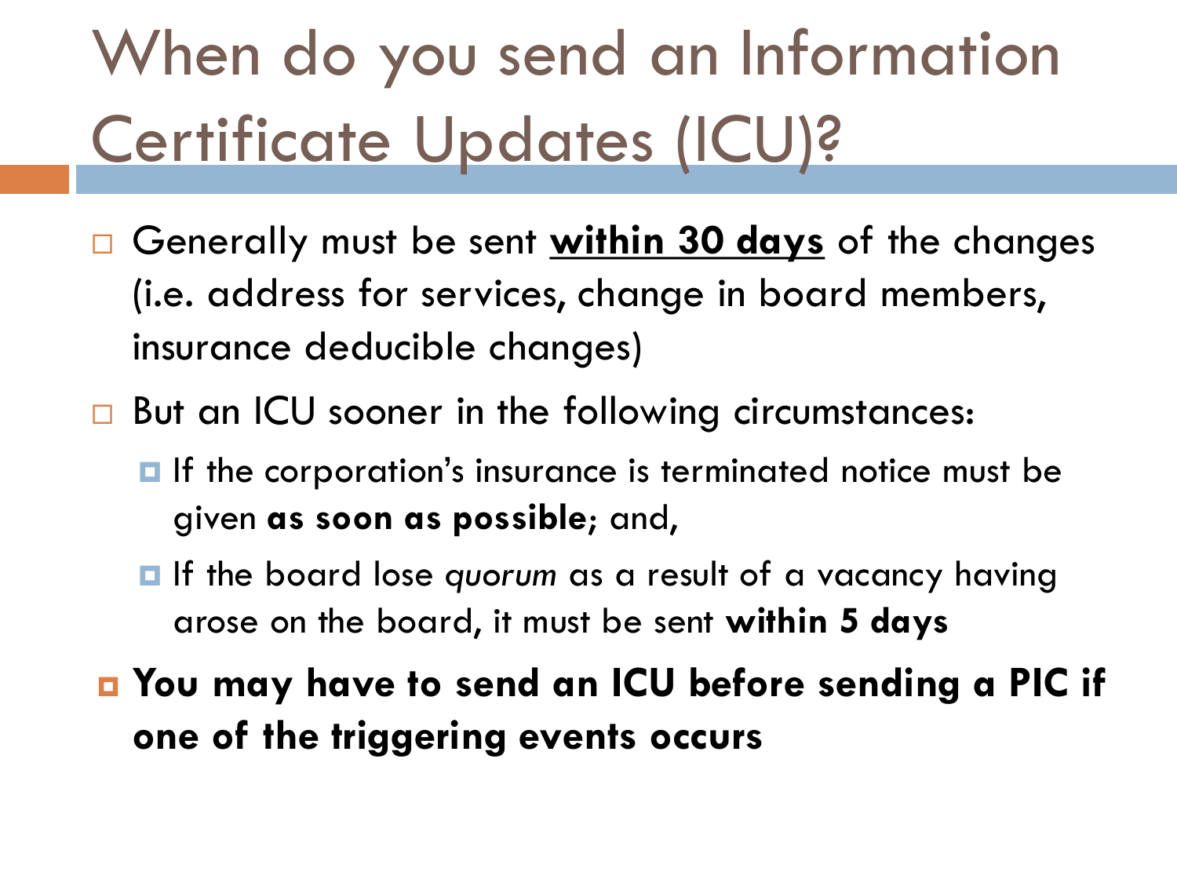# When do you send an Information Certificate Updates (ICU)?

- Generally must be sent <u>**within 30 days**</u> of the changes (i.e. address for services, change in board members, insurance deducible changes)
- But an ICU sooner in the following circumstances:
  - If the corporation's insurance is terminated notice must be given **as soon as possible**; and,
  - If the board lose *quorum* as a result of a vacancy having arose on the board, it must be sent **within 5 days**
- **You may have to send an ICU before sending a PIC if one of the triggering events occurs**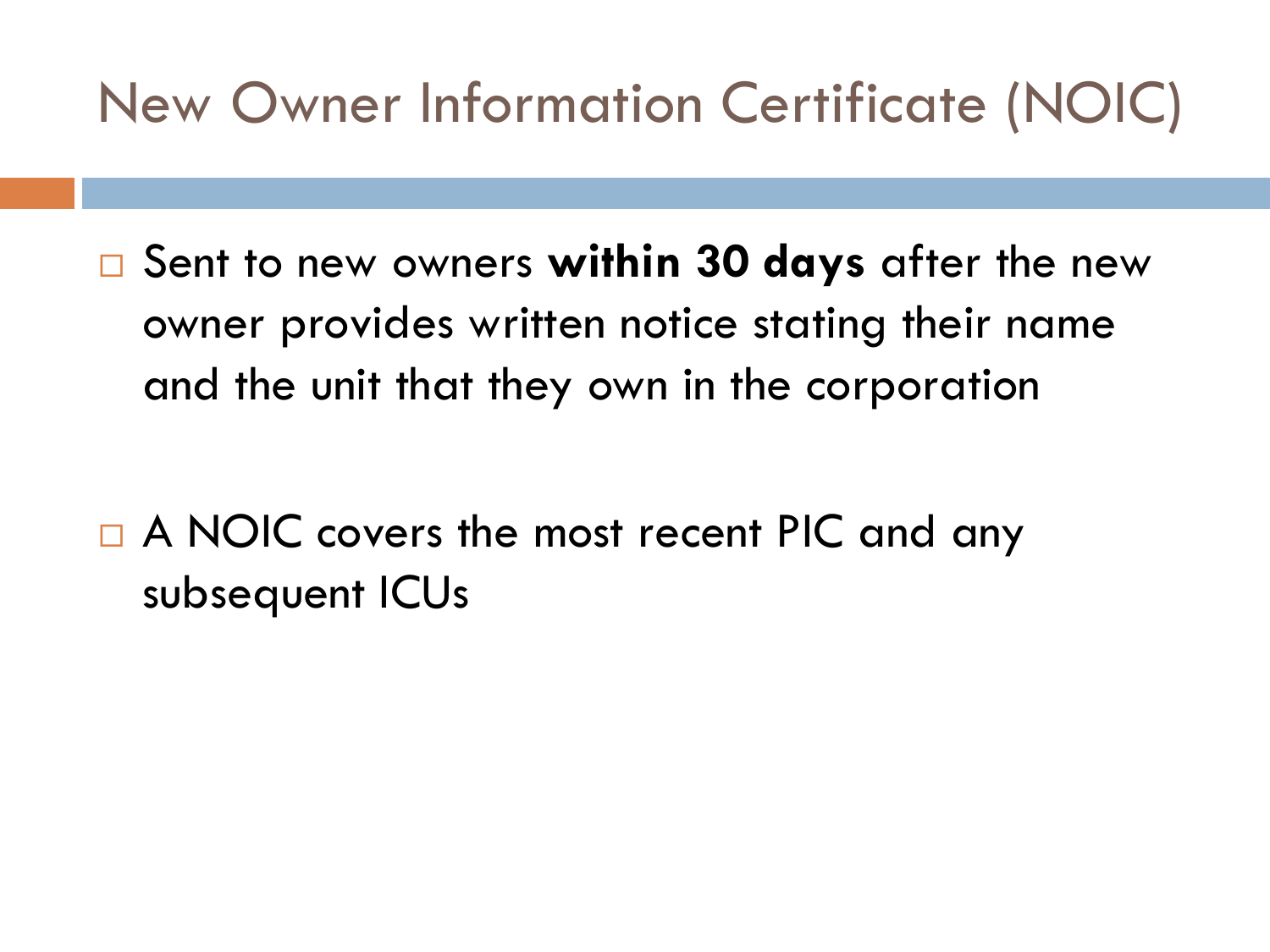# New Owner Information Certificate (NOIC)

- Sent to new owners **within 30 days** after the new owner provides written notice stating their name and the unit that they own in the corporation

- A NOIC covers the most recent PIC and any subsequent ICUs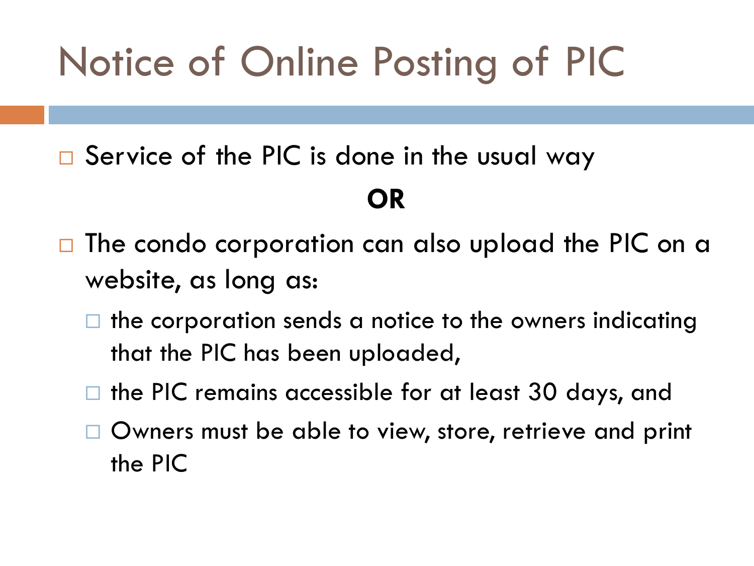# Notice of Online Posting of PIC

- Service of the PIC is done in the usual way

**OR**

- The condo corporation can also upload the PIC on a website, as long as:
  - the corporation sends a notice to the owners indicating that the PIC has been uploaded,
  - the PIC remains accessible for at least 30 days, and
  - Owners must be able to view, store, retrieve and print the PIC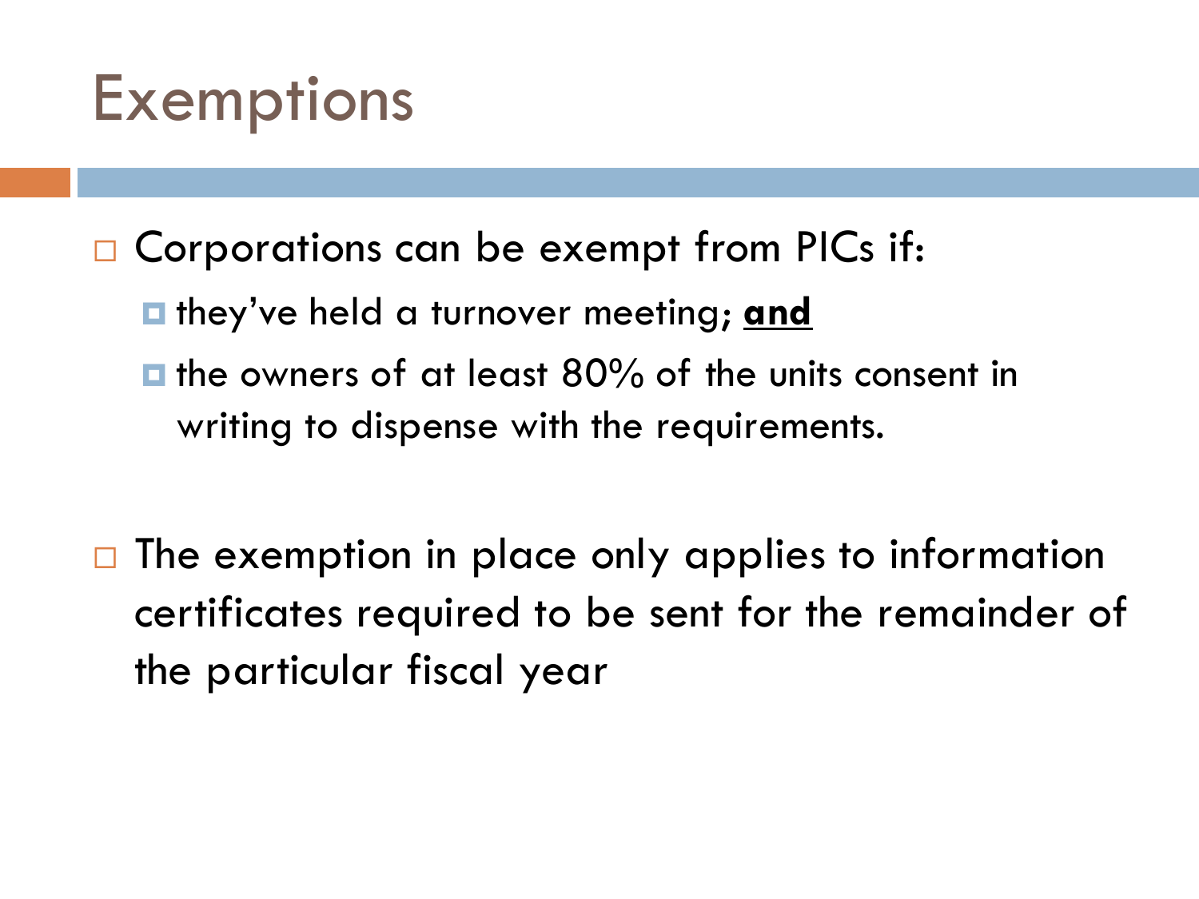# Exemptions

- Corporations can be exempt from PICs if:
  - they've held a turnover meeting; **and**
  - the owners of at least 80% of the units consent in writing to dispense with the requirements.

- The exemption in place only applies to information certificates required to be sent for the remainder of the particular fiscal year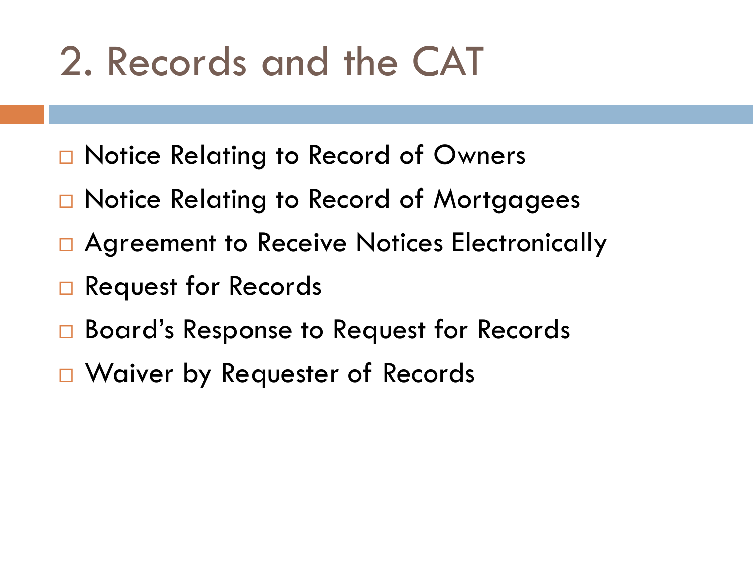# 2. Records and the CAT

- Notice Relating to Record of Owners
- Notice Relating to Record of Mortgagees
- Agreement to Receive Notices Electronically
- Request for Records
- Board's Response to Request for Records
- Waiver by Requester of Records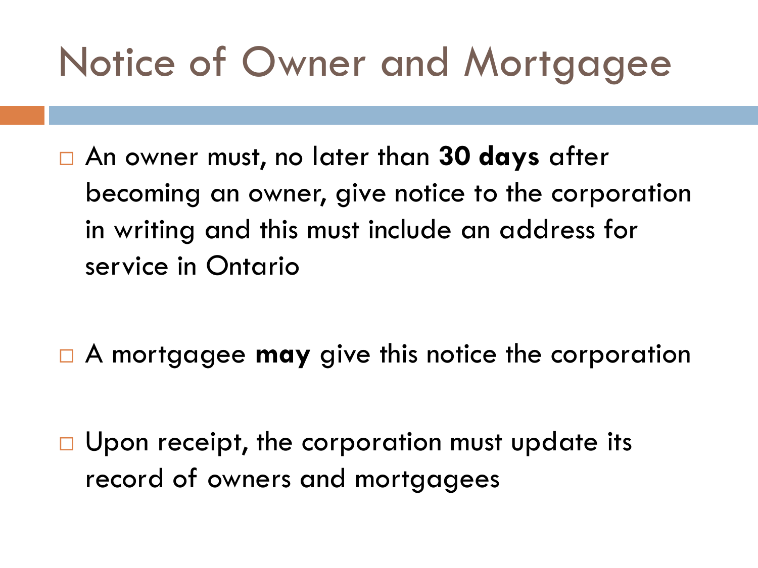# Notice of Owner and Mortgagee

- An owner must, no later than **30 days** after becoming an owner, give notice to the corporation in writing and this must include an address for service in Ontario
- A mortgagee **may** give this notice the corporation
- Upon receipt, the corporation must update its record of owners and mortgagees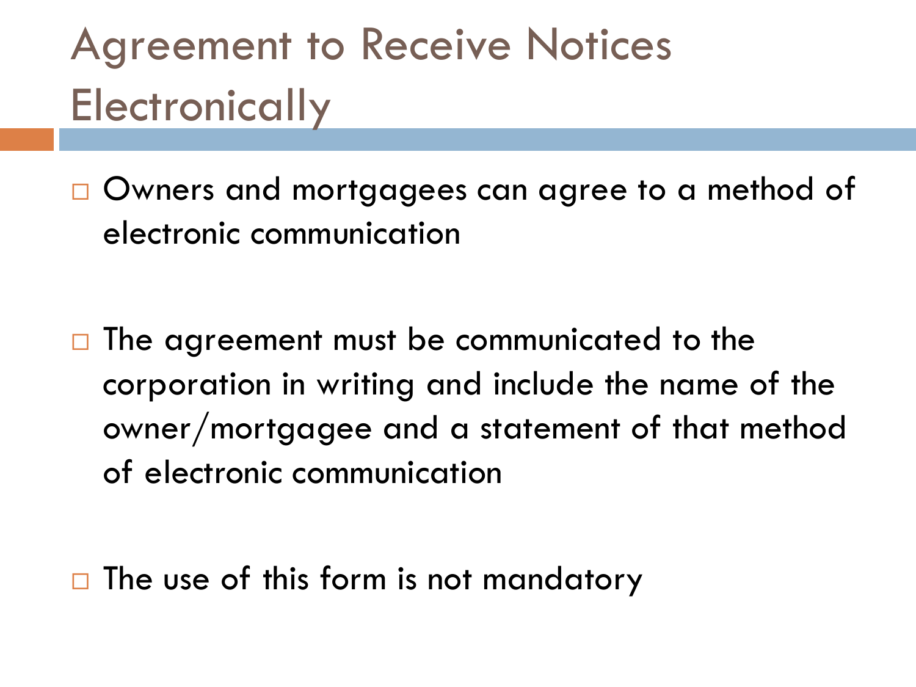# Agreement to Receive Notices Electronically

- Owners and mortgagees can agree to a method of electronic communication

- The agreement must be communicated to the corporation in writing and include the name of the owner/mortgagee and a statement of that method of electronic communication

- The use of this form is not mandatory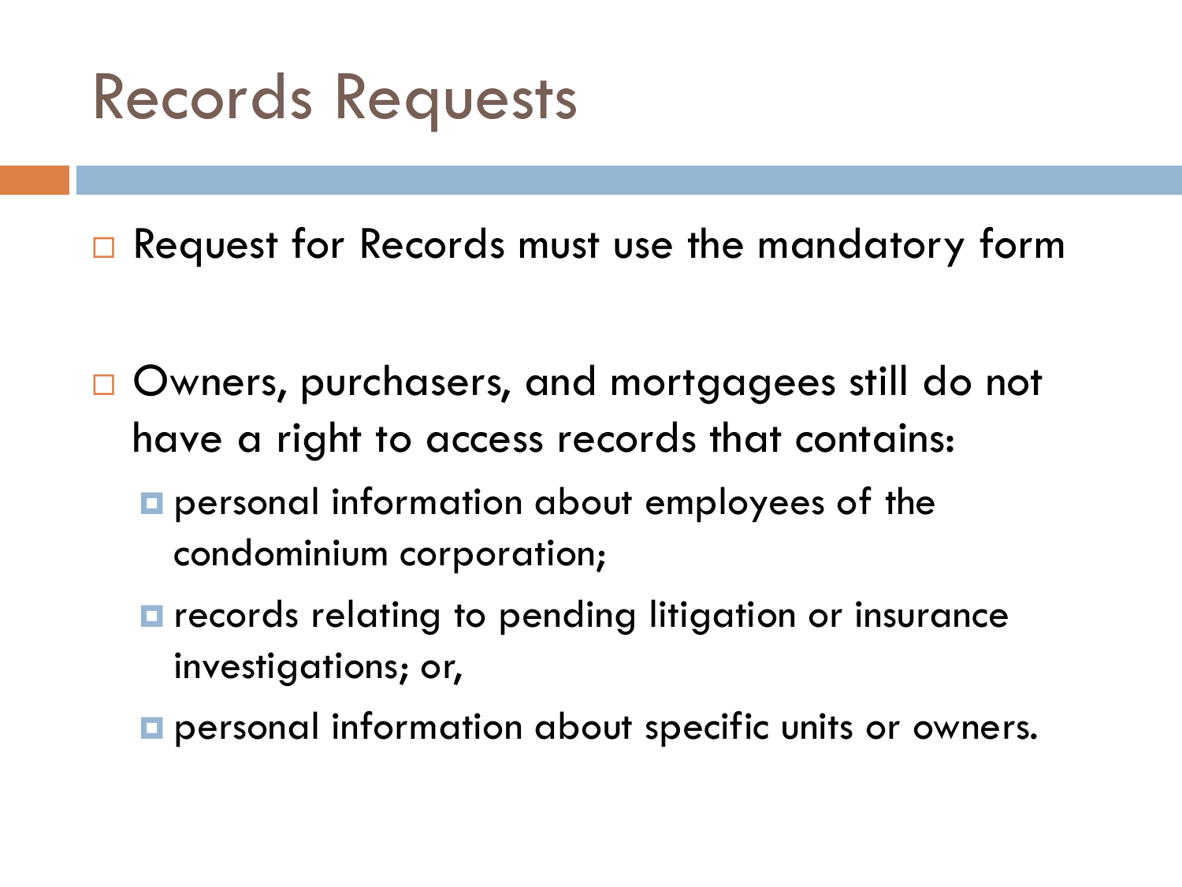# Records Requests

- Request for Records must use the mandatory form

- Owners, purchasers, and mortgagees still do not have a right to access records that contains:
  - personal information about employees of the condominium corporation;
  - records relating to pending litigation or insurance investigations; or,
  - personal information about specific units or owners.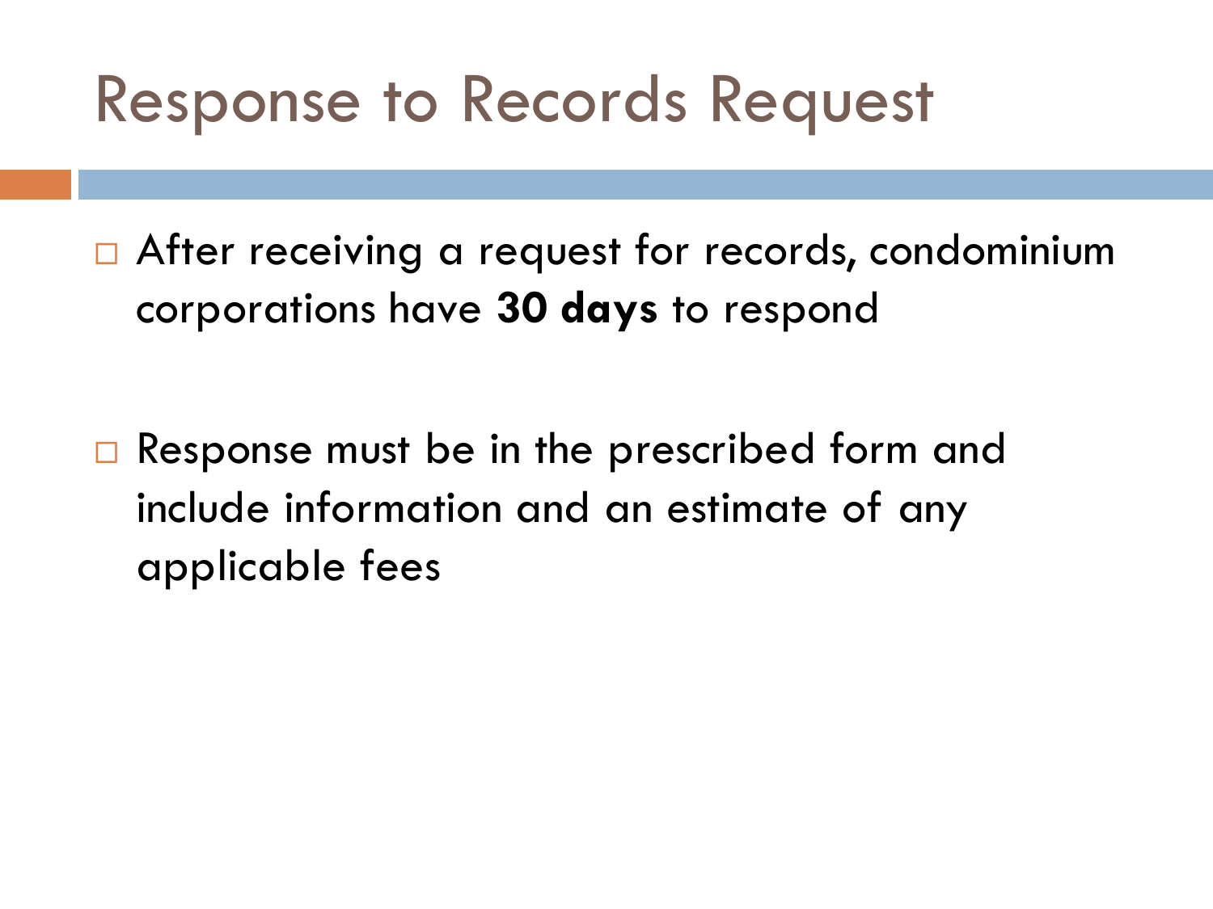# Response to Records Request

- After receiving a request for records, condominium corporations have **30 days** to respond

- Response must be in the prescribed form and include information and an estimate of any applicable fees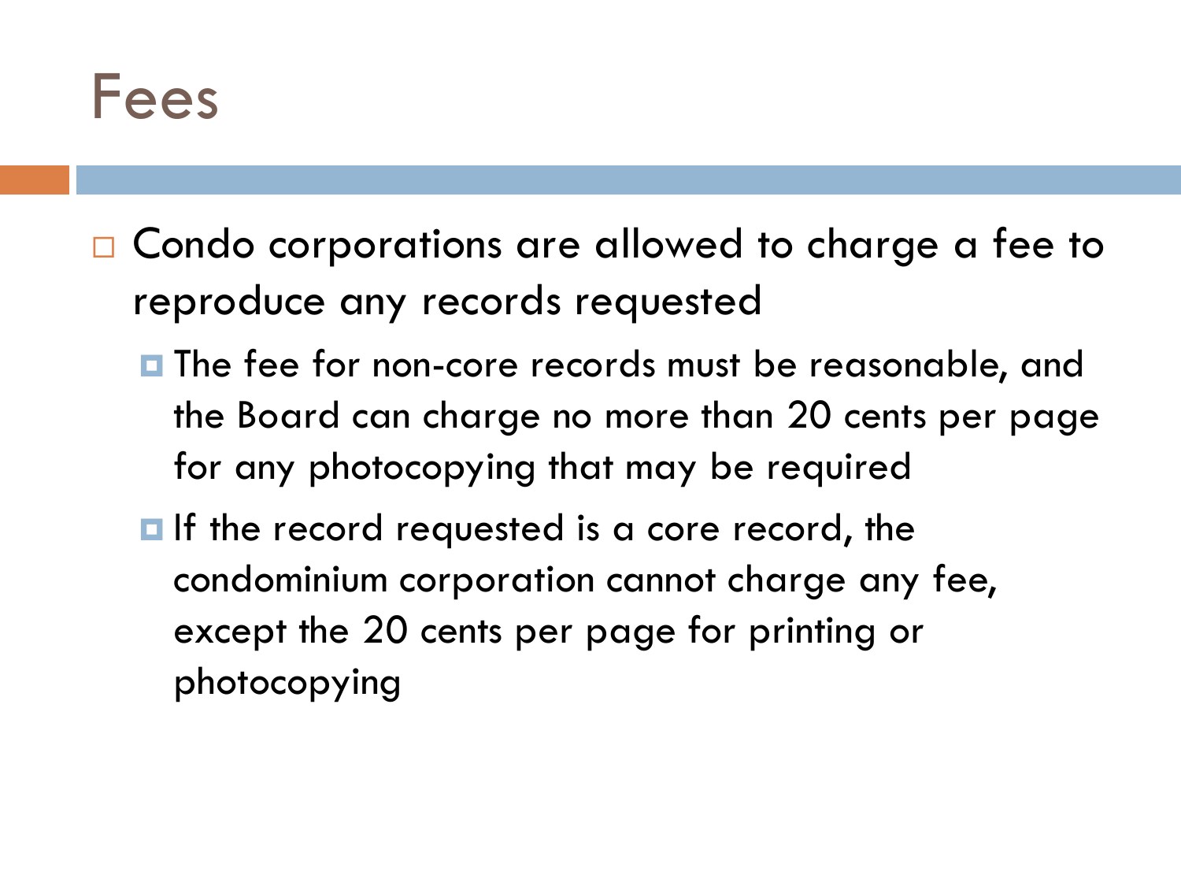# Fees

- Condo corporations are allowed to charge a fee to reproduce any records requested
  - The fee for non-core records must be reasonable, and the Board can charge no more than 20 cents per page for any photocopying that may be required
  - If the record requested is a core record, the condominium corporation cannot charge any fee, except the 20 cents per page for printing or photocopying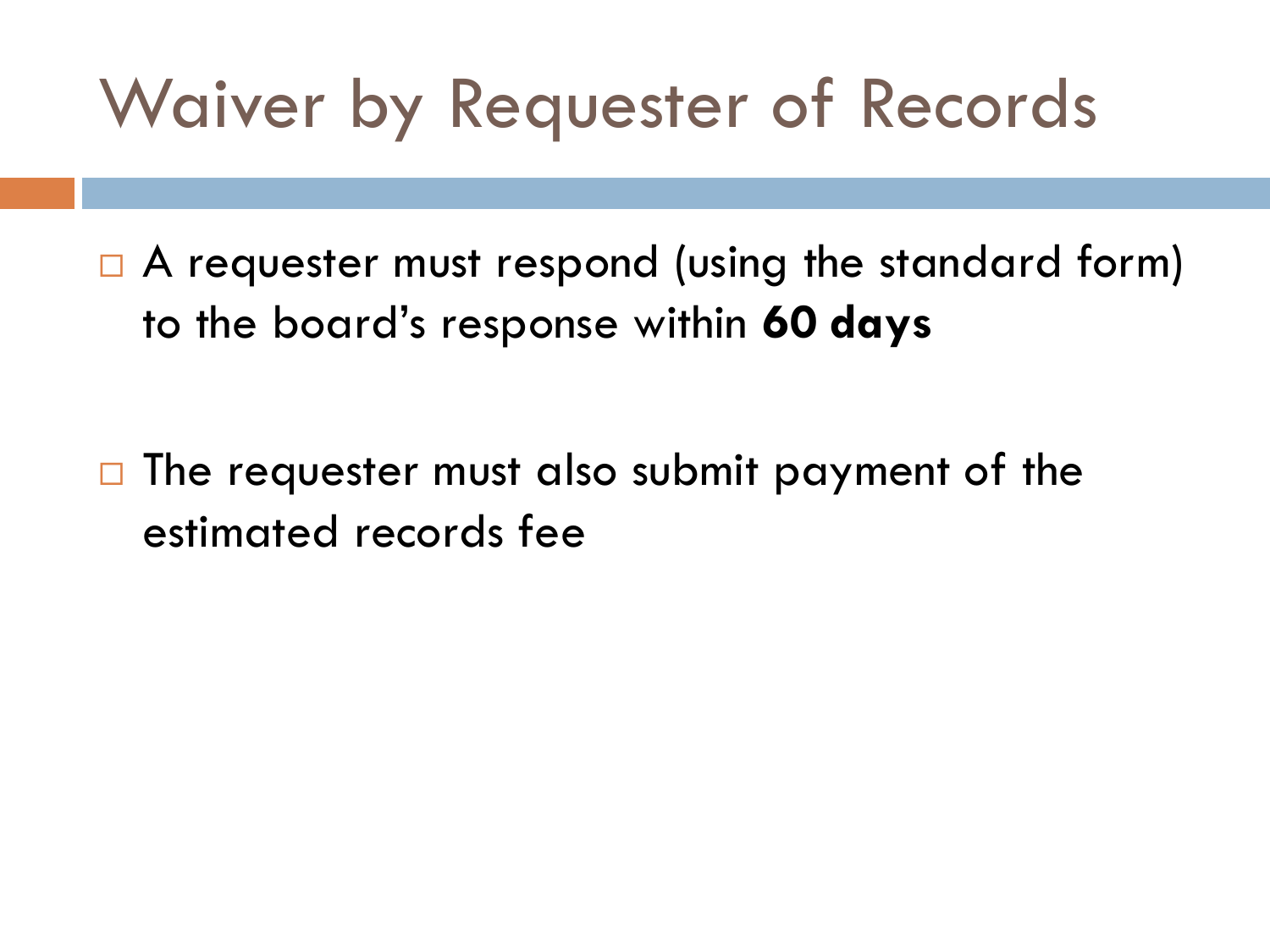# Waiver by Requester of Records

- A requester must respond (using the standard form) to the board's response within **60 days**

- The requester must also submit payment of the estimated records fee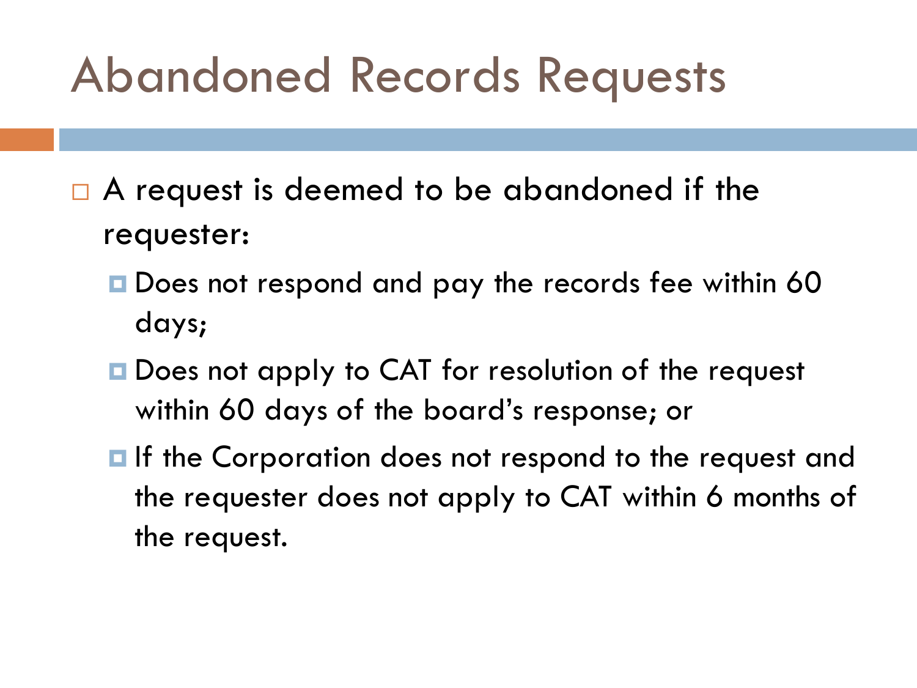# Abandoned Records Requests

- A request is deemed to be abandoned if the requester:
  - Does not respond and pay the records fee within 60 days;
  - Does not apply to CAT for resolution of the request within 60 days of the board's response; or
  - If the Corporation does not respond to the request and the requester does not apply to CAT within 6 months of the request.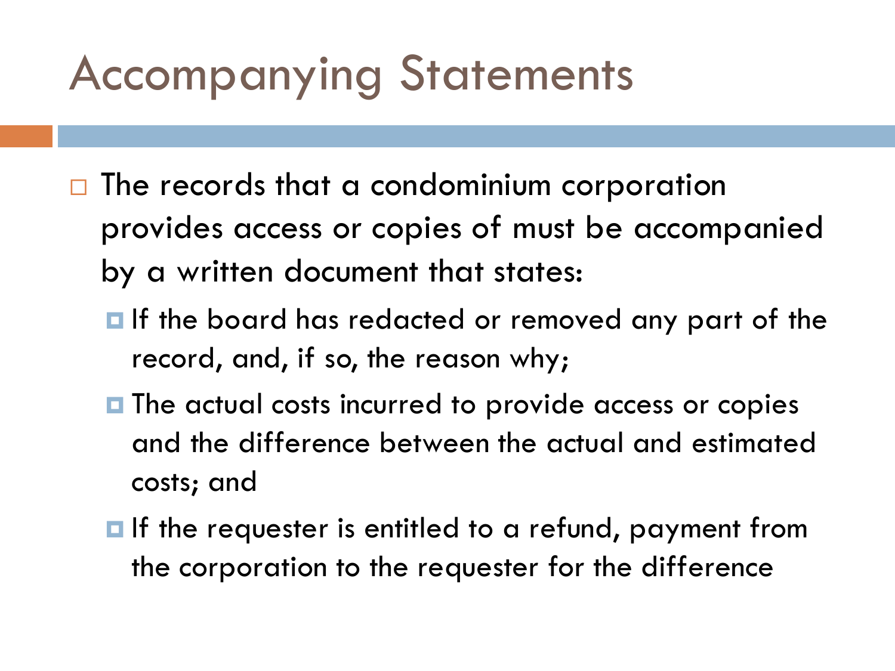# Accompanying Statements

- The records that a condominium corporation provides access or copies of must be accompanied by a written document that states:
  - If the board has redacted or removed any part of the record, and, if so, the reason why;
  - The actual costs incurred to provide access or copies and the difference between the actual and estimated costs; and
  - If the requester is entitled to a refund, payment from the corporation to the requester for the difference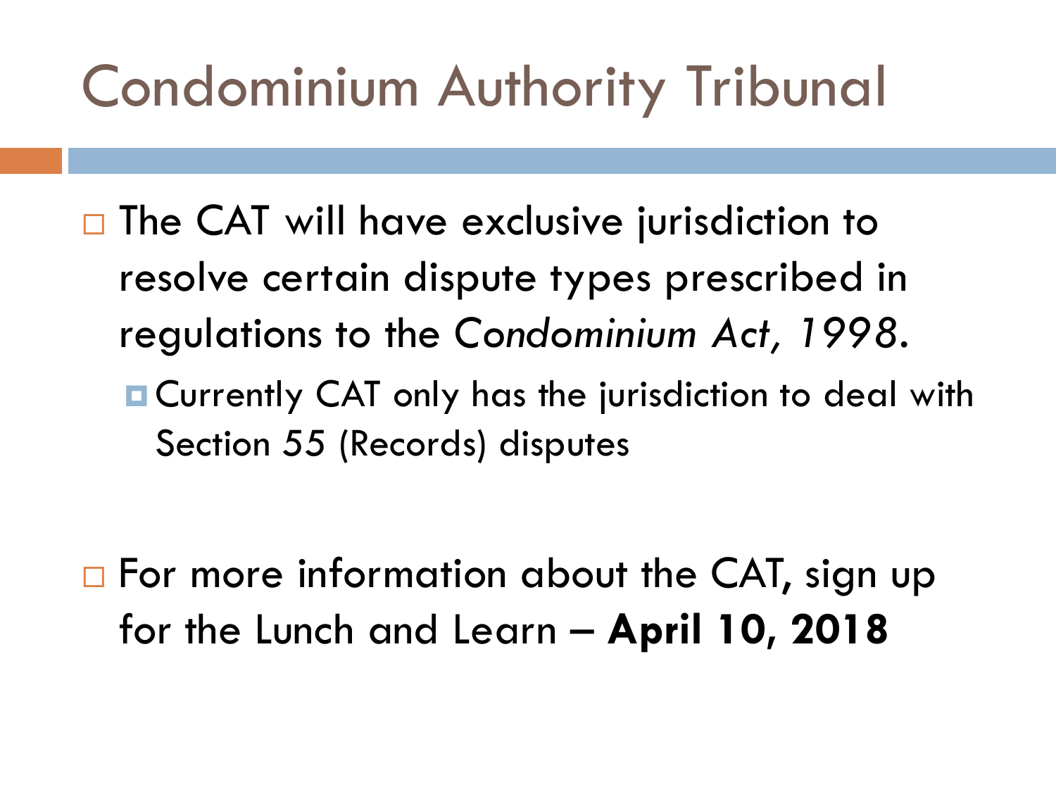# Condominium Authority Tribunal

- The CAT will have exclusive jurisdiction to resolve certain dispute types prescribed in regulations to the *Condominium Act, 1998*.
  - Currently CAT only has the jurisdiction to deal with Section 55 (Records) disputes

- For more information about the CAT, sign up for the Lunch and Learn – **April 10, 2018**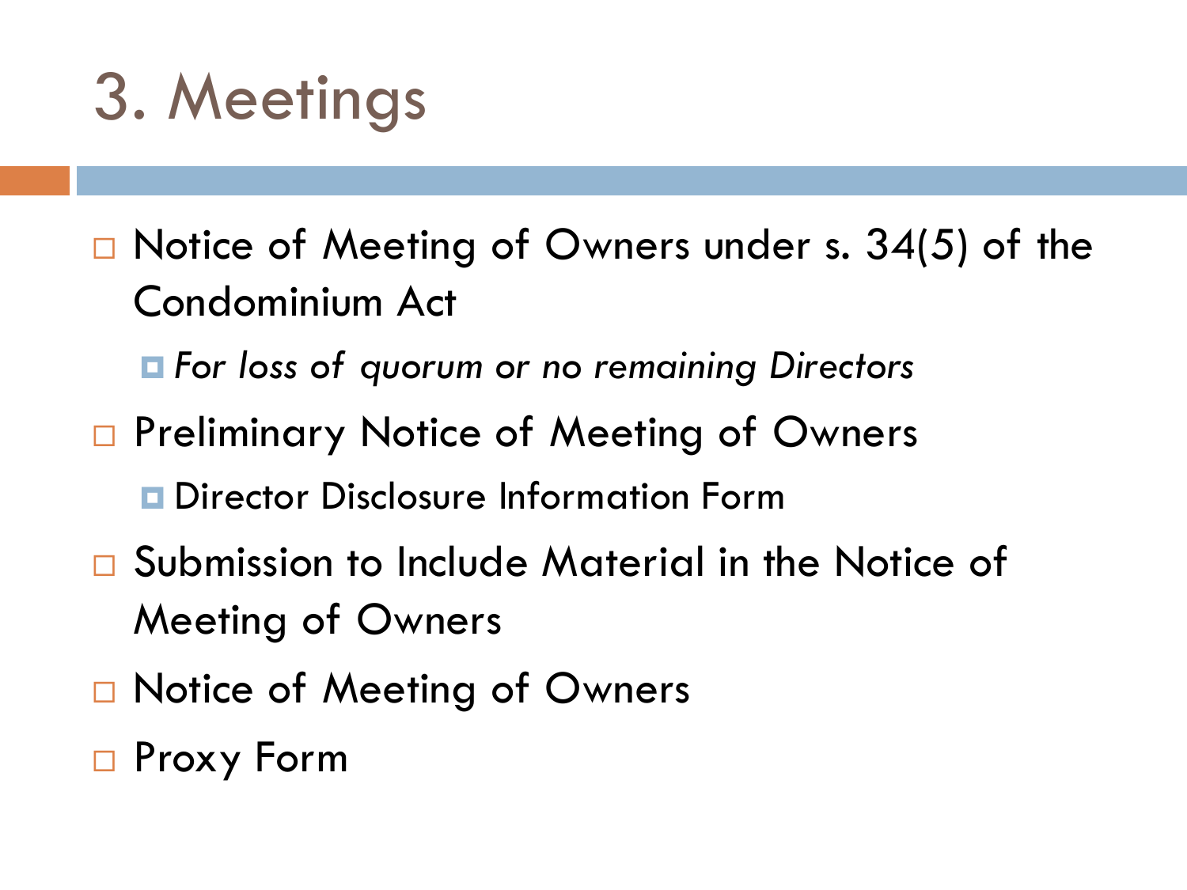# 3. Meetings

- Notice of Meeting of Owners under s. 34(5) of the Condominium Act
  - *For loss of quorum or no remaining Directors*
- Preliminary Notice of Meeting of Owners
  - Director Disclosure Information Form
- Submission to Include Material in the Notice of Meeting of Owners
- Notice of Meeting of Owners
- Proxy Form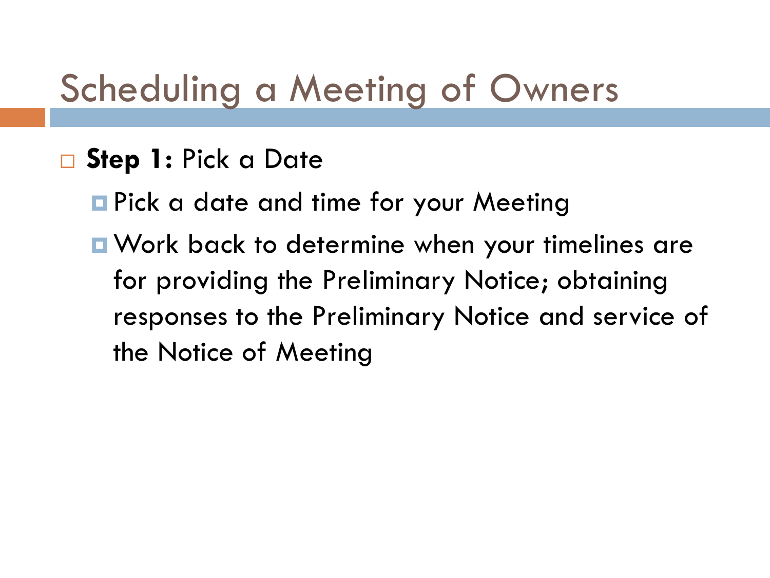# Scheduling a Meeting of Owners

- **Step 1:** Pick a Date
  - Pick a date and time for your Meeting
  - Work back to determine when your timelines are for providing the Preliminary Notice; obtaining responses to the Preliminary Notice and service of the Notice of Meeting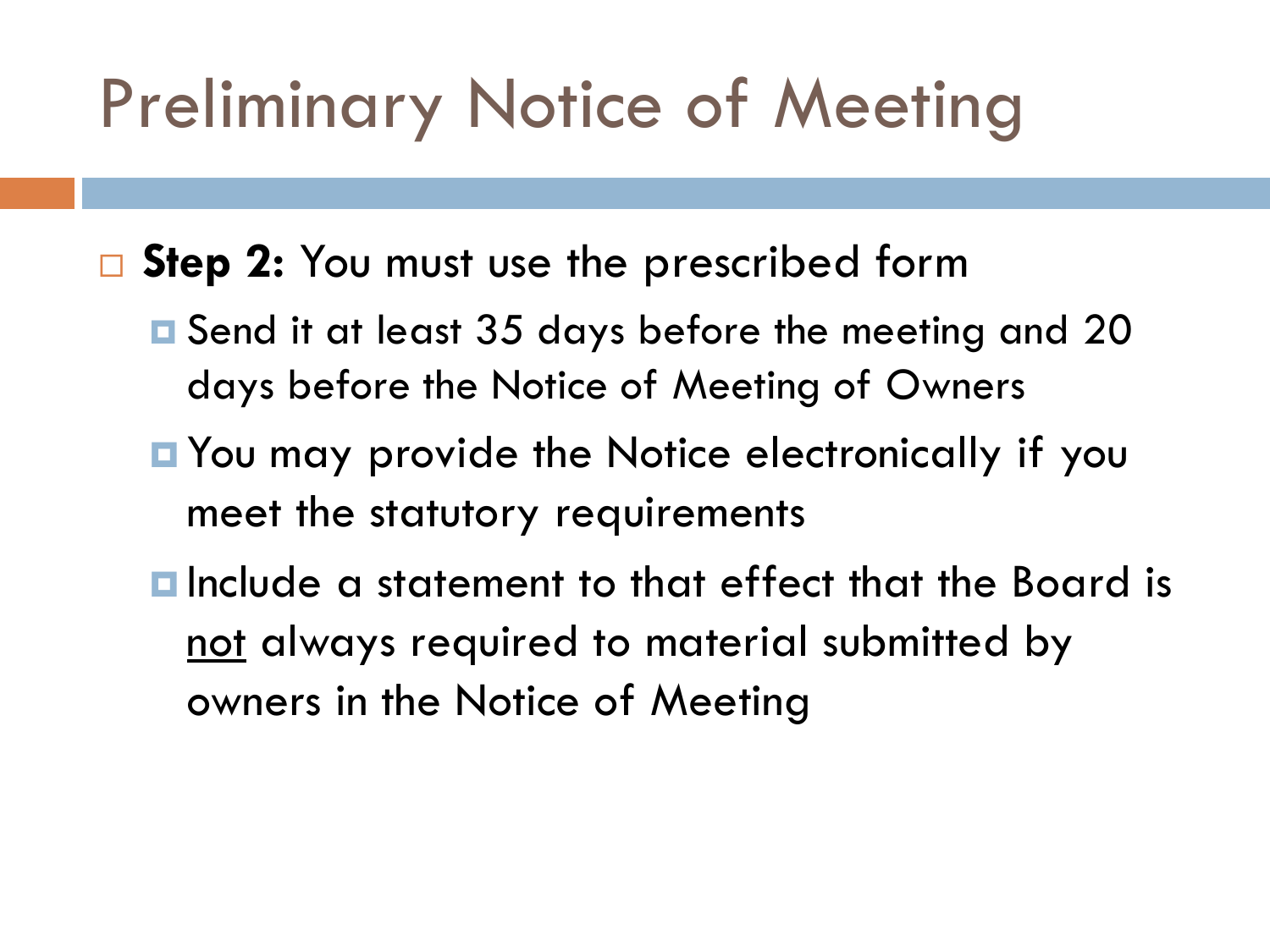# Preliminary Notice of Meeting

- **Step 2:** You must use the prescribed form
  - Send it at least 35 days before the meeting and 20 days before the Notice of Meeting of Owners
  - You may provide the Notice electronically if you meet the statutory requirements
  - Include a statement to that effect that the Board is <u>not</u> always required to material submitted by owners in the Notice of Meeting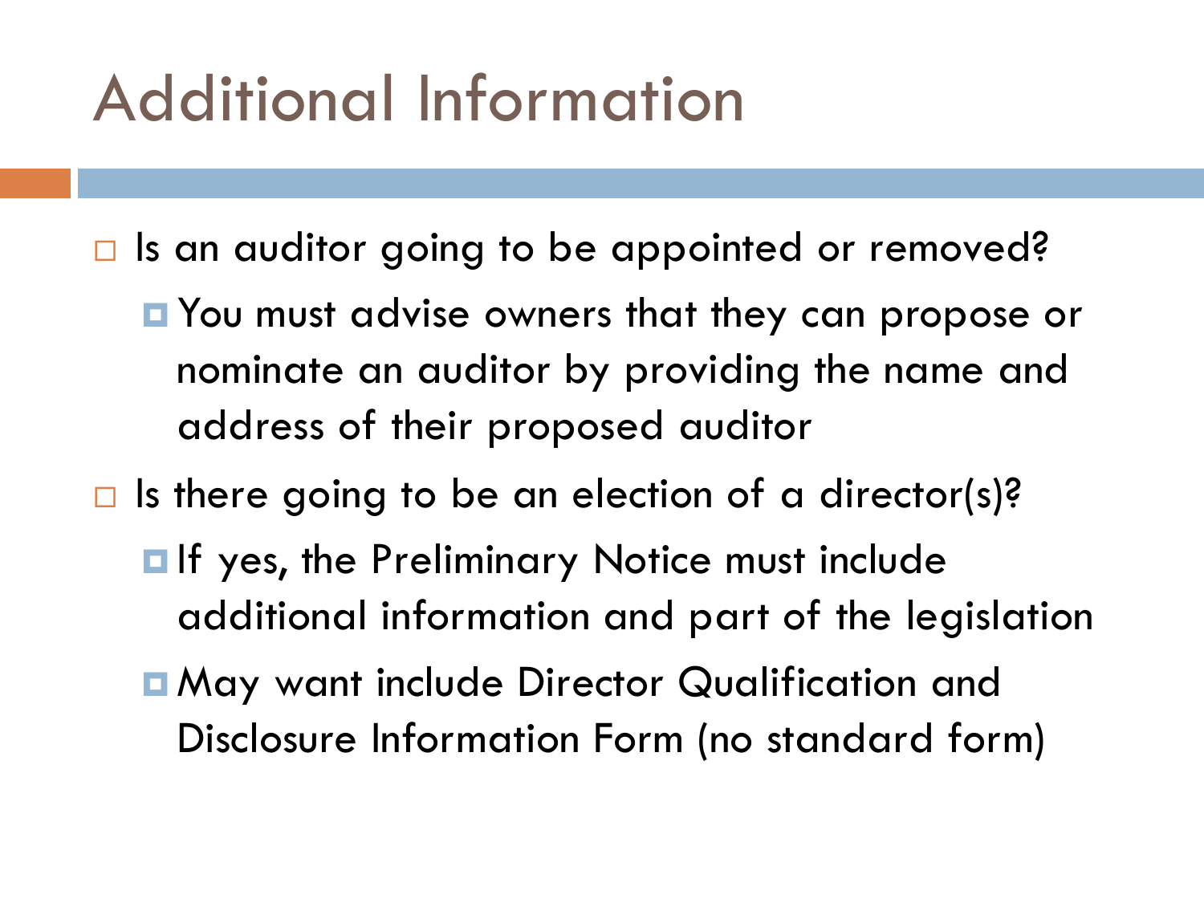# Additional Information

- Is an auditor going to be appointed or removed?
  - You must advise owners that they can propose or nominate an auditor by providing the name and address of their proposed auditor
- Is there going to be an election of a director(s)?
  - If yes, the Preliminary Notice must include additional information and part of the legislation
  - May want include Director Qualification and Disclosure Information Form (no standard form)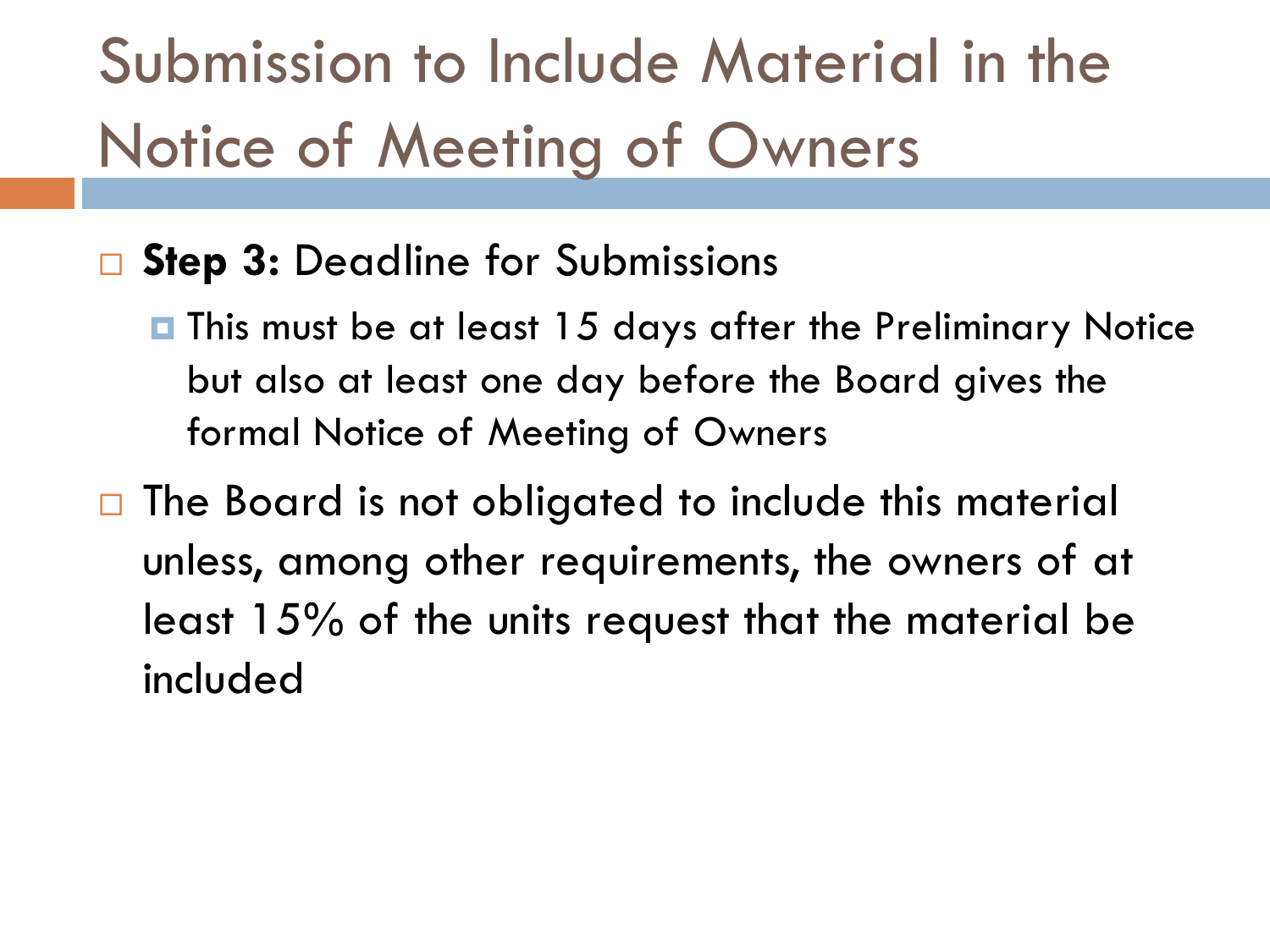# Submission to Include Material in the Notice of Meeting of Owners

- **Step 3:** Deadline for Submissions
  - This must be at least 15 days after the Preliminary Notice but also at least one day before the Board gives the formal Notice of Meeting of Owners
- The Board is not obligated to include this material unless, among other requirements, the owners of at least 15% of the units request that the material be included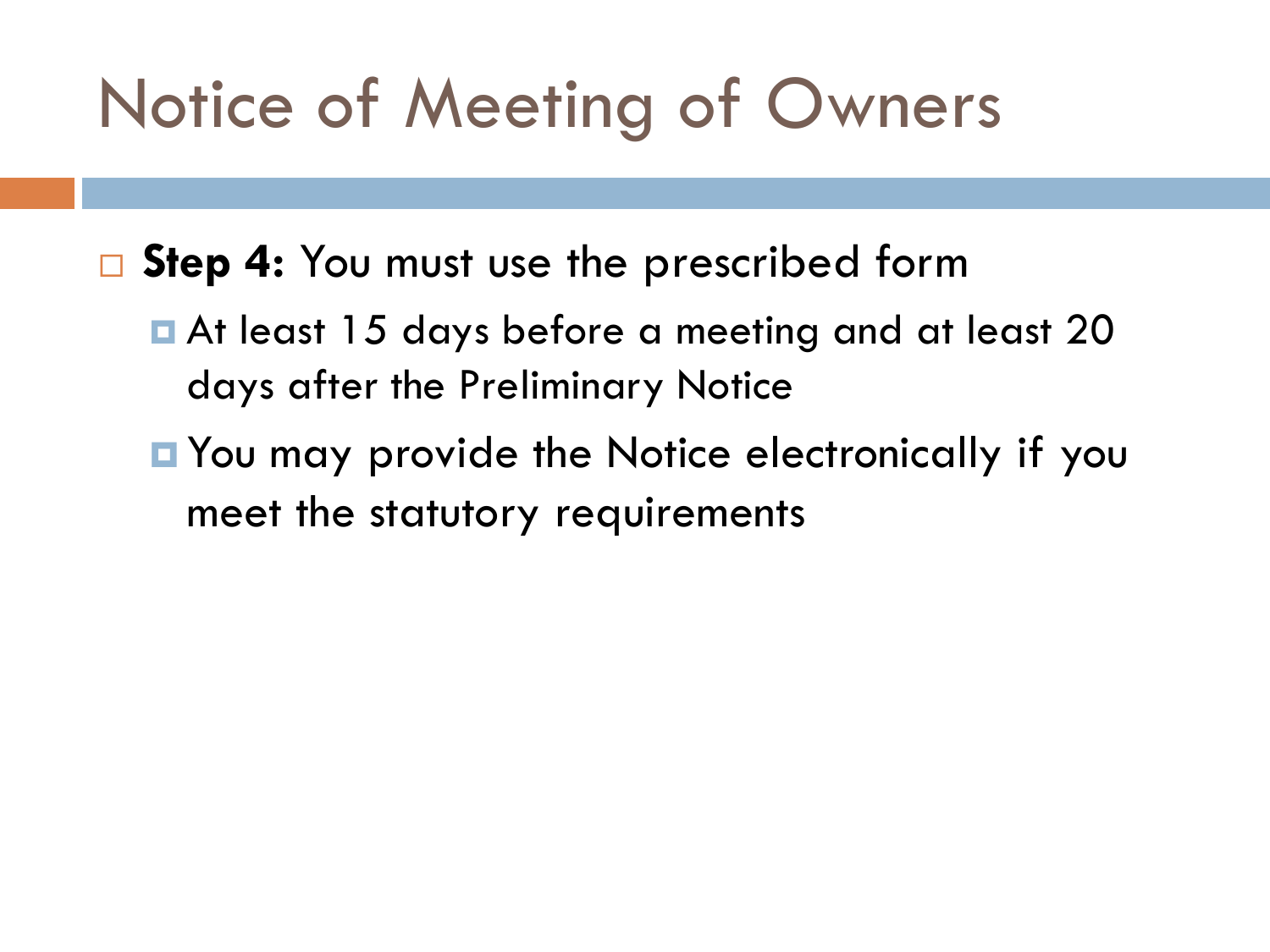# Notice of Meeting of Owners

- **Step 4:** You must use the prescribed form
  - At least 15 days before a meeting and at least 20 days after the Preliminary Notice
  - You may provide the Notice electronically if you meet the statutory requirements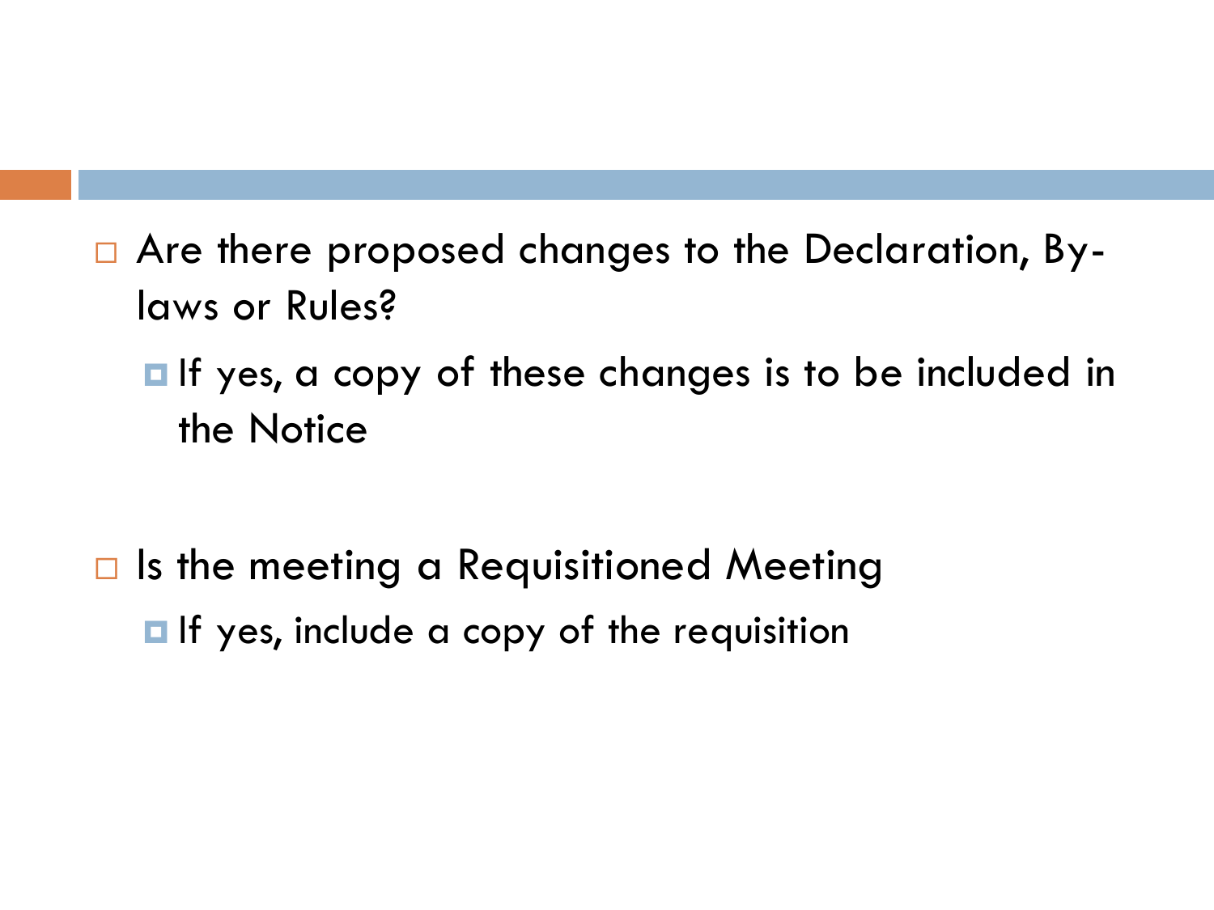- Are there proposed changes to the Declaration, By-laws or Rules?
  - If yes, a copy of these changes is to be included in the Notice

- Is the meeting a Requisitioned Meeting
  - If yes, include a copy of the requisition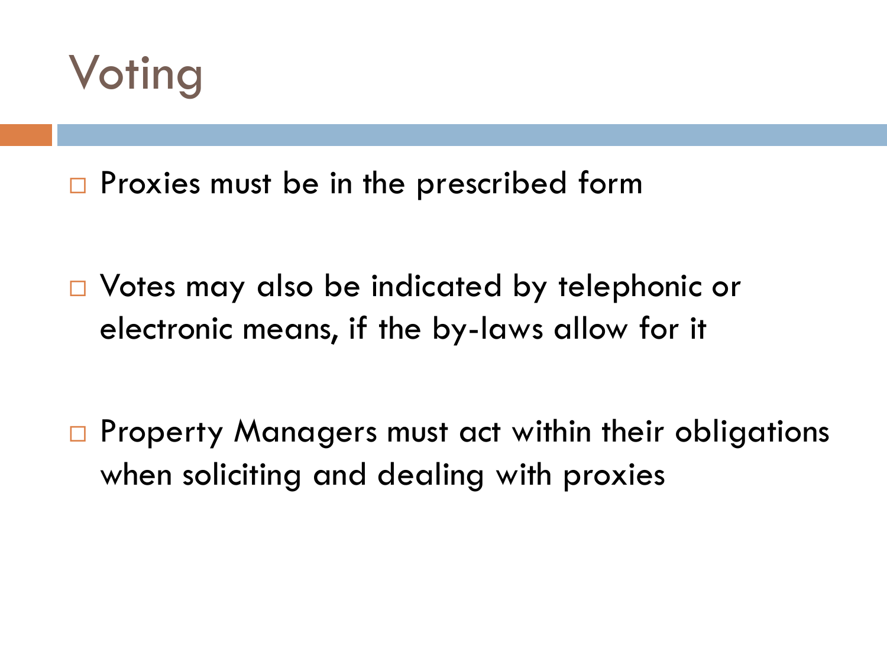# Voting

- Proxies must be in the prescribed form

- Votes may also be indicated by telephonic or electronic means, if the by-laws allow for it

- Property Managers must act within their obligations when soliciting and dealing with proxies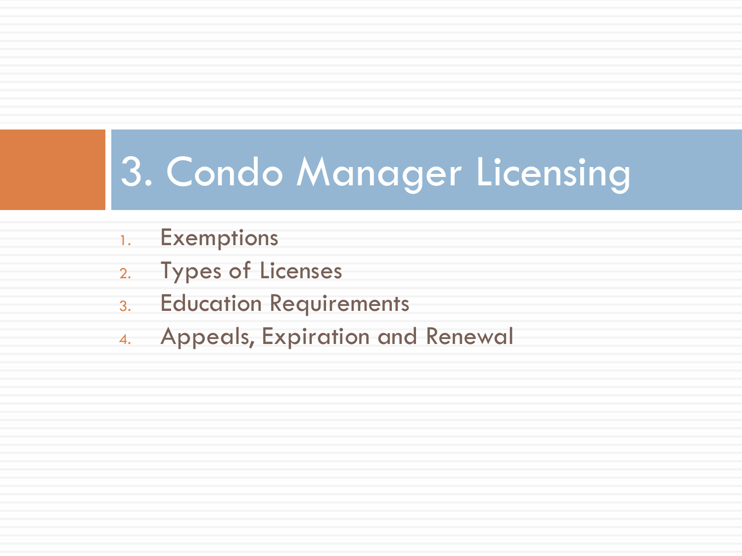# 3. Condo Manager Licensing

1. Exemptions
2. Types of Licenses
3. Education Requirements
4. Appeals, Expiration and Renewal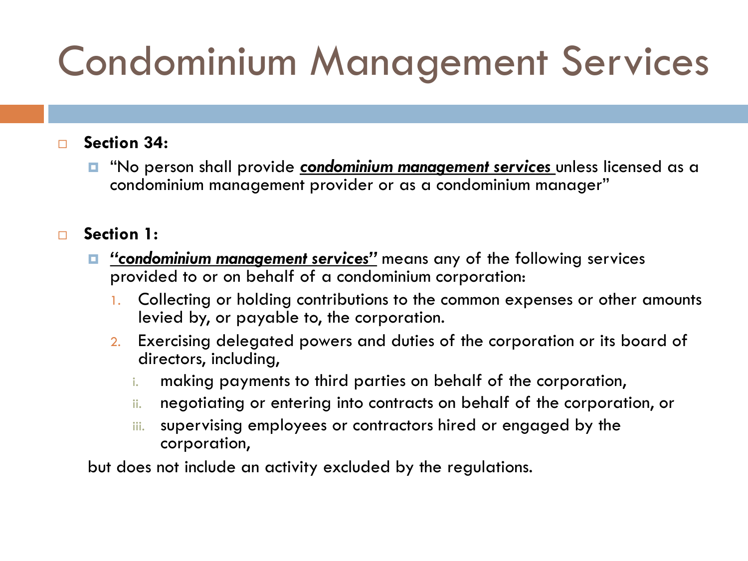# Condominium Management Services

- **Section 34:**
  - "No person shall provide ***condominium management services*** unless licensed as a condominium management provider or as a condominium manager"

- **Section 1:**
  - ***"condominium management services"*** means any of the following services provided to or on behalf of a condominium corporation:
    1. Collecting or holding contributions to the common expenses or other amounts levied by, or payable to, the corporation.
    2. Exercising delegated powers and duties of the corporation or its board of directors, including,
       i. making payments to third parties on behalf of the corporation,
       ii. negotiating or entering into contracts on behalf of the corporation, or
       iii. supervising employees or contractors hired or engaged by the corporation,

  but does not include an activity excluded by the regulations.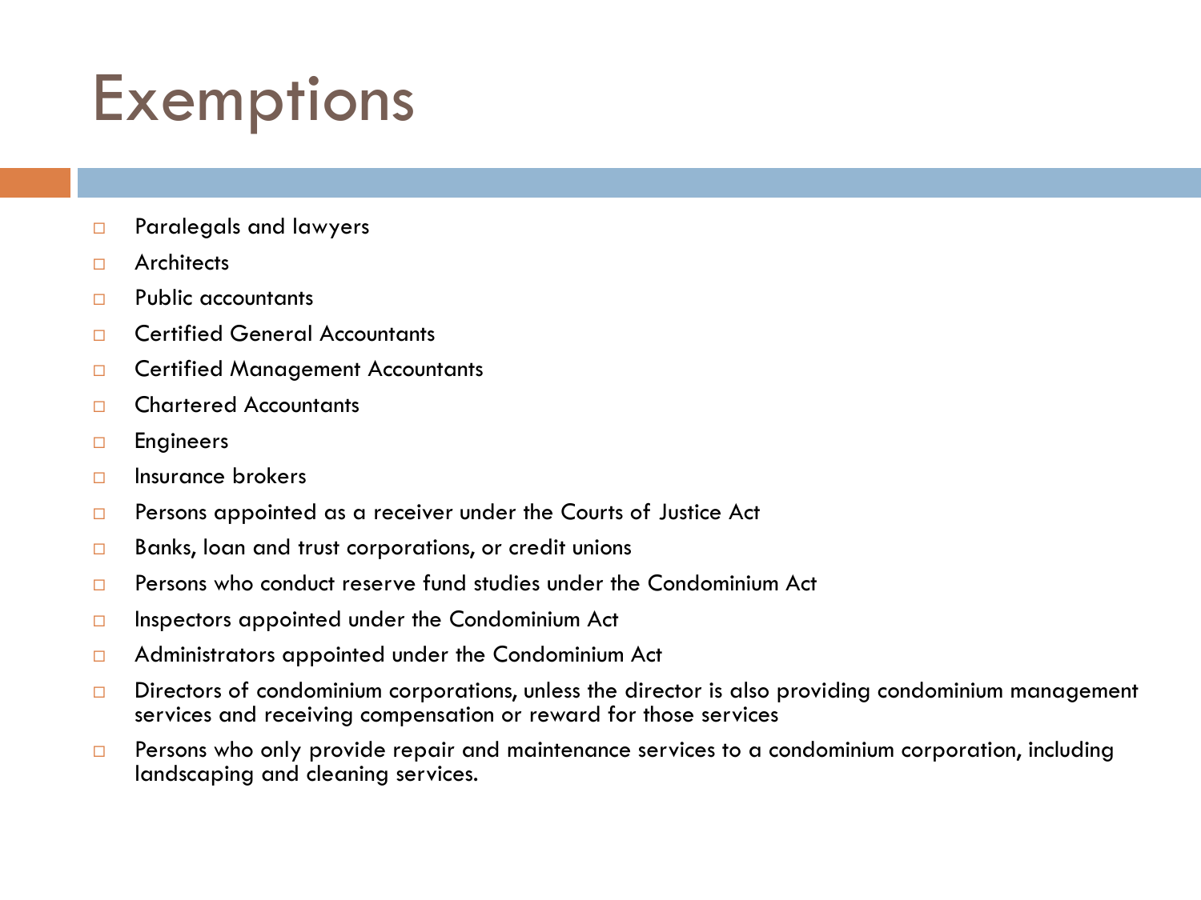# Exemptions

- Paralegals and lawyers
- Architects
- Public accountants
- Certified General Accountants
- Certified Management Accountants
- Chartered Accountants
- Engineers
- Insurance brokers
- Persons appointed as a receiver under the Courts of Justice Act
- Banks, loan and trust corporations, or credit unions
- Persons who conduct reserve fund studies under the Condominium Act
- Inspectors appointed under the Condominium Act
- Administrators appointed under the Condominium Act
- Directors of condominium corporations, unless the director is also providing condominium management services and receiving compensation or reward for those services
- Persons who only provide repair and maintenance services to a condominium corporation, including landscaping and cleaning services.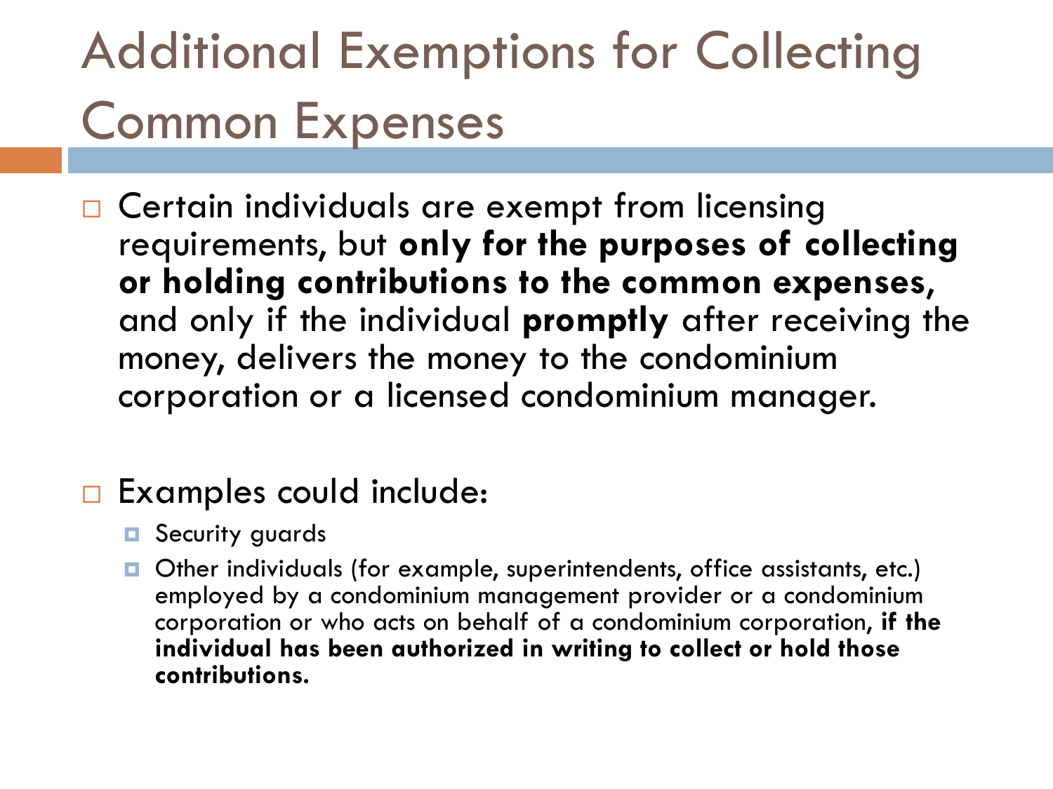# Additional Exemptions for Collecting Common Expenses

- Certain individuals are exempt from licensing requirements, but **only for the purposes of collecting or holding contributions to the common expenses,** and only if the individual **promptly** after receiving the money, delivers the money to the condominium corporation or a licensed condominium manager.

- Examples could include:
  - Security guards
  - Other individuals (for example, superintendents, office assistants, etc.) employed by a condominium management provider or a condominium corporation or who acts on behalf of a condominium corporation, **if the individual has been authorized in writing to collect or hold those contributions.**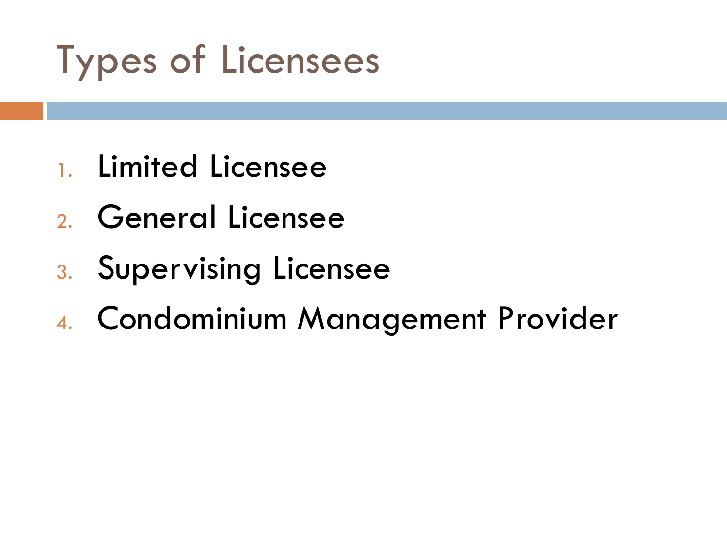# Types of Licensees

1. Limited Licensee
2. General Licensee
3. Supervising Licensee
4. Condominium Management Provider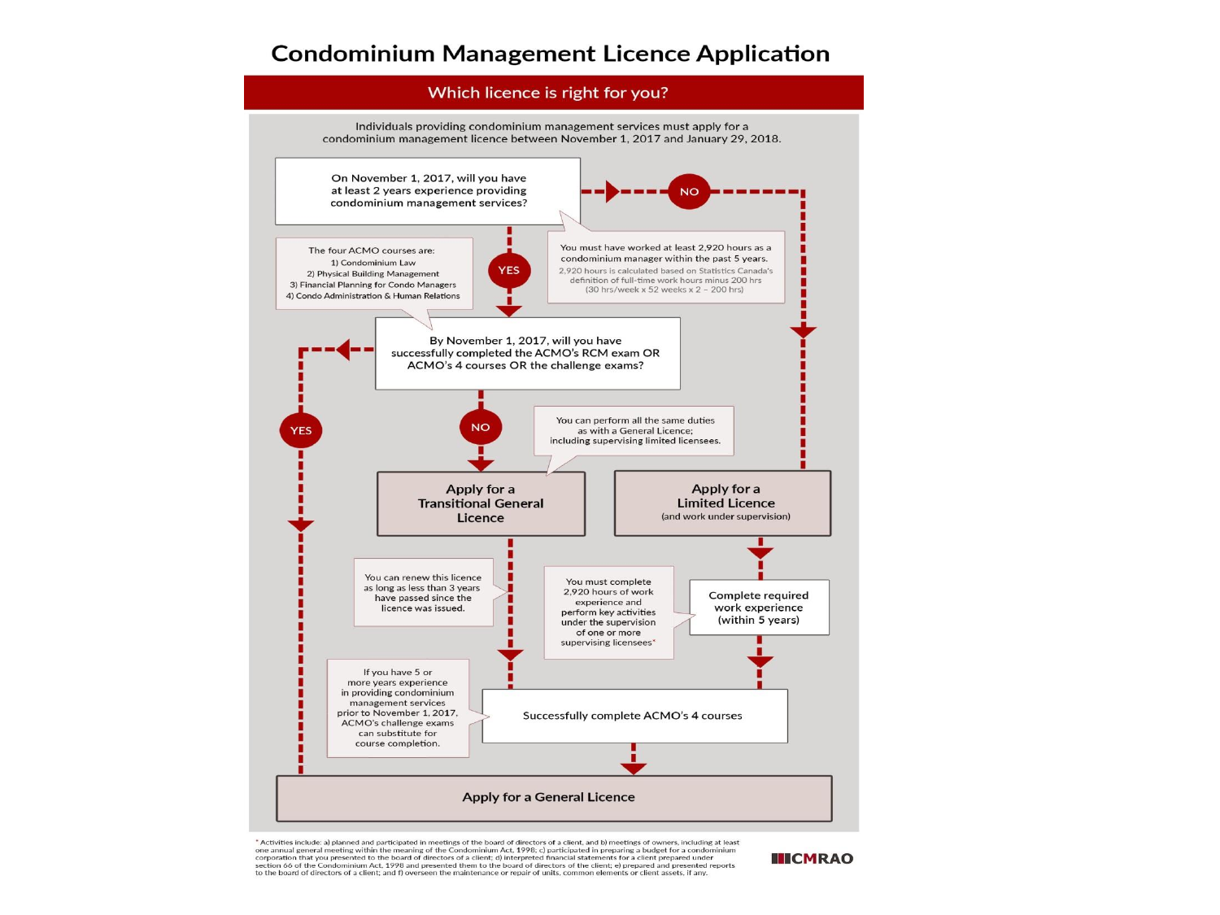# Condominium Management Licence Application

## Which licence is right for you?

Individuals providing condominium management services must apply for a condominium management licence between November 1, 2017 and January 29, 2018.

On November 1, 2017, will you have at least 2 years experience providing condominium management services?

NO

You must have worked at least 2,920 hours as a condominium manager within the past 5 years.

2,920 hours is calculated based on Statistics Canada's definition of full-time work hours minus 200 hrs (30 hrs/week x 52 weeks x 2 – 200 hrs)

The four ACMO courses are:
1) Condominium Law
2) Physical Building Management
3) Financial Planning for Condo Managers
4) Condo Administration & Human Relations

YES

By November 1, 2017, will you have successfully completed the ACMO's RCM exam OR ACMO's 4 courses OR the challenge exams?

YES

NO

You can perform all the same duties as with a General Licence; including supervising limited licensees.

**Apply for a Transitional General Licence**

**Apply for a Limited Licence** (and work under supervision)

You can renew this licence as long as less than 3 years have passed since the licence was issued.

You must complete 2,920 hours of work experience and perform key activities under the supervision of one or more supervising licensees*

Complete required work experience (within 5 years)

If you have 5 or more years experience in providing condominium management services prior to November 1, 2017, ACMO's challenge exams can substitute for course completion.

Successfully complete ACMO's 4 courses

**Apply for a General Licence**

* Activities include: a) planned and participated in meetings of the board of directors of a client, and b) meetings of owners, including at least one annual general meeting within the meaning of the Condominium Act, 1998; c) participated in preparing a budget for a condominium corporation that you presented to the board of directors of a client; d) interpreted financial statements for a client prepared under section 66 of the Condominium Act, 1998 and presented them to the board of directors of the client; e) prepared and presented reports to the board of directors of a client; and f) overseen the maintenance or repair of units, common elements or client assets, if any.

CMRAO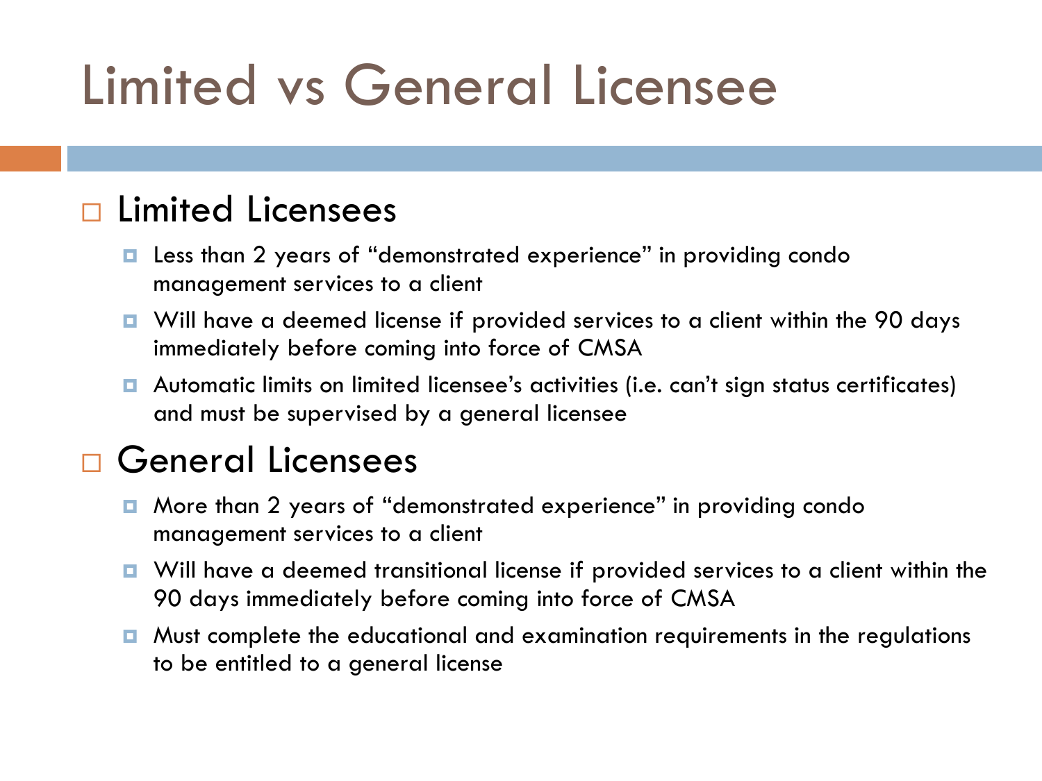# Limited vs General Licensee

- Limited Licensees
  - Less than 2 years of “demonstrated experience” in providing condo management services to a client
  - Will have a deemed license if provided services to a client within the 90 days immediately before coming into force of CMSA
  - Automatic limits on limited licensee’s activities (i.e. can’t sign status certificates) and must be supervised by a general licensee
- General Licensees
  - More than 2 years of “demonstrated experience” in providing condo management services to a client
  - Will have a deemed transitional license if provided services to a client within the 90 days immediately before coming into force of CMSA
  - Must complete the educational and examination requirements in the regulations to be entitled to a general license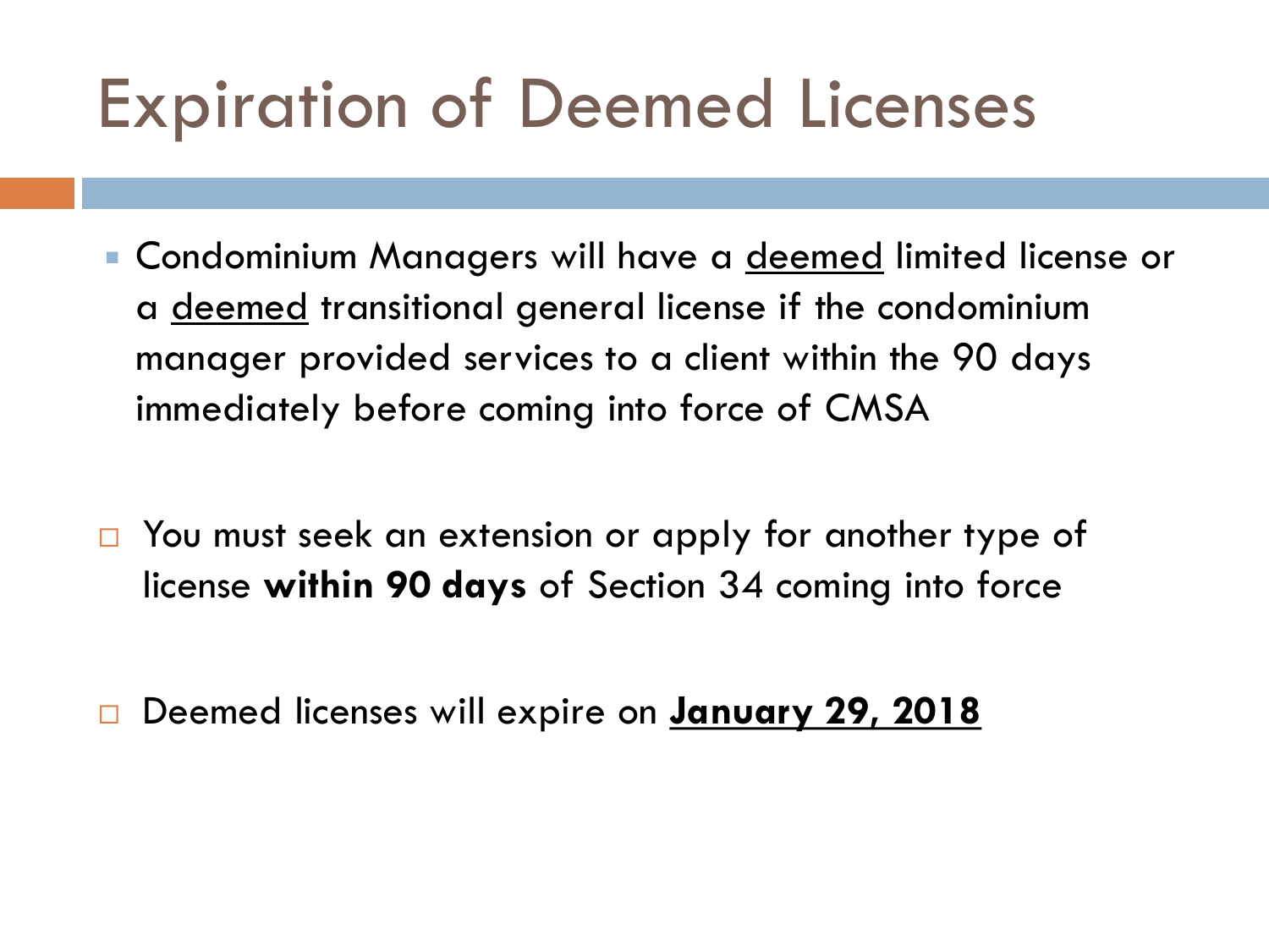# Expiration of Deemed Licenses

- Condominium Managers will have a <u>deemed</u> limited license or a <u>deemed</u> transitional general license if the condominium manager provided services to a client within the 90 days immediately before coming into force of CMSA

- You must seek an extension or apply for another type of license **within 90 days** of Section 34 coming into force

- Deemed licenses will expire on **<u>January 29, 2018</u>**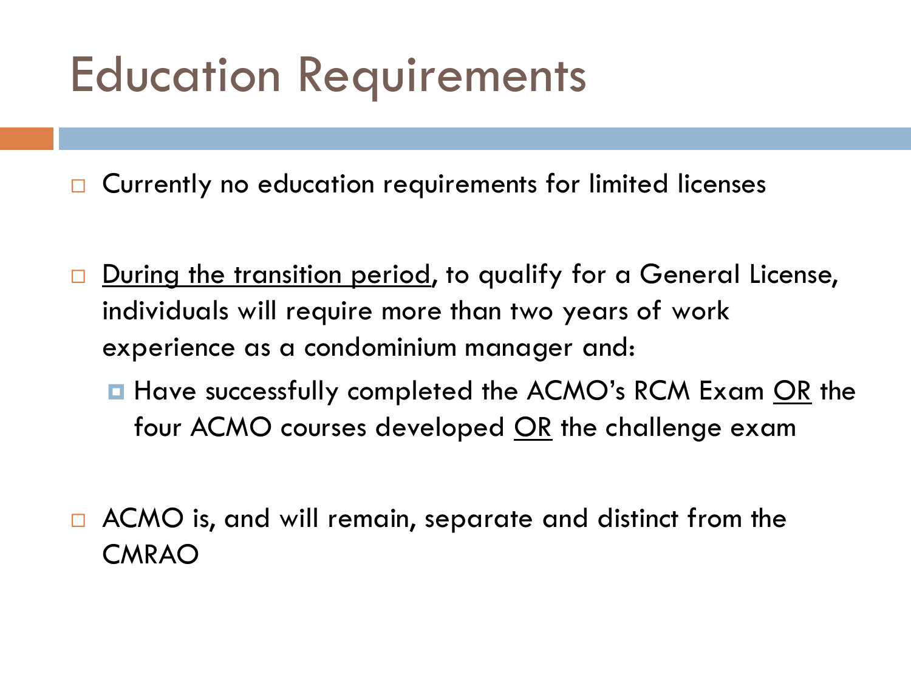# Education Requirements

- Currently no education requirements for limited licenses
- <u>During the transition period</u>, to qualify for a General License, individuals will require more than two years of work experience as a condominium manager and:
  - Have successfully completed the ACMO's RCM Exam <u>OR</u> the four ACMO courses developed <u>OR</u> the challenge exam
- ACMO is, and will remain, separate and distinct from the CMRAO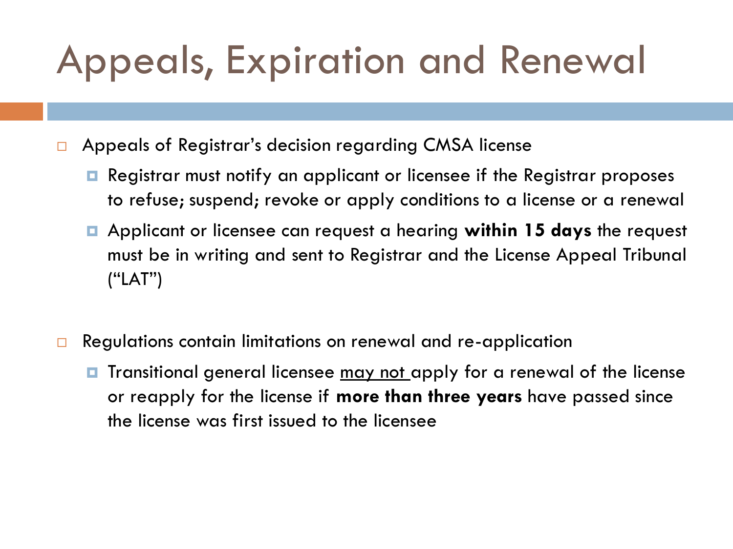# Appeals, Expiration and Renewal

- Appeals of Registrar's decision regarding CMSA license
  - Registrar must notify an applicant or licensee if the Registrar proposes to refuse; suspend; revoke or apply conditions to a license or a renewal
  - Applicant or licensee can request a hearing **within 15 days** the request must be in writing and sent to Registrar and the License Appeal Tribunal ("LAT")

- Regulations contain limitations on renewal and re-application
  - Transitional general licensee <u>may not</u> apply for a renewal of the license or reapply for the license if **more than three years** have passed since the license was first issued to the licensee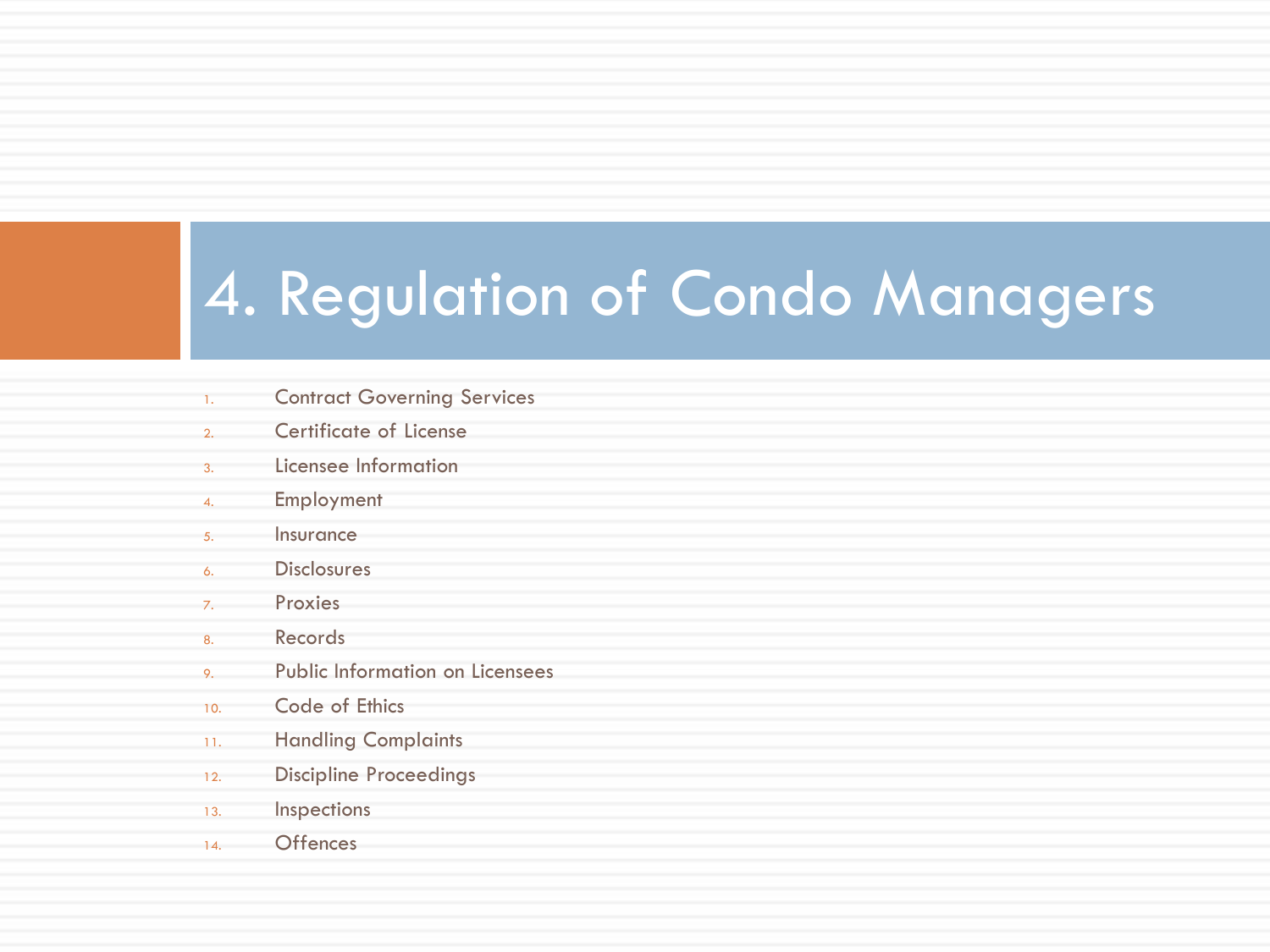# 4. Regulation of Condo Managers

1. Contract Governing Services
2. Certificate of License
3. Licensee Information
4. Employment
5. Insurance
6. Disclosures
7. Proxies
8. Records
9. Public Information on Licensees
10. Code of Ethics
11. Handling Complaints
12. Discipline Proceedings
13. Inspections
14. Offences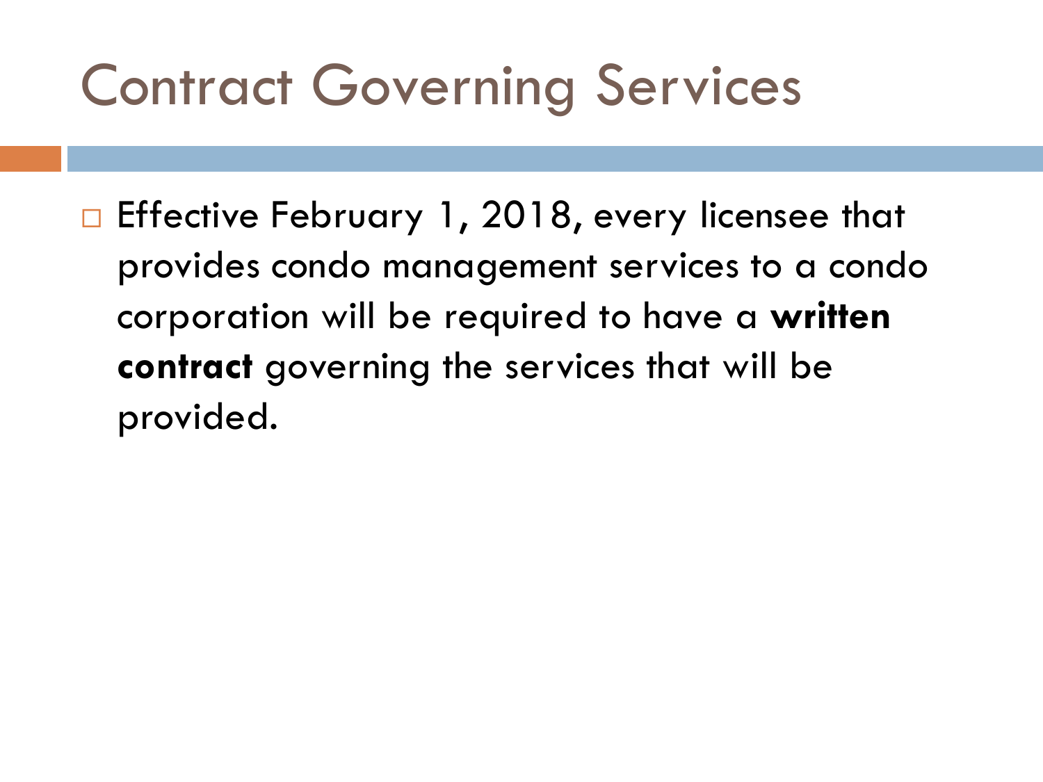# Contract Governing Services

- Effective February 1, 2018, every licensee that provides condo management services to a condo corporation will be required to have a **written contract** governing the services that will be provided.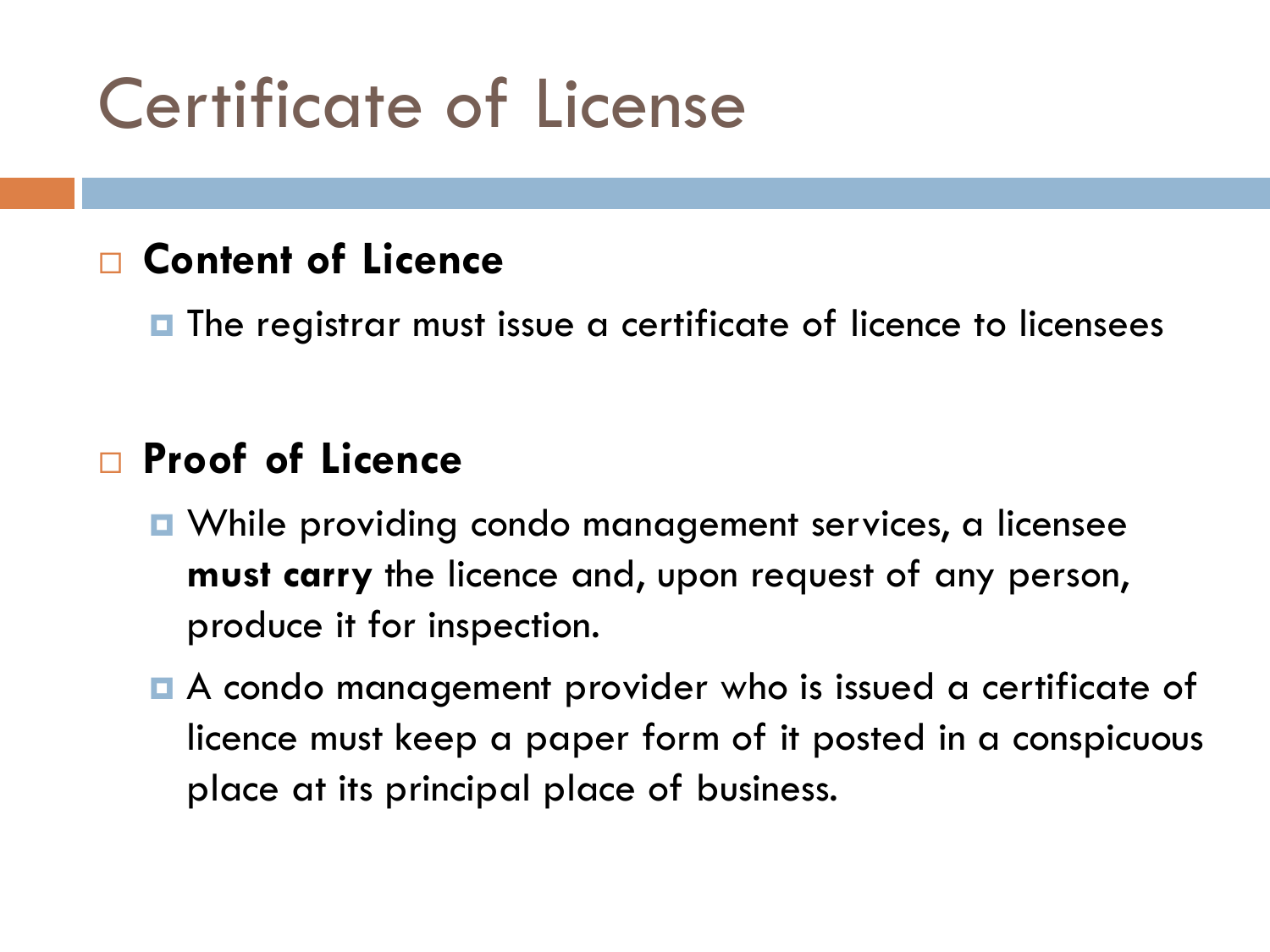# Certificate of License

- **Content of Licence**
  - The registrar must issue a certificate of licence to licensees

- **Proof of Licence**
  - While providing condo management services, a licensee **must carry** the licence and, upon request of any person, produce it for inspection.
  - A condo management provider who is issued a certificate of licence must keep a paper form of it posted in a conspicuous place at its principal place of business.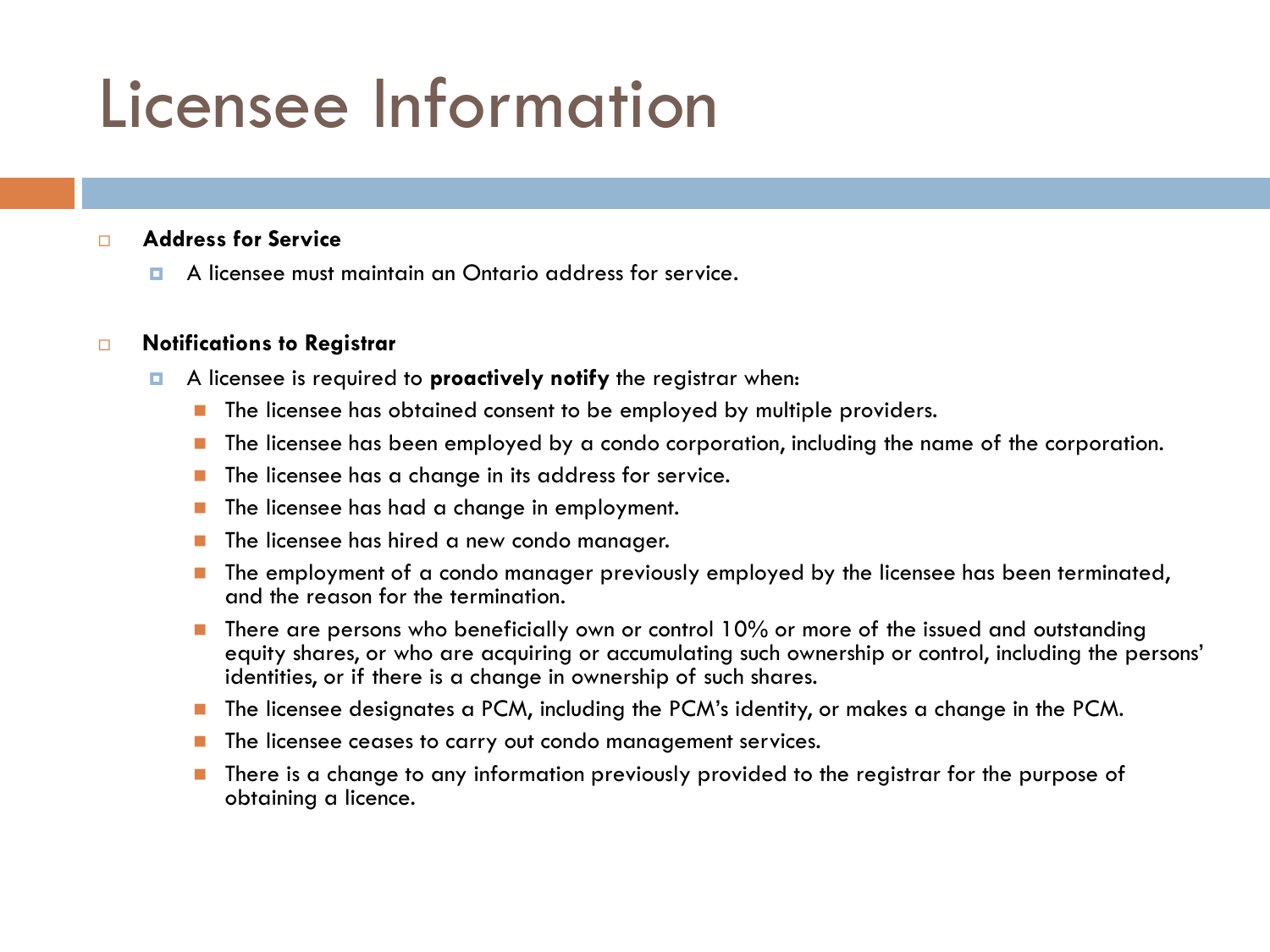# Licensee Information

- **Address for Service**
  - A licensee must maintain an Ontario address for service.

- **Notifications to Registrar**
  - A licensee is required to **proactively notify** the registrar when:
    - The licensee has obtained consent to be employed by multiple providers.
    - The licensee has been employed by a condo corporation, including the name of the corporation.
    - The licensee has a change in its address for service.
    - The licensee has had a change in employment.
    - The licensee has hired a new condo manager.
    - The employment of a condo manager previously employed by the licensee has been terminated, and the reason for the termination.
    - There are persons who beneficially own or control 10% or more of the issued and outstanding equity shares, or who are acquiring or accumulating such ownership or control, including the persons' identities, or if there is a change in ownership of such shares.
    - The licensee designates a PCM, including the PCM's identity, or makes a change in the PCM.
    - The licensee ceases to carry out condo management services.
    - There is a change to any information previously provided to the registrar for the purpose of obtaining a licence.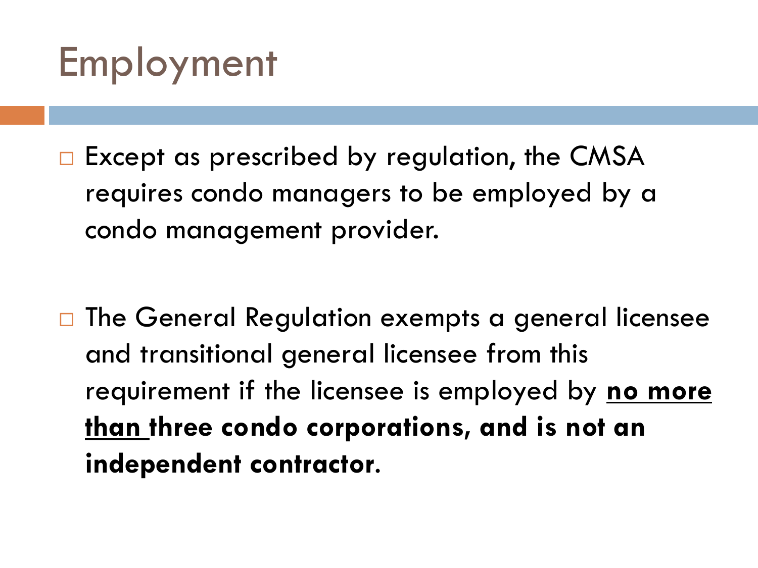# Employment

- Except as prescribed by regulation, the CMSA requires condo managers to be employed by a condo management provider.

- The General Regulation exempts a general licensee and transitional general licensee from this requirement if the licensee is employed by <u>**no more than**</u> **three condo corporations, and is not an independent contractor.**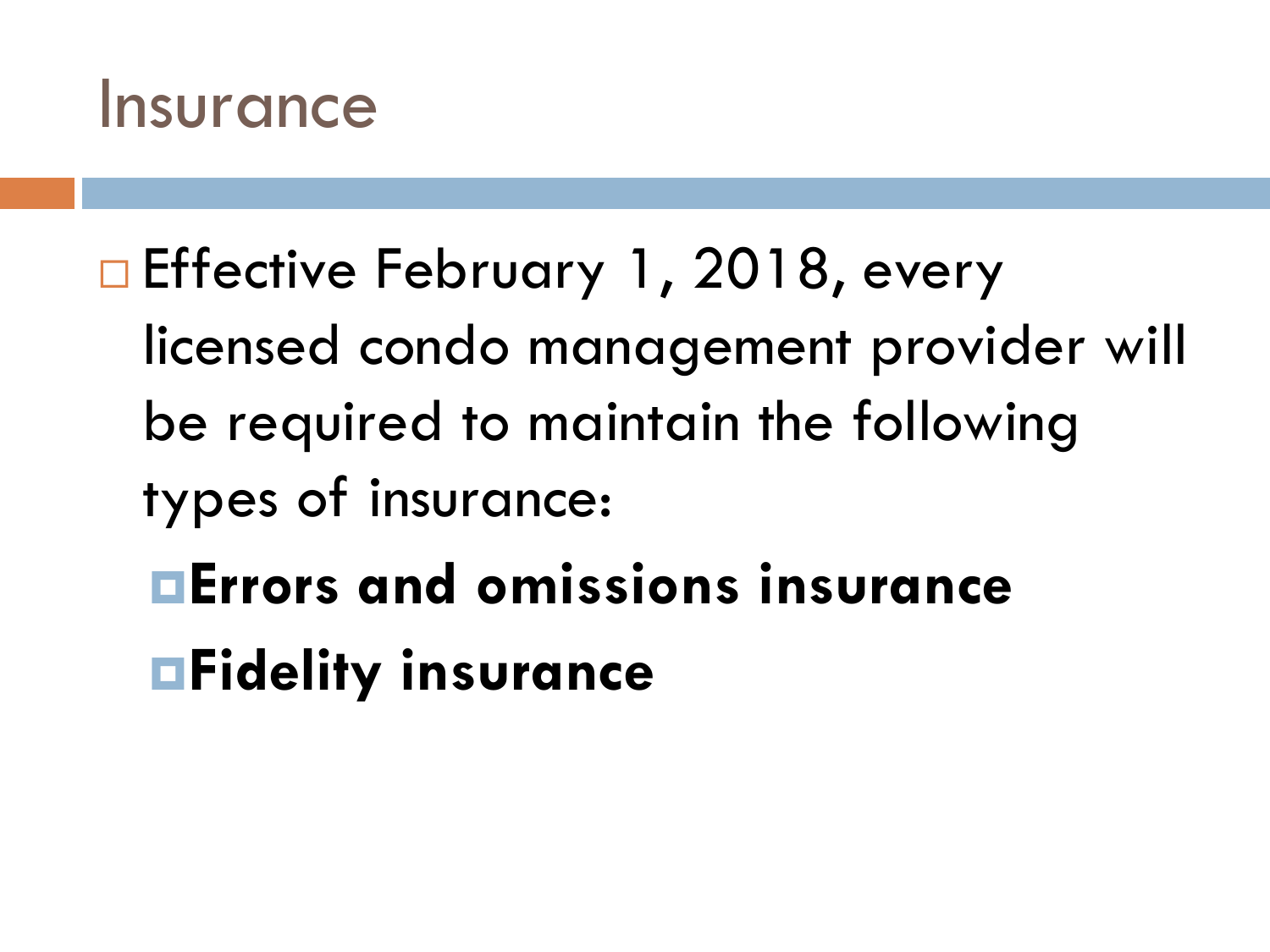# Insurance

- Effective February 1, 2018, every licensed condo management provider will be required to maintain the following types of insurance:
  - **Errors and omissions insurance**
  - **Fidelity insurance**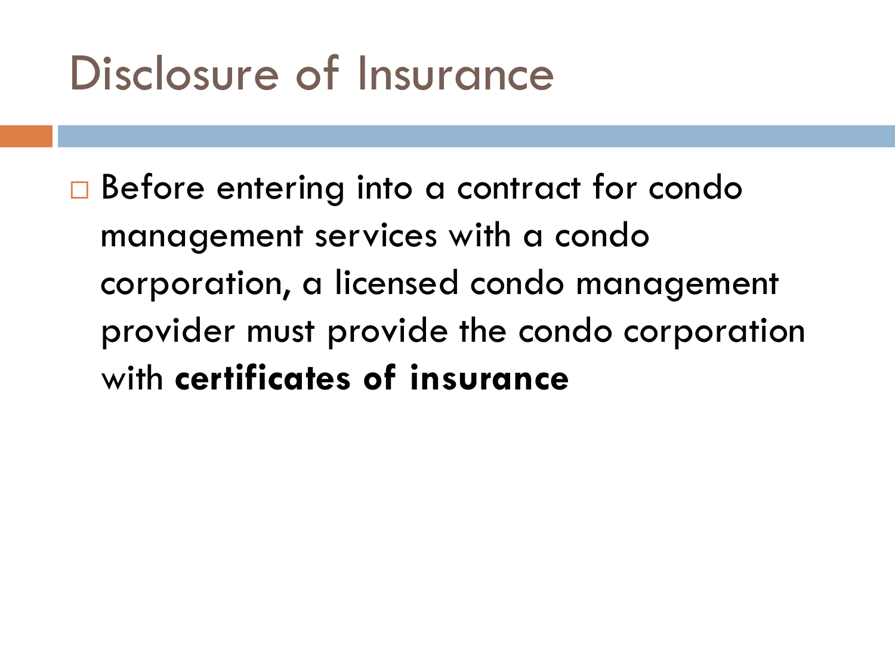# Disclosure of Insurance

- Before entering into a contract for condo management services with a condo corporation, a licensed condo management provider must provide the condo corporation with **certificates of insurance**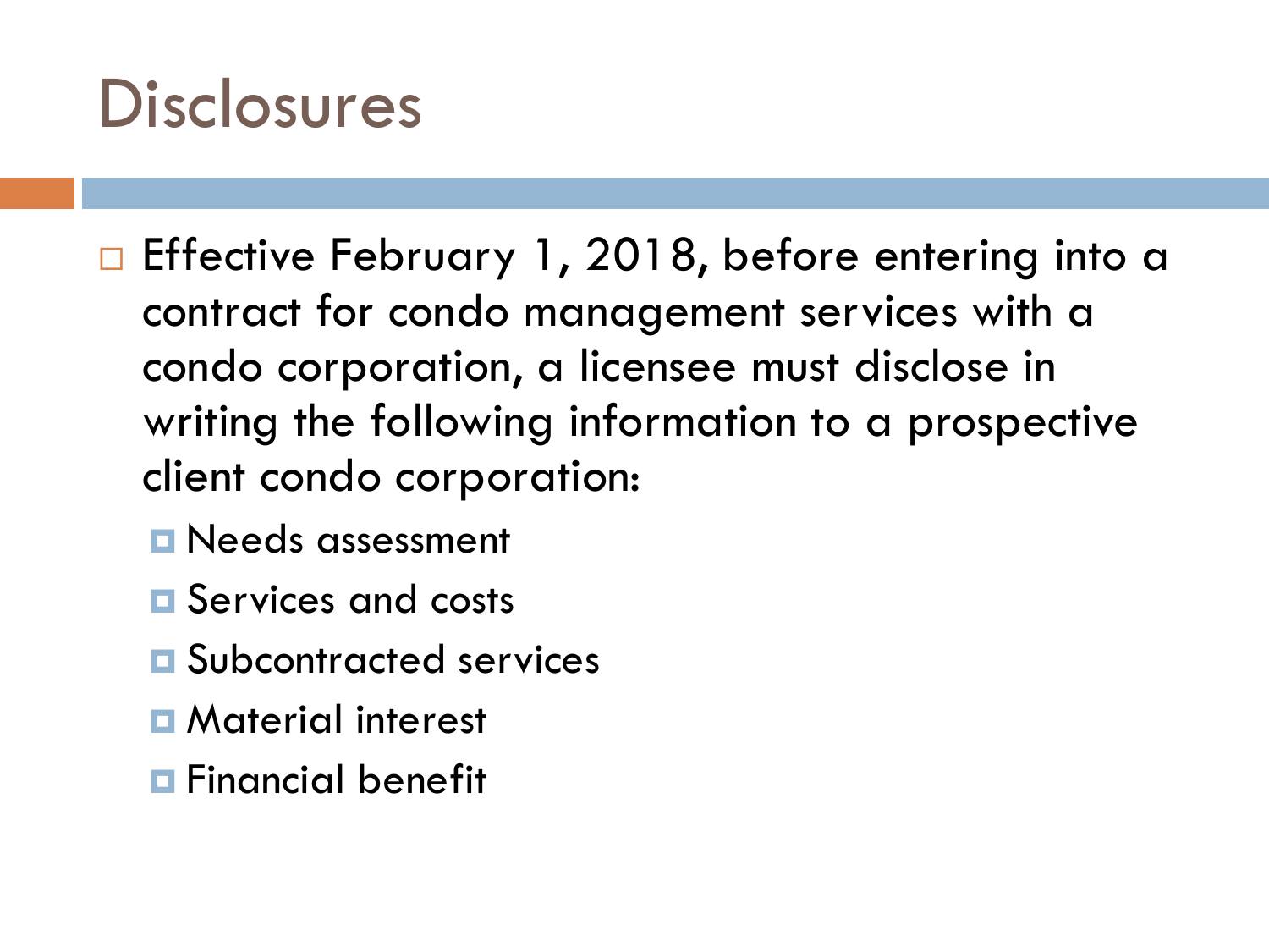# Disclosures

- Effective February 1, 2018, before entering into a contract for condo management services with a condo corporation, a licensee must disclose in writing the following information to a prospective client condo corporation:
  - Needs assessment
  - Services and costs
  - Subcontracted services
  - Material interest
  - Financial benefit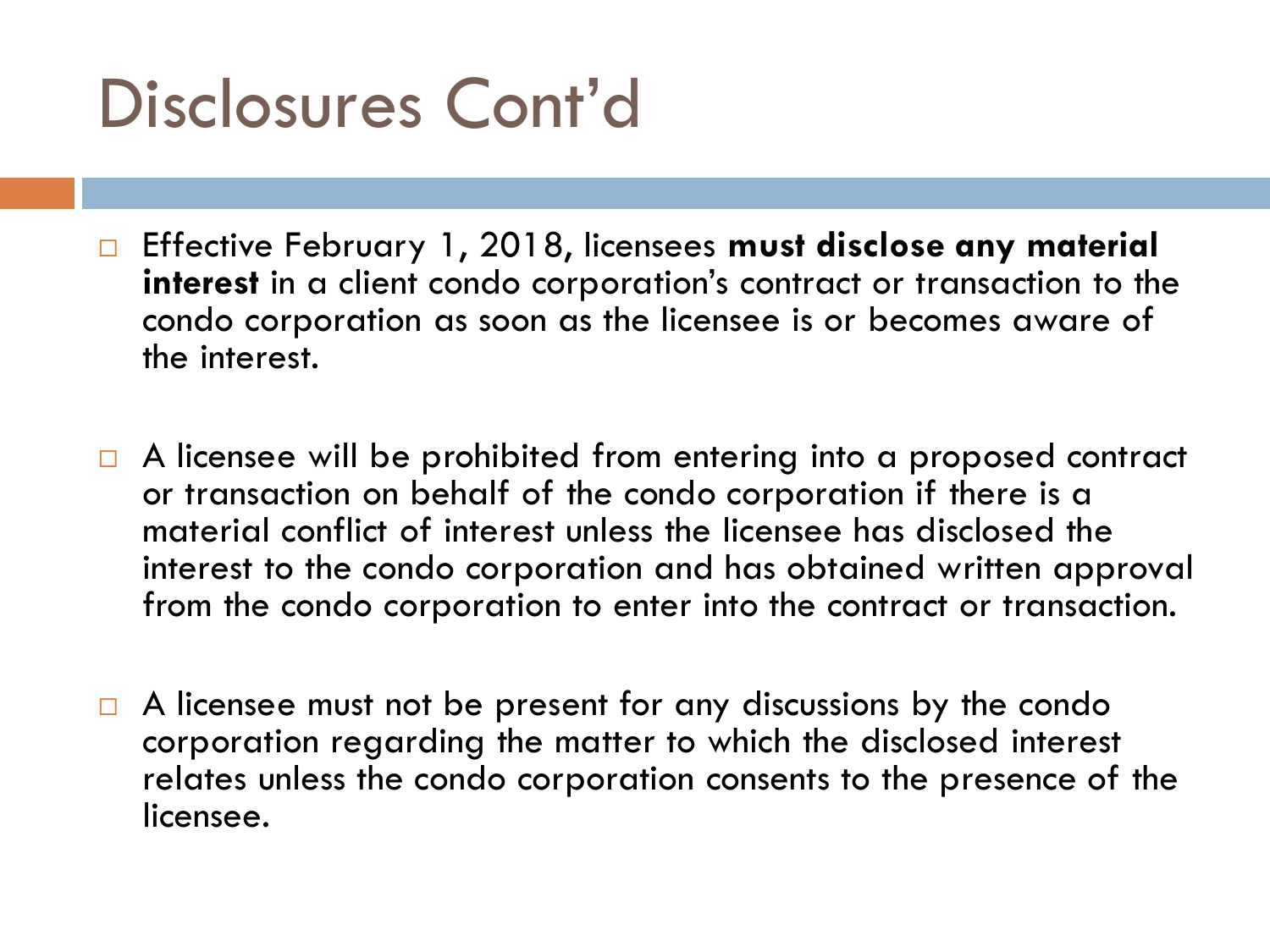# Disclosures Cont'd

- Effective February 1, 2018, licensees **must disclose any material interest** in a client condo corporation's contract or transaction to the condo corporation as soon as the licensee is or becomes aware of the interest.

- A licensee will be prohibited from entering into a proposed contract or transaction on behalf of the condo corporation if there is a material conflict of interest unless the licensee has disclosed the interest to the condo corporation and has obtained written approval from the condo corporation to enter into the contract or transaction.

- A licensee must not be present for any discussions by the condo corporation regarding the matter to which the disclosed interest relates unless the condo corporation consents to the presence of the licensee.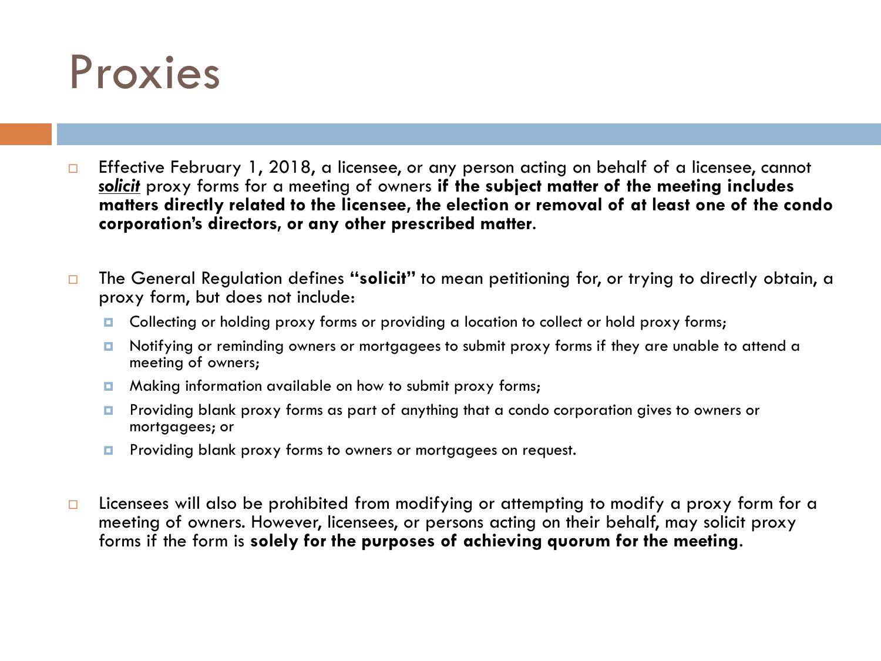# Proxies

- Effective February 1, 2018, a licensee, or any person acting on behalf of a licensee, cannot ***solicit*** proxy forms for a meeting of owners **if the subject matter of the meeting includes matters directly related to the licensee, the election or removal of at least one of the condo corporation's directors, or any other prescribed matter**.

- The General Regulation defines **"solicit"** to mean petitioning for, or trying to directly obtain, a proxy form, but does not include:
  - Collecting or holding proxy forms or providing a location to collect or hold proxy forms;
  - Notifying or reminding owners or mortgagees to submit proxy forms if they are unable to attend a meeting of owners;
  - Making information available on how to submit proxy forms;
  - Providing blank proxy forms as part of anything that a condo corporation gives to owners or mortgagees; or
  - Providing blank proxy forms to owners or mortgagees on request.

- Licensees will also be prohibited from modifying or attempting to modify a proxy form for a meeting of owners. However, licensees, or persons acting on their behalf, may solicit proxy forms if the form is **solely for the purposes of achieving quorum for the meeting**.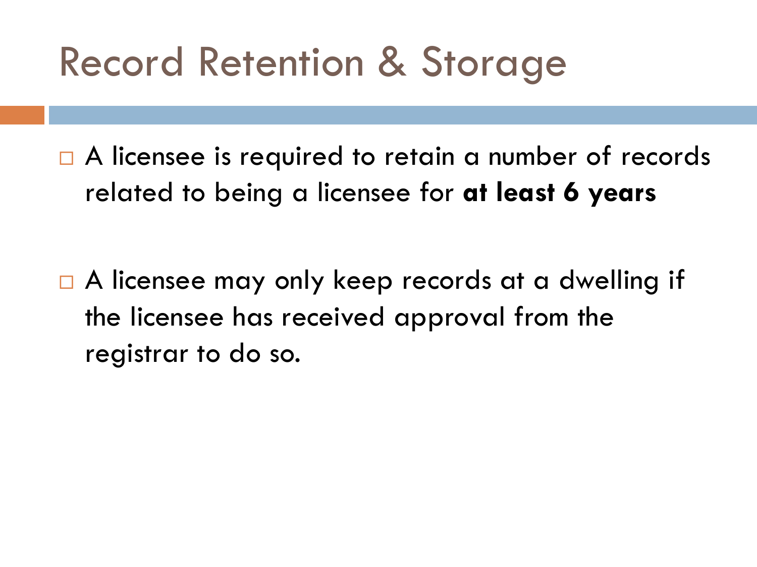# Record Retention & Storage

- A licensee is required to retain a number of records related to being a licensee for **at least 6 years**

- A licensee may only keep records at a dwelling if the licensee has received approval from the registrar to do so.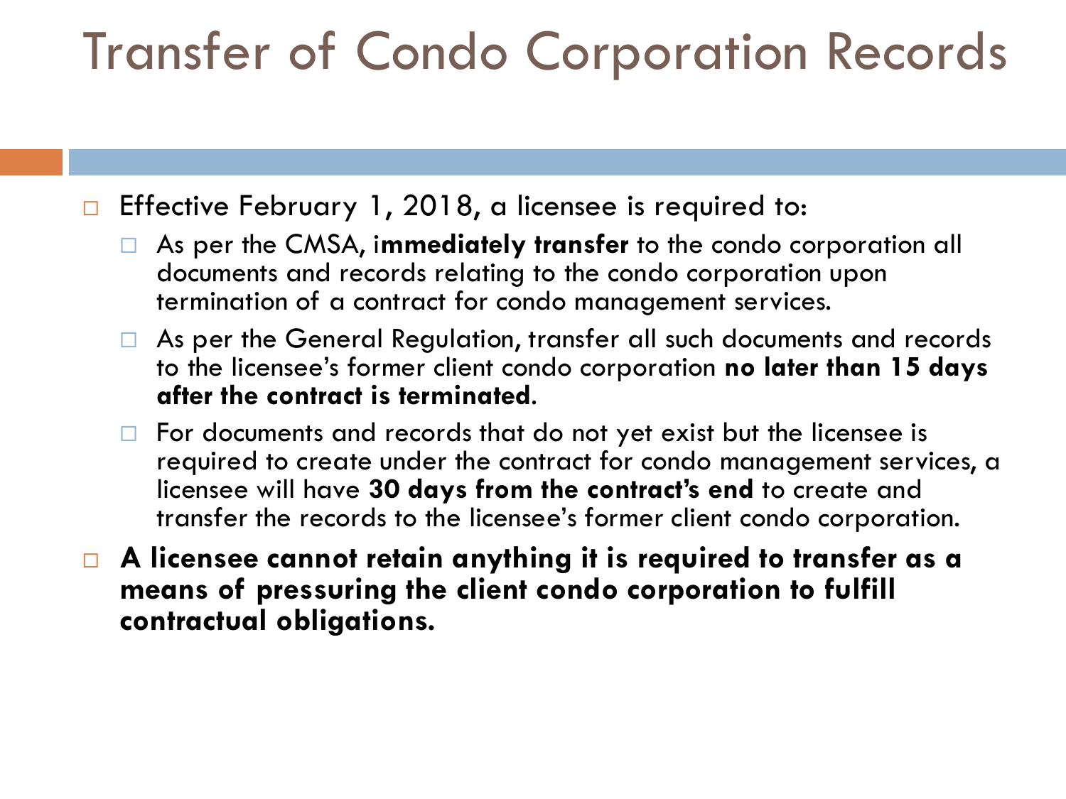# Transfer of Condo Corporation Records

- Effective February 1, 2018, a licensee is required to:
  - As per the CMSA, i**mmediately transfer** to the condo corporation all documents and records relating to the condo corporation upon termination of a contract for condo management services.
  - As per the General Regulation, transfer all such documents and records to the licensee's former client condo corporation **no later than 15 days after the contract is terminated**.
  - For documents and records that do not yet exist but the licensee is required to create under the contract for condo management services, a licensee will have **30 days from the contract's end** to create and transfer the records to the licensee's former client condo corporation.
- **A licensee cannot retain anything it is required to transfer as a means of pressuring the client condo corporation to fulfill contractual obligations.**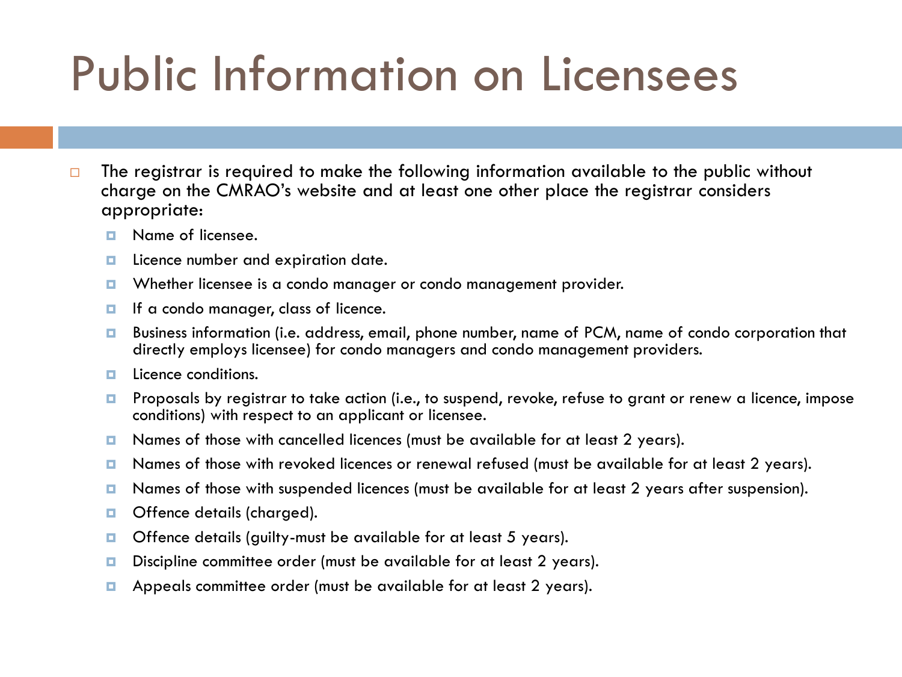# Public Information on Licensees

- The registrar is required to make the following information available to the public without charge on the CMRAO's website and at least one other place the registrar considers appropriate:
  - Name of licensee.
  - Licence number and expiration date.
  - Whether licensee is a condo manager or condo management provider.
  - If a condo manager, class of licence.
  - Business information (i.e. address, email, phone number, name of PCM, name of condo corporation that directly employs licensee) for condo managers and condo management providers.
  - Licence conditions.
  - Proposals by registrar to take action (i.e., to suspend, revoke, refuse to grant or renew a licence, impose conditions) with respect to an applicant or licensee.
  - Names of those with cancelled licences (must be available for at least 2 years).
  - Names of those with revoked licences or renewal refused (must be available for at least 2 years).
  - Names of those with suspended licences (must be available for at least 2 years after suspension).
  - Offence details (charged).
  - Offence details (guilty-must be available for at least 5 years).
  - Discipline committee order (must be available for at least 2 years).
  - Appeals committee order (must be available for at least 2 years).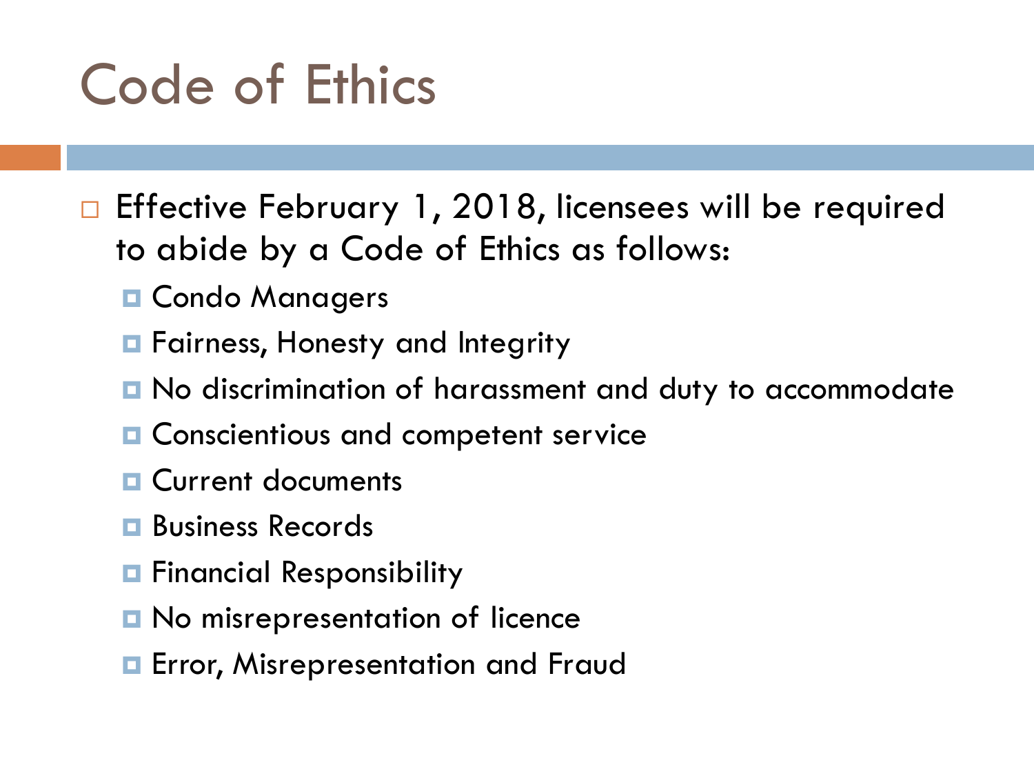# Code of Ethics

- Effective February 1, 2018, licensees will be required to abide by a Code of Ethics as follows:
  - Condo Managers
  - Fairness, Honesty and Integrity
  - No discrimination of harassment and duty to accommodate
  - Conscientious and competent service
  - Current documents
  - Business Records
  - Financial Responsibility
  - No misrepresentation of licence
  - Error, Misrepresentation and Fraud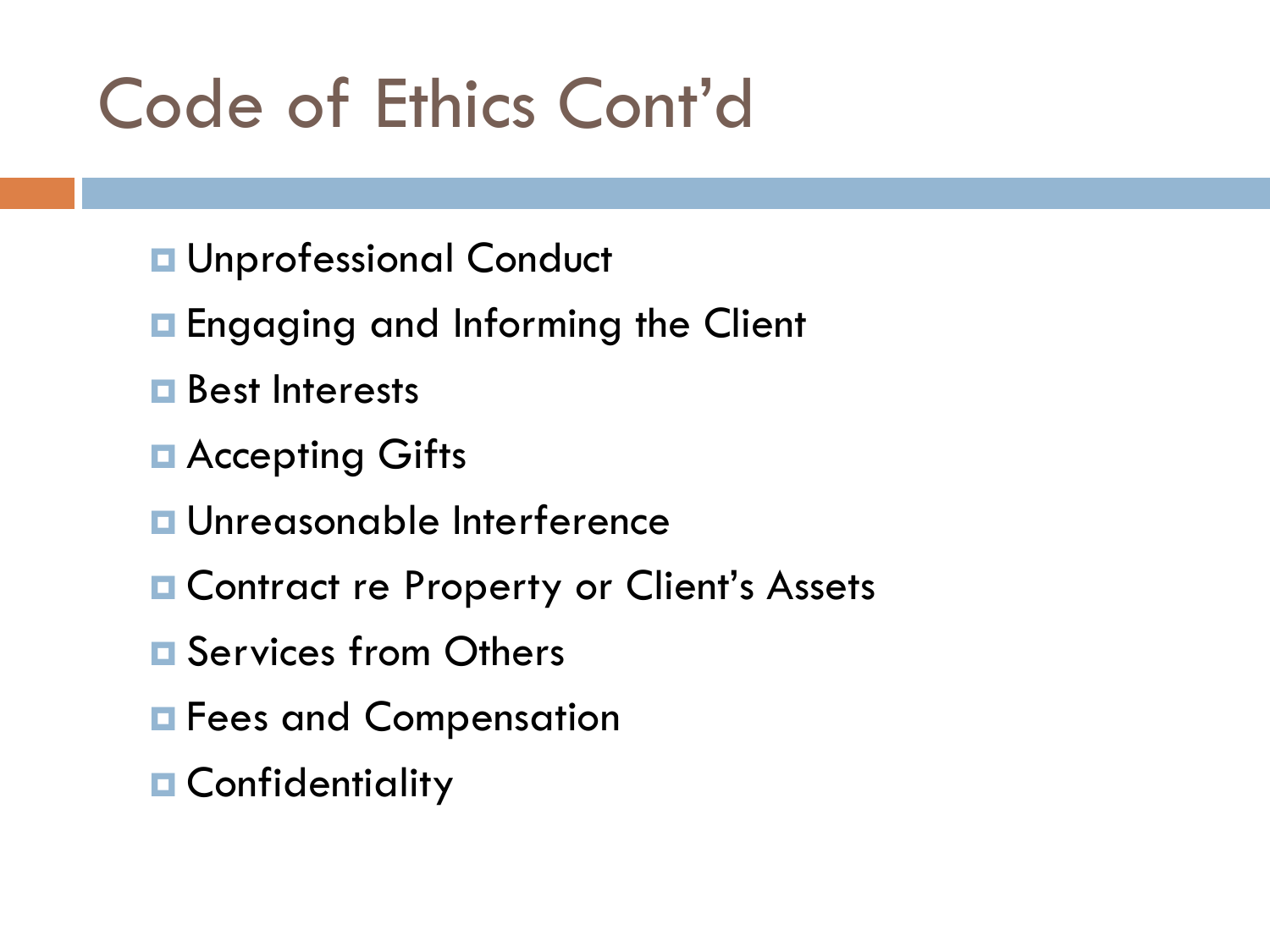# Code of Ethics Cont'd

- Unprofessional Conduct
- Engaging and Informing the Client
- Best Interests
- Accepting Gifts
- Unreasonable Interference
- Contract re Property or Client's Assets
- Services from Others
- Fees and Compensation
- Confidentiality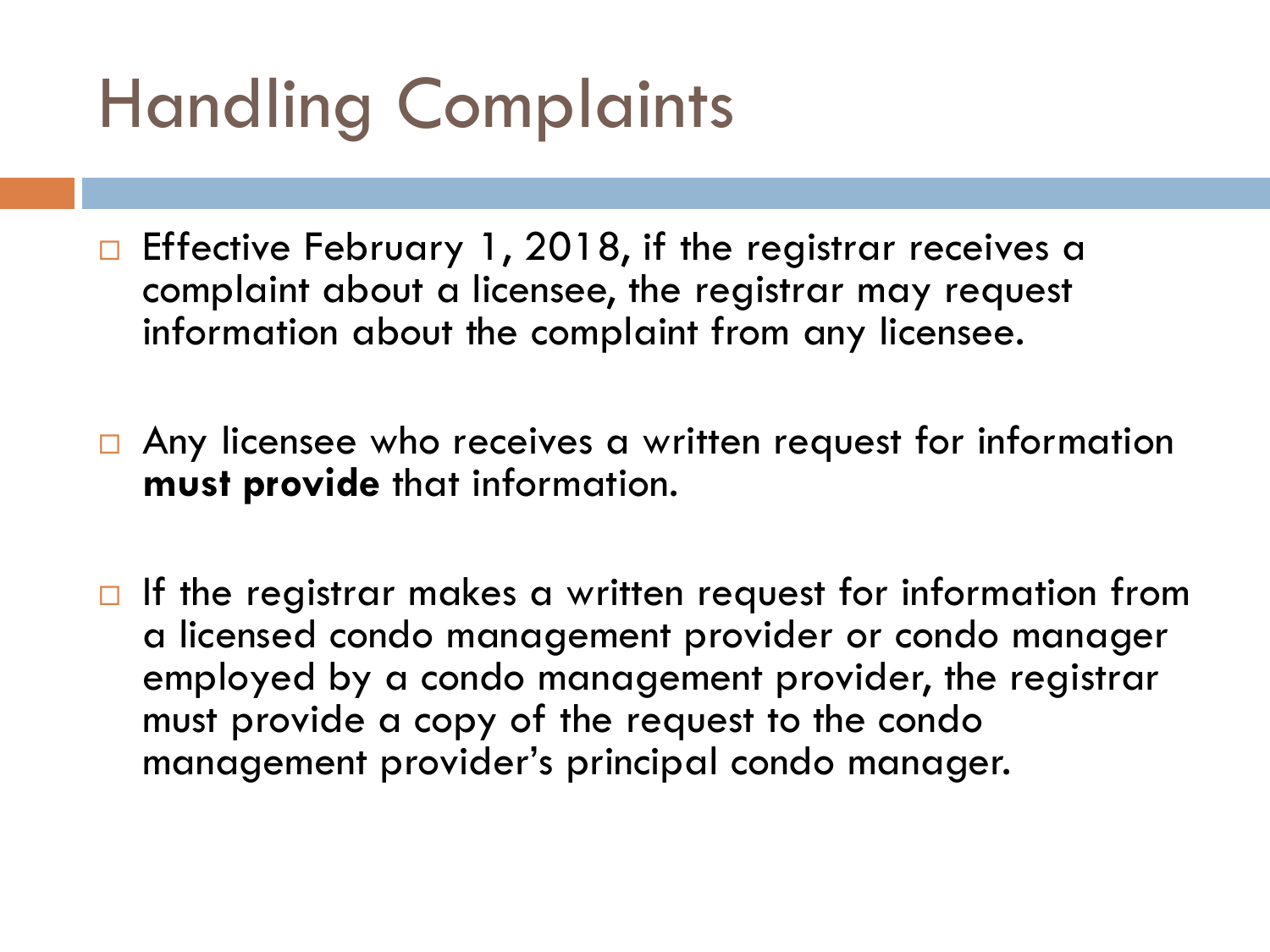# Handling Complaints

- Effective February 1, 2018, if the registrar receives a complaint about a licensee, the registrar may request information about the complaint from any licensee.
- Any licensee who receives a written request for information **must provide** that information.
- If the registrar makes a written request for information from a licensed condo management provider or condo manager employed by a condo management provider, the registrar must provide a copy of the request to the condo management provider's principal condo manager.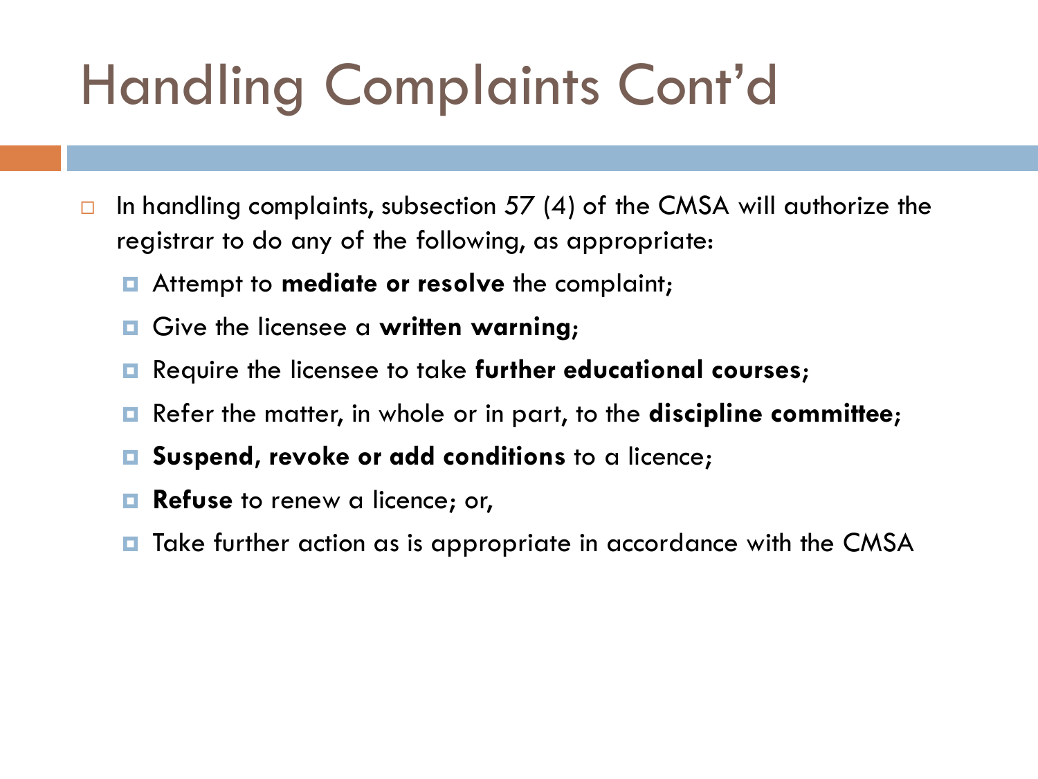# Handling Complaints Cont'd

- In handling complaints, subsection 57 (4) of the CMSA will authorize the registrar to do any of the following, as appropriate:
  - Attempt to **mediate or resolve** the complaint;
  - Give the licensee a **written warning**;
  - Require the licensee to take **further educational courses**;
  - Refer the matter, in whole or in part, to the **discipline committee**;
  - **Suspend, revoke or add conditions** to a licence;
  - **Refuse** to renew a licence; or,
  - Take further action as is appropriate in accordance with the CMSA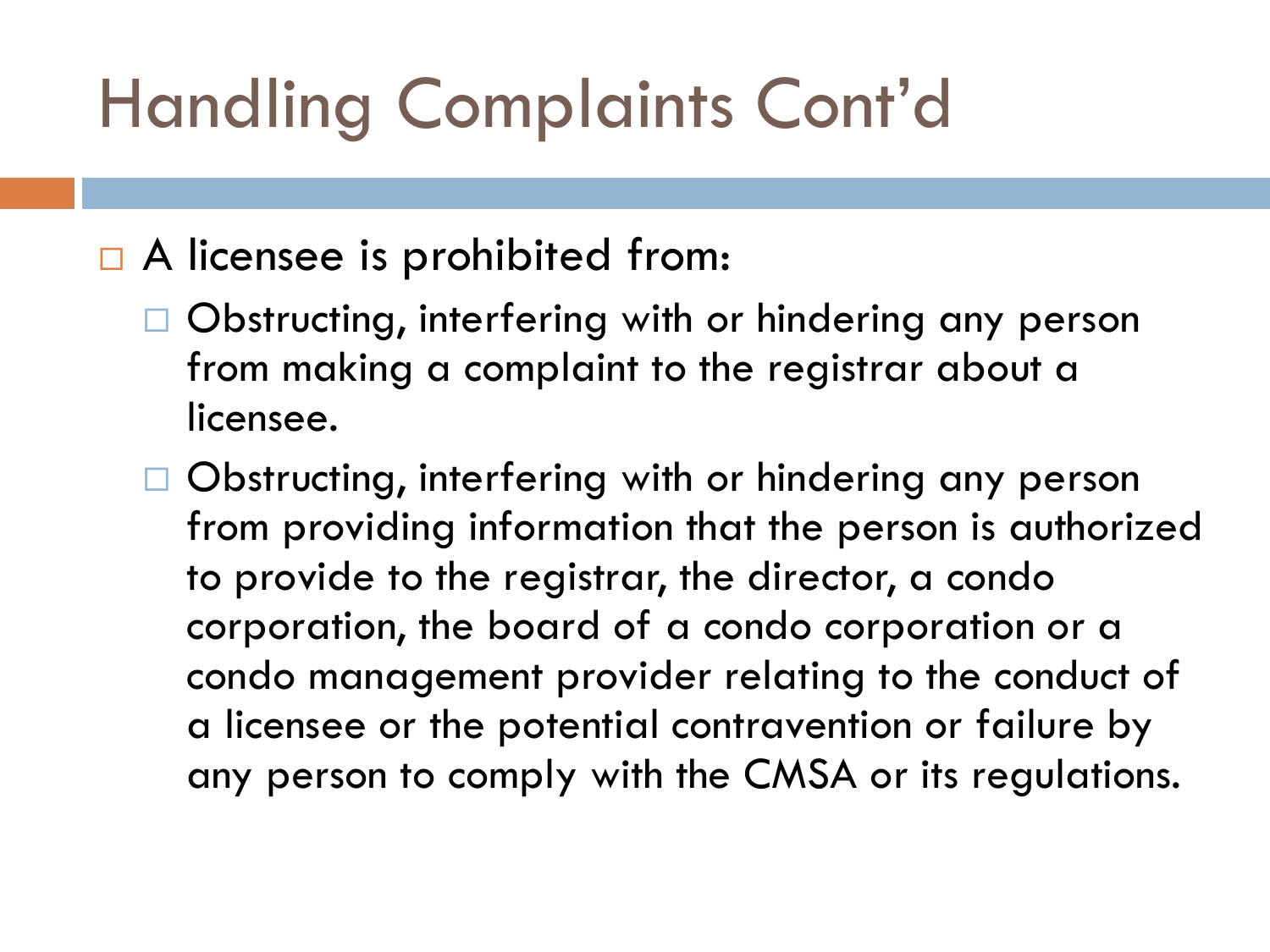# Handling Complaints Cont'd

- A licensee is prohibited from:
  - Obstructing, interfering with or hindering any person from making a complaint to the registrar about a licensee.
  - Obstructing, interfering with or hindering any person from providing information that the person is authorized to provide to the registrar, the director, a condo corporation, the board of a condo corporation or a condo management provider relating to the conduct of a licensee or the potential contravention or failure by any person to comply with the CMSA or its regulations.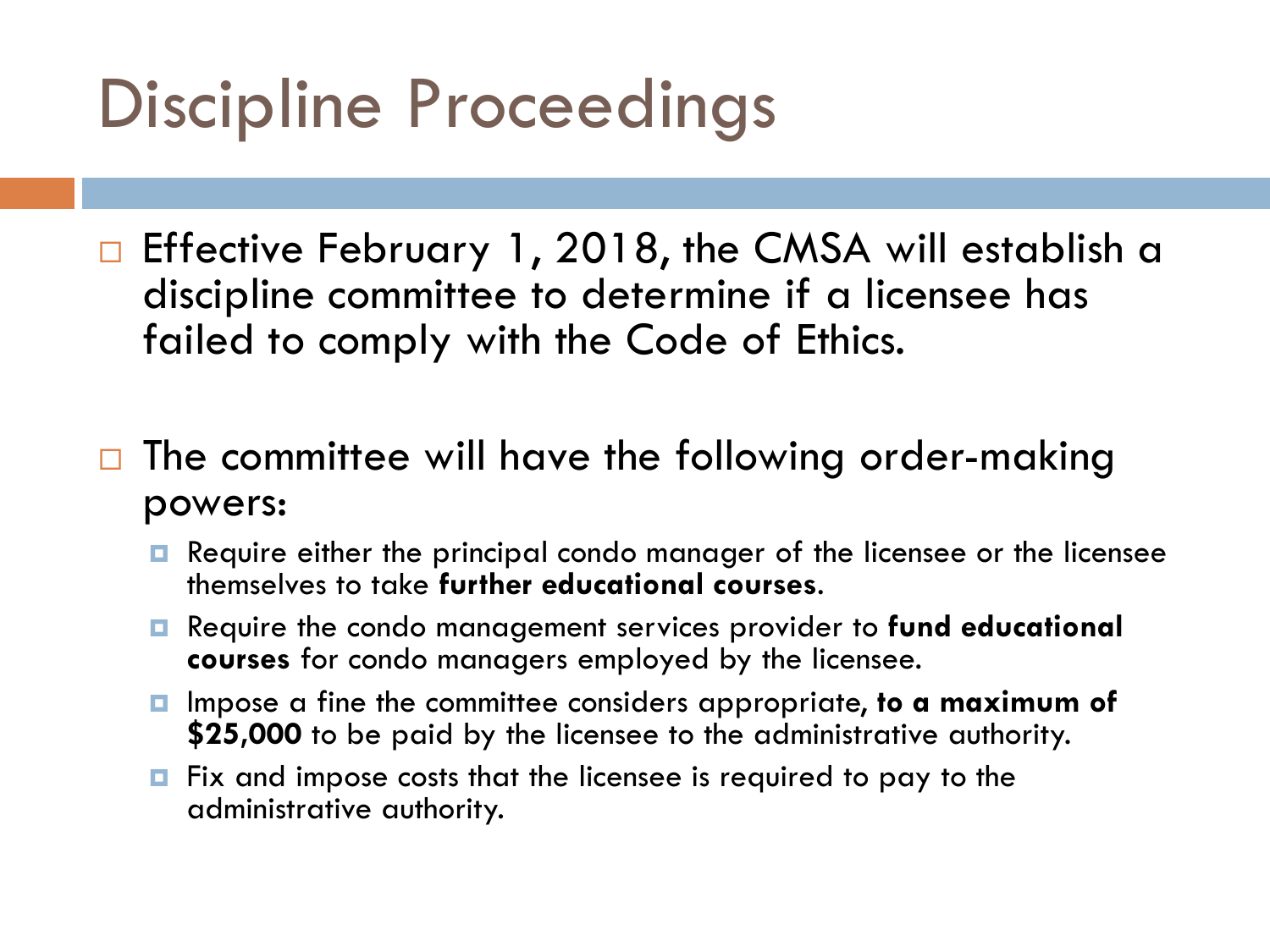# Discipline Proceedings

- Effective February 1, 2018, the CMSA will establish a discipline committee to determine if a licensee has failed to comply with the Code of Ethics.

- The committee will have the following order-making powers:
  - Require either the principal condo manager of the licensee or the licensee themselves to take **further educational courses**.
  - Require the condo management services provider to **fund educational courses** for condo managers employed by the licensee.
  - Impose a fine the committee considers appropriate, **to a maximum of $25,000** to be paid by the licensee to the administrative authority.
  - Fix and impose costs that the licensee is required to pay to the administrative authority.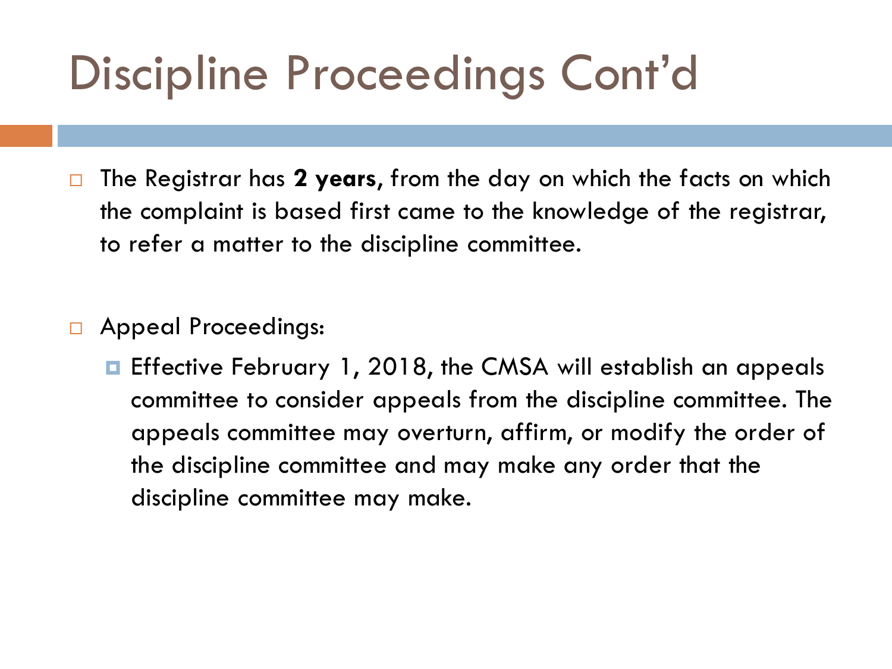# Discipline Proceedings Cont'd

- The Registrar has **2 years**, from the day on which the facts on which the complaint is based first came to the knowledge of the registrar, to refer a matter to the discipline committee.

- Appeal Proceedings:
  - Effective February 1, 2018, the CMSA will establish an appeals committee to consider appeals from the discipline committee. The appeals committee may overturn, affirm, or modify the order of the discipline committee and may make any order that the discipline committee may make.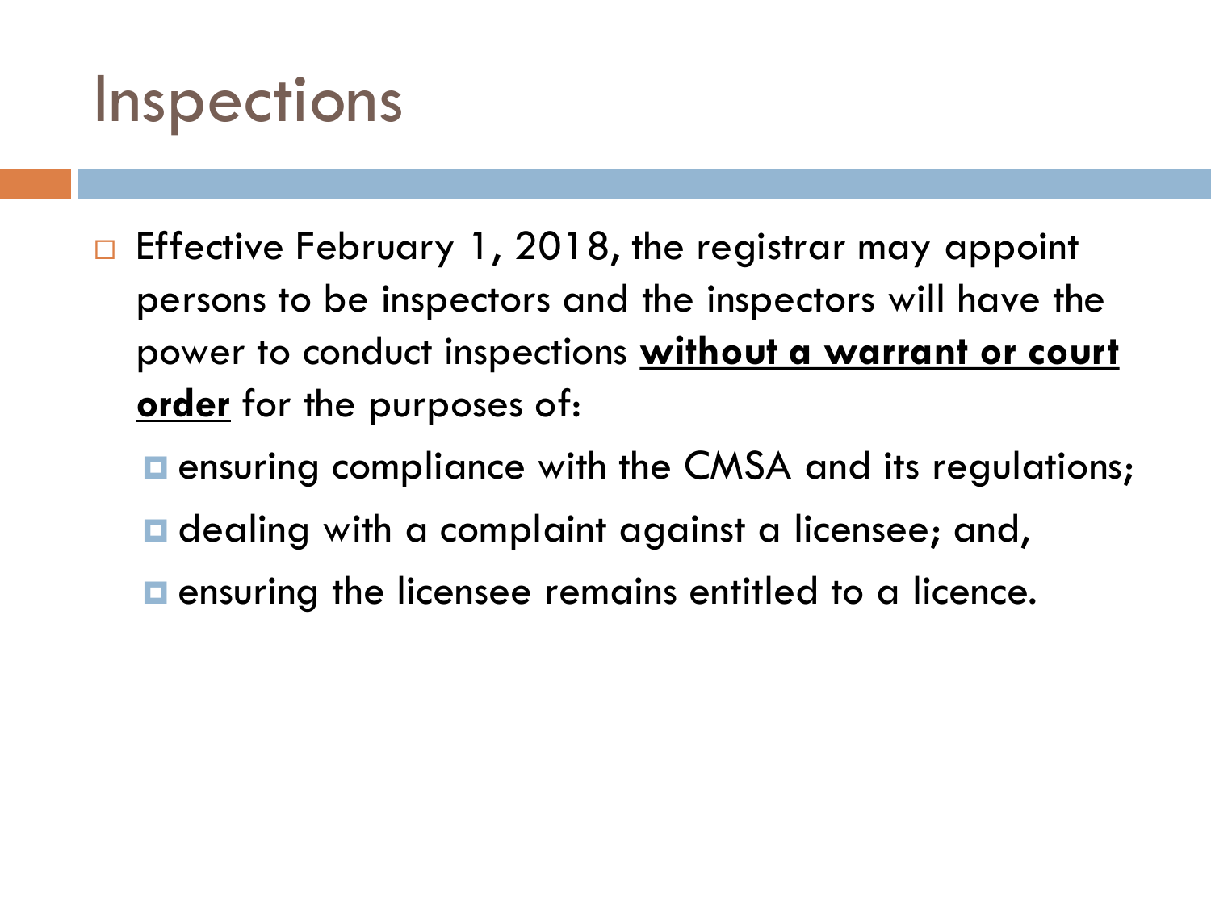# Inspections

- Effective February 1, 2018, the registrar may appoint persons to be inspectors and the inspectors will have the power to conduct inspections <u>**without a warrant or court order**</u> for the purposes of:
  - ensuring compliance with the CMSA and its regulations;
  - dealing with a complaint against a licensee; and,
  - ensuring the licensee remains entitled to a licence.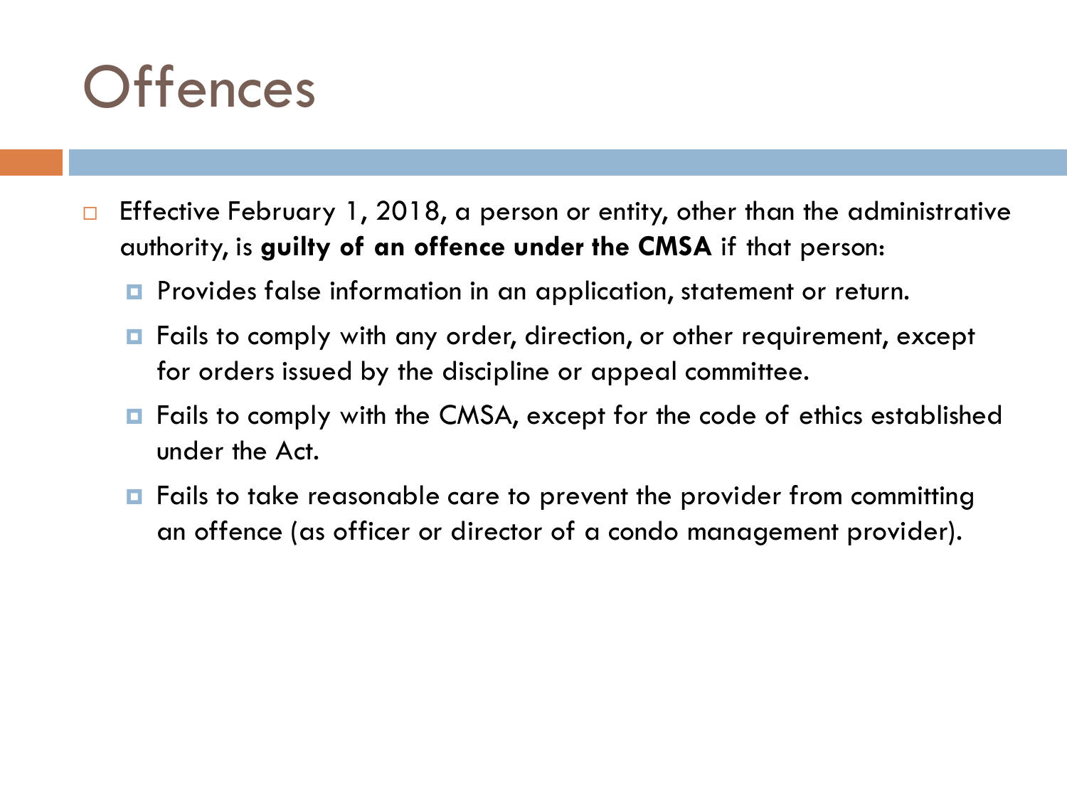# Offences

- Effective February 1, 2018, a person or entity, other than the administrative authority, is **guilty of an offence under the CMSA** if that person:
  - Provides false information in an application, statement or return.
  - Fails to comply with any order, direction, or other requirement, except for orders issued by the discipline or appeal committee.
  - Fails to comply with the CMSA, except for the code of ethics established under the Act.
  - Fails to take reasonable care to prevent the provider from committing an offence (as officer or director of a condo management provider).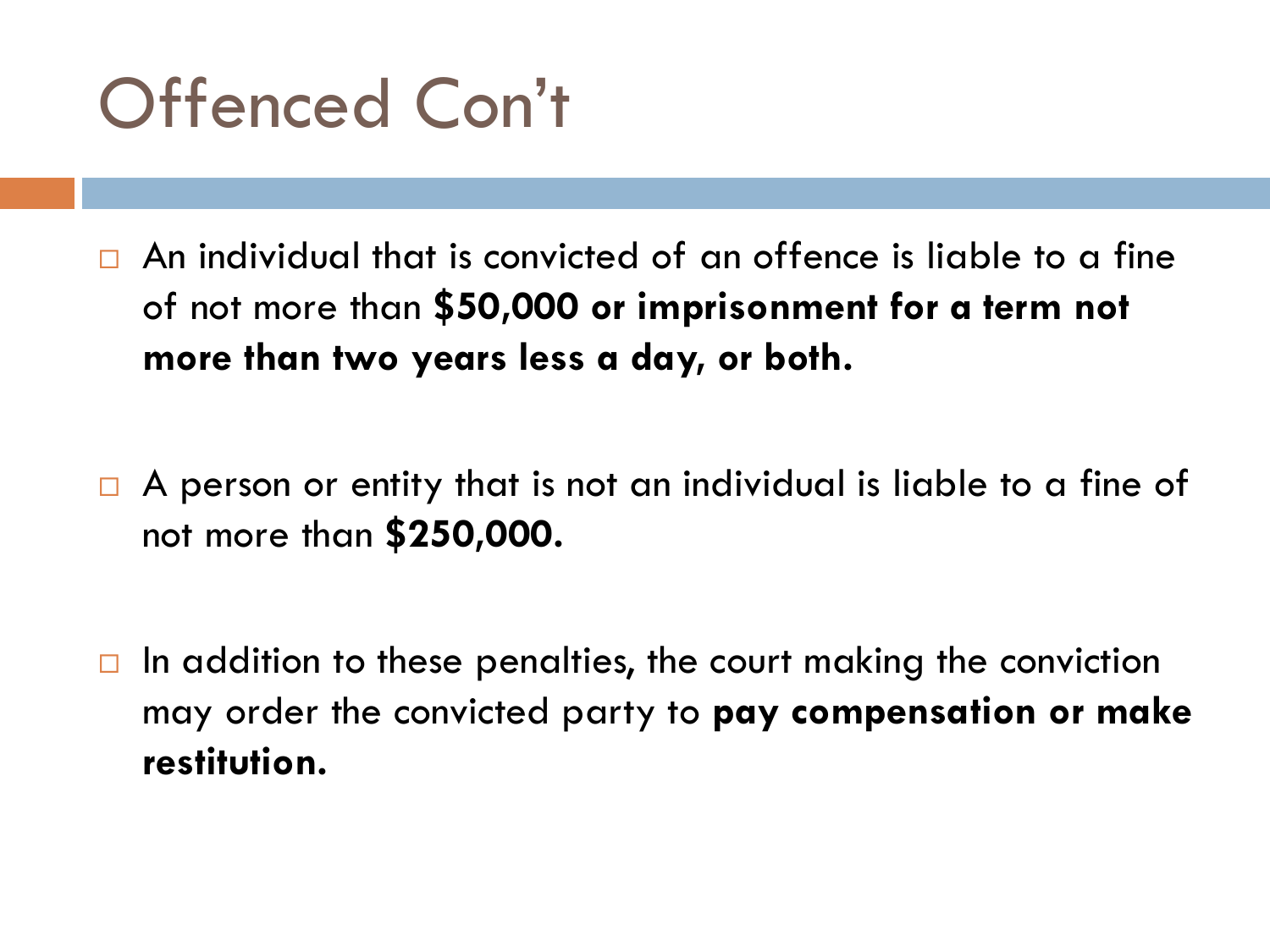# Offenced Con’t

- An individual that is convicted of an offence is liable to a fine of not more than **$50,000 or imprisonment for a term not more than two years less a day, or both.**

- A person or entity that is not an individual is liable to a fine of not more than **$250,000.**

- In addition to these penalties, the court making the conviction may order the convicted party to **pay compensation or make restitution.**